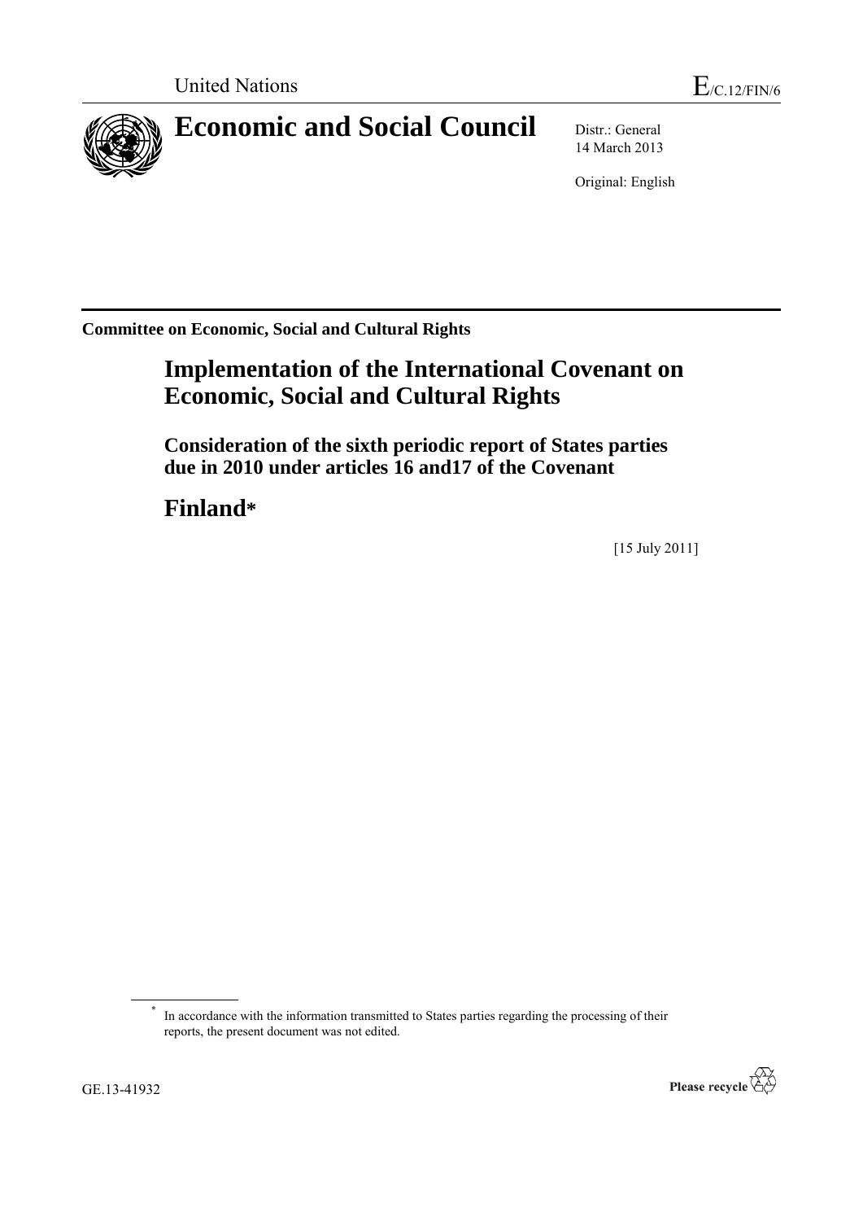United Nations

E/C.12/FIN/6

# Economic and Social Council

Distr.: General
14 March 2013

Original: English

**Committee on Economic, Social and Cultural Rights**

# Implementation of the International Covenant on Economic, Social and Cultural Rights

## Consideration of the sixth periodic report of States parties due in 2010 under articles 16 and17 of the Covenant

# Finland*

[15 July 2011]

\* In accordance with the information transmitted to States parties regarding the processing of their reports, the present document was not edited.

GE.13-41932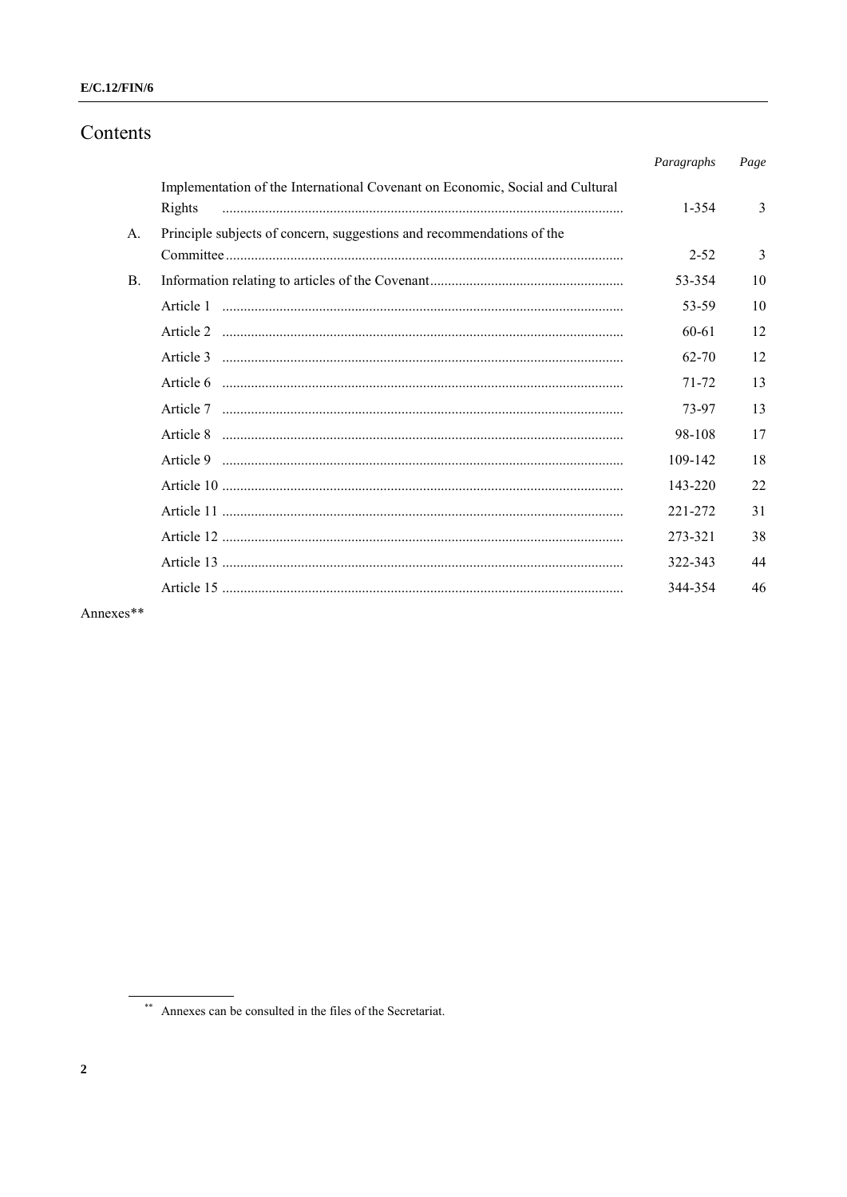# Contents

| | | *Paragraphs* | *Page* |
|---|---|---|---|
| | Implementation of the International Covenant on Economic, Social and Cultural Rights | 1-354 | 3 |
| A. | Principle subjects of concern, suggestions and recommendations of the Committee | 2-52 | 3 |
| B. | Information relating to articles of the Covenant | 53-354 | 10 |
| | Article 1 | 53-59 | 10 |
| | Article 2 | 60-61 | 12 |
| | Article 3 | 62-70 | 12 |
| | Article 6 | 71-72 | 13 |
| | Article 7 | 73-97 | 13 |
| | Article 8 | 98-108 | 17 |
| | Article 9 | 109-142 | 18 |
| | Article 10 | 143-220 | 22 |
| | Article 11 | 221-272 | 31 |
| | Article 12 | 273-321 | 38 |
| | Article 13 | 322-343 | 44 |
| | Article 15 | 344-354 | 46 |

Annexes**

** Annexes can be consulted in the files of the Secretariat.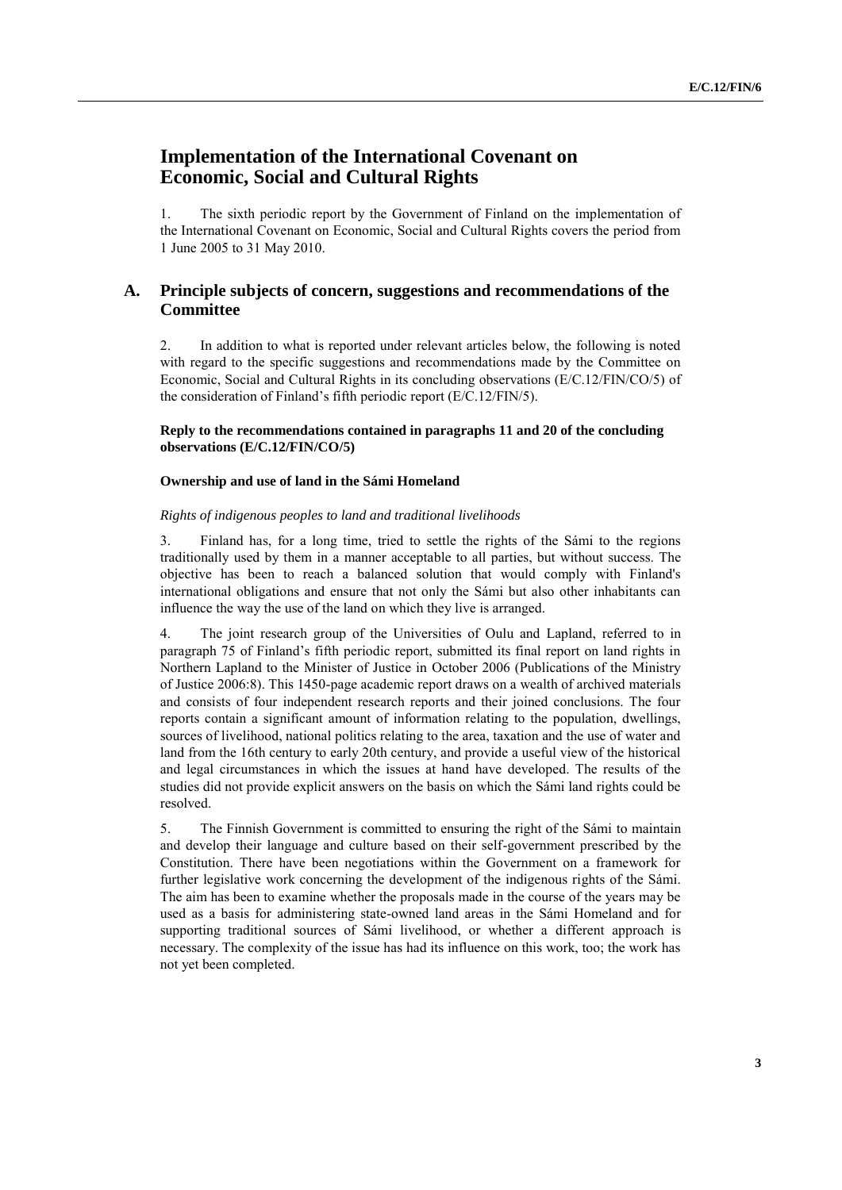# Implementation of the International Covenant on Economic, Social and Cultural Rights

1. The sixth periodic report by the Government of Finland on the implementation of the International Covenant on Economic, Social and Cultural Rights covers the period from 1 June 2005 to 31 May 2010.

## A. Principle subjects of concern, suggestions and recommendations of the Committee

2. In addition to what is reported under relevant articles below, the following is noted with regard to the specific suggestions and recommendations made by the Committee on Economic, Social and Cultural Rights in its concluding observations (E/C.12/FIN/CO/5) of the consideration of Finland's fifth periodic report (E/C.12/FIN/5).

**Reply to the recommendations contained in paragraphs 11 and 20 of the concluding observations (E/C.12/FIN/CO/5)**

**Ownership and use of land in the Sámi Homeland**

*Rights of indigenous peoples to land and traditional livelihoods*

3. Finland has, for a long time, tried to settle the rights of the Sámi to the regions traditionally used by them in a manner acceptable to all parties, but without success. The objective has been to reach a balanced solution that would comply with Finland's international obligations and ensure that not only the Sámi but also other inhabitants can influence the way the use of the land on which they live is arranged.

4. The joint research group of the Universities of Oulu and Lapland, referred to in paragraph 75 of Finland's fifth periodic report, submitted its final report on land rights in Northern Lapland to the Minister of Justice in October 2006 (Publications of the Ministry of Justice 2006:8). This 1450-page academic report draws on a wealth of archived materials and consists of four independent research reports and their joined conclusions. The four reports contain a significant amount of information relating to the population, dwellings, sources of livelihood, national politics relating to the area, taxation and the use of water and land from the 16th century to early 20th century, and provide a useful view of the historical and legal circumstances in which the issues at hand have developed. The results of the studies did not provide explicit answers on the basis on which the Sámi land rights could be resolved.

5. The Finnish Government is committed to ensuring the right of the Sámi to maintain and develop their language and culture based on their self-government prescribed by the Constitution. There have been negotiations within the Government on a framework for further legislative work concerning the development of the indigenous rights of the Sámi. The aim has been to examine whether the proposals made in the course of the years may be used as a basis for administering state-owned land areas in the Sámi Homeland and for supporting traditional sources of Sámi livelihood, or whether a different approach is necessary. The complexity of the issue has had its influence on this work, too; the work has not yet been completed.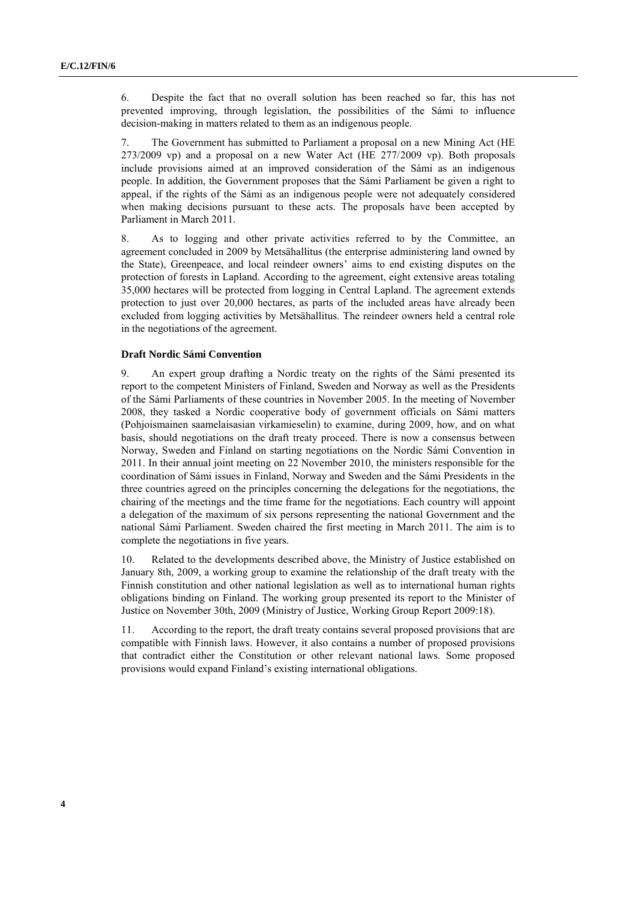6. Despite the fact that no overall solution has been reached so far, this has not prevented improving, through legislation, the possibilities of the Sámi to influence decision-making in matters related to them as an indigenous people.

7. The Government has submitted to Parliament a proposal on a new Mining Act (HE 273/2009 vp) and a proposal on a new Water Act (HE 277/2009 vp). Both proposals include provisions aimed at an improved consideration of the Sámi as an indigenous people. In addition, the Government proposes that the Sámi Parliament be given a right to appeal, if the rights of the Sámi as an indigenous people were not adequately considered when making decisions pursuant to these acts. The proposals have been accepted by Parliament in March 2011.

8. As to logging and other private activities referred to by the Committee, an agreement concluded in 2009 by Metsähallitus (the enterprise administering land owned by the State), Greenpeace, and local reindeer owners' aims to end existing disputes on the protection of forests in Lapland. According to the agreement, eight extensive areas totaling 35,000 hectares will be protected from logging in Central Lapland. The agreement extends protection to just over 20,000 hectares, as parts of the included areas have already been excluded from logging activities by Metsähallitus. The reindeer owners held a central role in the negotiations of the agreement.

### Draft Nordic Sámi Convention

9. An expert group drafting a Nordic treaty on the rights of the Sámi presented its report to the competent Ministers of Finland, Sweden and Norway as well as the Presidents of the Sámi Parliaments of these countries in November 2005. In the meeting of November 2008, they tasked a Nordic cooperative body of government officials on Sámi matters (Pohjoismainen saamelaisasian virkamieselin) to examine, during 2009, how, and on what basis, should negotiations on the draft treaty proceed. There is now a consensus between Norway, Sweden and Finland on starting negotiations on the Nordic Sámi Convention in 2011. In their annual joint meeting on 22 November 2010, the ministers responsible for the coordination of Sámi issues in Finland, Norway and Sweden and the Sámi Presidents in the three countries agreed on the principles concerning the delegations for the negotiations, the chairing of the meetings and the time frame for the negotiations. Each country will appoint a delegation of the maximum of six persons representing the national Government and the national Sámi Parliament. Sweden chaired the first meeting in March 2011. The aim is to complete the negotiations in five years.

10. Related to the developments described above, the Ministry of Justice established on January 8th, 2009, a working group to examine the relationship of the draft treaty with the Finnish constitution and other national legislation as well as to international human rights obligations binding on Finland. The working group presented its report to the Minister of Justice on November 30th, 2009 (Ministry of Justice, Working Group Report 2009:18).

11. According to the report, the draft treaty contains several proposed provisions that are compatible with Finnish laws. However, it also contains a number of proposed provisions that contradict either the Constitution or other relevant national laws. Some proposed provisions would expand Finland's existing international obligations.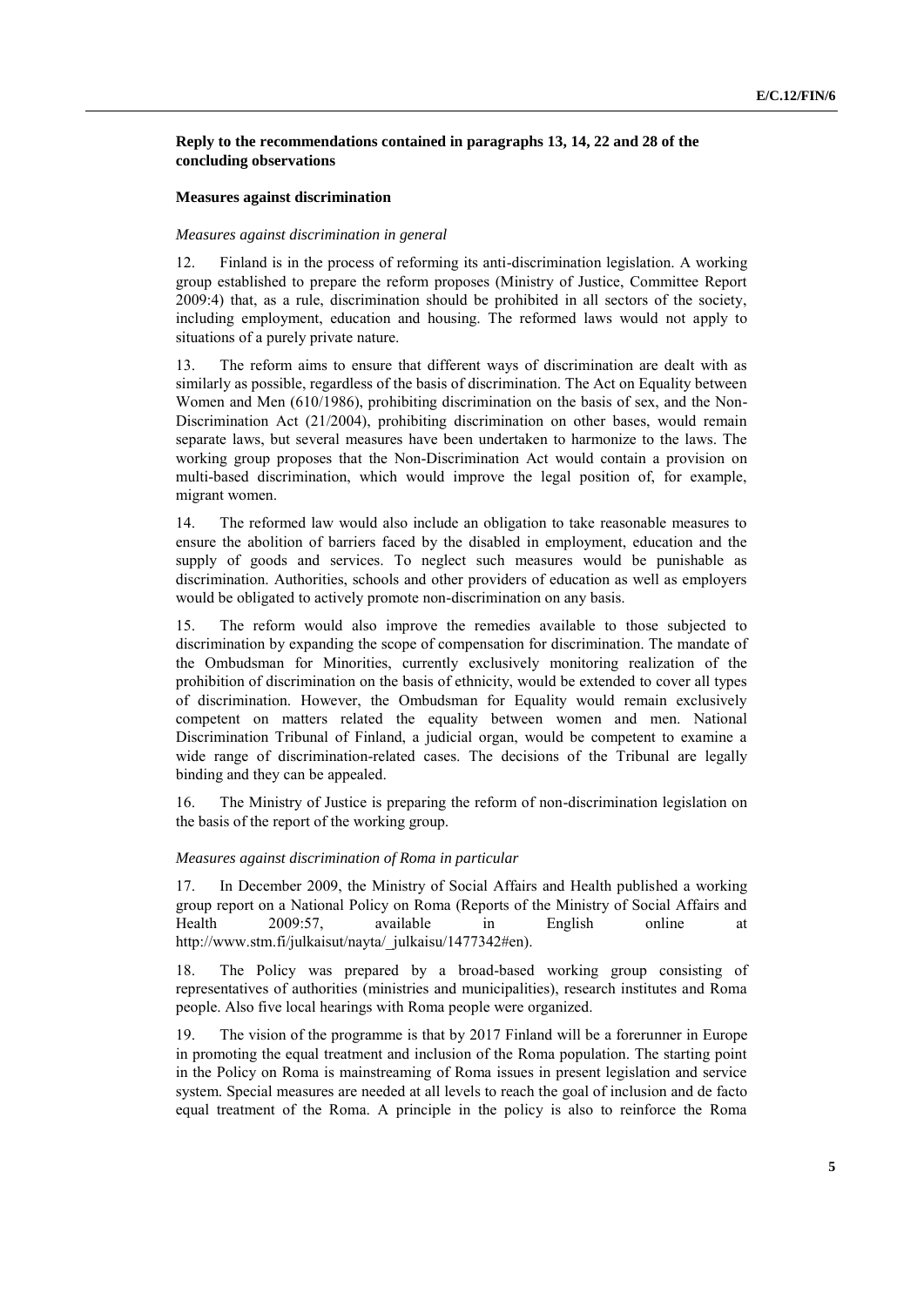**Reply to the recommendations contained in paragraphs 13, 14, 22 and 28 of the concluding observations**

**Measures against discrimination**

*Measures against discrimination in general*

12. Finland is in the process of reforming its anti-discrimination legislation. A working group established to prepare the reform proposes (Ministry of Justice, Committee Report 2009:4) that, as a rule, discrimination should be prohibited in all sectors of the society, including employment, education and housing. The reformed laws would not apply to situations of a purely private nature.

13. The reform aims to ensure that different ways of discrimination are dealt with as similarly as possible, regardless of the basis of discrimination. The Act on Equality between Women and Men (610/1986), prohibiting discrimination on the basis of sex, and the Non-Discrimination Act (21/2004), prohibiting discrimination on other bases, would remain separate laws, but several measures have been undertaken to harmonize to the laws. The working group proposes that the Non-Discrimination Act would contain a provision on multi-based discrimination, which would improve the legal position of, for example, migrant women.

14. The reformed law would also include an obligation to take reasonable measures to ensure the abolition of barriers faced by the disabled in employment, education and the supply of goods and services. To neglect such measures would be punishable as discrimination. Authorities, schools and other providers of education as well as employers would be obligated to actively promote non-discrimination on any basis.

15. The reform would also improve the remedies available to those subjected to discrimination by expanding the scope of compensation for discrimination. The mandate of the Ombudsman for Minorities, currently exclusively monitoring realization of the prohibition of discrimination on the basis of ethnicity, would be extended to cover all types of discrimination. However, the Ombudsman for Equality would remain exclusively competent on matters related the equality between women and men. National Discrimination Tribunal of Finland, a judicial organ, would be competent to examine a wide range of discrimination-related cases. The decisions of the Tribunal are legally binding and they can be appealed.

16. The Ministry of Justice is preparing the reform of non-discrimination legislation on the basis of the report of the working group.

*Measures against discrimination of Roma in particular*

17. In December 2009, the Ministry of Social Affairs and Health published a working group report on a National Policy on Roma (Reports of the Ministry of Social Affairs and Health 2009:57, available in English online at http://www.stm.fi/julkaisut/nayta/_julkaisu/1477342#en).

18. The Policy was prepared by a broad-based working group consisting of representatives of authorities (ministries and municipalities), research institutes and Roma people. Also five local hearings with Roma people were organized.

19. The vision of the programme is that by 2017 Finland will be a forerunner in Europe in promoting the equal treatment and inclusion of the Roma population. The starting point in the Policy on Roma is mainstreaming of Roma issues in present legislation and service system. Special measures are needed at all levels to reach the goal of inclusion and de facto equal treatment of the Roma. A principle in the policy is also to reinforce the Roma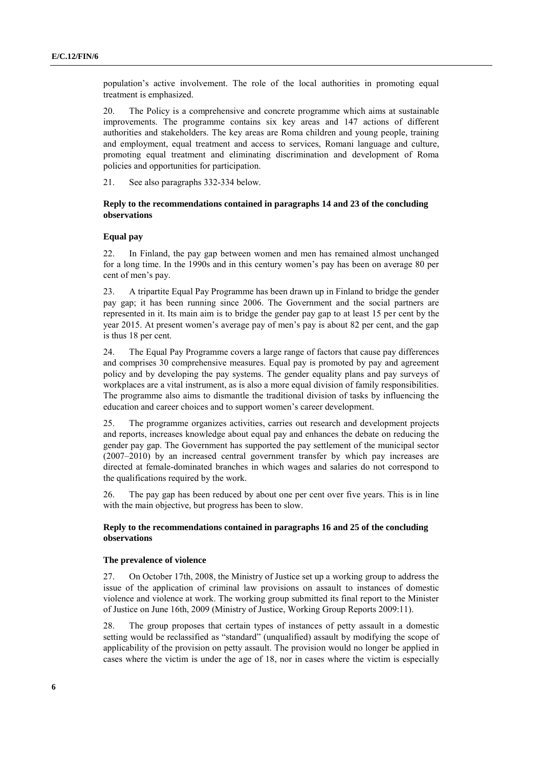population's active involvement. The role of the local authorities in promoting equal treatment is emphasized.

20. The Policy is a comprehensive and concrete programme which aims at sustainable improvements. The programme contains six key areas and 147 actions of different authorities and stakeholders. The key areas are Roma children and young people, training and employment, equal treatment and access to services, Romani language and culture, promoting equal treatment and eliminating discrimination and development of Roma policies and opportunities for participation.

21. See also paragraphs 332-334 below.

### Reply to the recommendations contained in paragraphs 14 and 23 of the concluding observations

#### Equal pay

22. In Finland, the pay gap between women and men has remained almost unchanged for a long time. In the 1990s and in this century women's pay has been on average 80 per cent of men's pay.

23. A tripartite Equal Pay Programme has been drawn up in Finland to bridge the gender pay gap; it has been running since 2006. The Government and the social partners are represented in it. Its main aim is to bridge the gender pay gap to at least 15 per cent by the year 2015. At present women's average pay of men's pay is about 82 per cent, and the gap is thus 18 per cent.

24. The Equal Pay Programme covers a large range of factors that cause pay differences and comprises 30 comprehensive measures. Equal pay is promoted by pay and agreement policy and by developing the pay systems. The gender equality plans and pay surveys of workplaces are a vital instrument, as is also a more equal division of family responsibilities. The programme also aims to dismantle the traditional division of tasks by influencing the education and career choices and to support women's career development.

25. The programme organizes activities, carries out research and development projects and reports, increases knowledge about equal pay and enhances the debate on reducing the gender pay gap. The Government has supported the pay settlement of the municipal sector (2007–2010) by an increased central government transfer by which pay increases are directed at female-dominated branches in which wages and salaries do not correspond to the qualifications required by the work.

26. The pay gap has been reduced by about one per cent over five years. This is in line with the main objective, but progress has been to slow.

### Reply to the recommendations contained in paragraphs 16 and 25 of the concluding observations

#### The prevalence of violence

27. On October 17th, 2008, the Ministry of Justice set up a working group to address the issue of the application of criminal law provisions on assault to instances of domestic violence and violence at work. The working group submitted its final report to the Minister of Justice on June 16th, 2009 (Ministry of Justice, Working Group Reports 2009:11).

28. The group proposes that certain types of instances of petty assault in a domestic setting would be reclassified as "standard" (unqualified) assault by modifying the scope of applicability of the provision on petty assault. The provision would no longer be applied in cases where the victim is under the age of 18, nor in cases where the victim is especially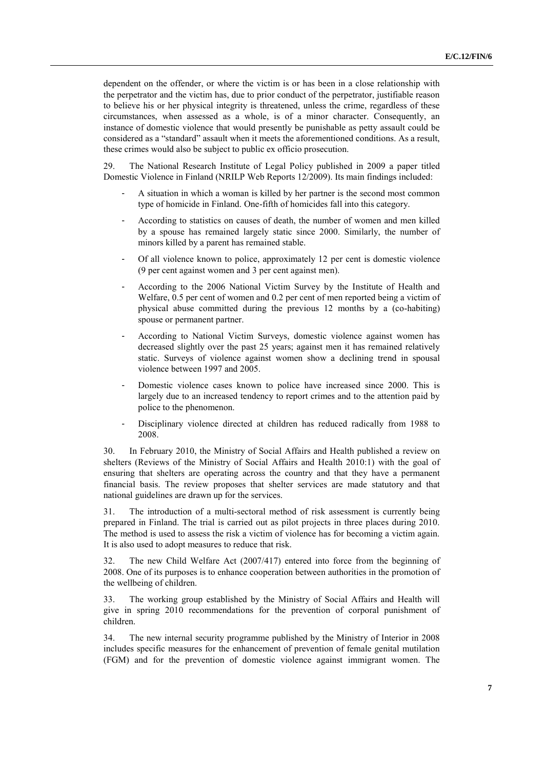dependent on the offender, or where the victim is or has been in a close relationship with the perpetrator and the victim has, due to prior conduct of the perpetrator, justifiable reason to believe his or her physical integrity is threatened, unless the crime, regardless of these circumstances, when assessed as a whole, is of a minor character. Consequently, an instance of domestic violence that would presently be punishable as petty assault could be considered as a "standard" assault when it meets the aforementioned conditions. As a result, these crimes would also be subject to public ex officio prosecution.

29. The National Research Institute of Legal Policy published in 2009 a paper titled Domestic Violence in Finland (NRILP Web Reports 12/2009). Its main findings included:

- A situation in which a woman is killed by her partner is the second most common type of homicide in Finland. One-fifth of homicides fall into this category.
- According to statistics on causes of death, the number of women and men killed by a spouse has remained largely static since 2000. Similarly, the number of minors killed by a parent has remained stable.
- Of all violence known to police, approximately 12 per cent is domestic violence (9 per cent against women and 3 per cent against men).
- According to the 2006 National Victim Survey by the Institute of Health and Welfare, 0.5 per cent of women and 0.2 per cent of men reported being a victim of physical abuse committed during the previous 12 months by a (co-habiting) spouse or permanent partner.
- According to National Victim Surveys, domestic violence against women has decreased slightly over the past 25 years; against men it has remained relatively static. Surveys of violence against women show a declining trend in spousal violence between 1997 and 2005.
- Domestic violence cases known to police have increased since 2000. This is largely due to an increased tendency to report crimes and to the attention paid by police to the phenomenon.
- Disciplinary violence directed at children has reduced radically from 1988 to 2008.

30. In February 2010, the Ministry of Social Affairs and Health published a review on shelters (Reviews of the Ministry of Social Affairs and Health 2010:1) with the goal of ensuring that shelters are operating across the country and that they have a permanent financial basis. The review proposes that shelter services are made statutory and that national guidelines are drawn up for the services.

31. The introduction of a multi-sectoral method of risk assessment is currently being prepared in Finland. The trial is carried out as pilot projects in three places during 2010. The method is used to assess the risk a victim of violence has for becoming a victim again. It is also used to adopt measures to reduce that risk.

32. The new Child Welfare Act (2007/417) entered into force from the beginning of 2008. One of its purposes is to enhance cooperation between authorities in the promotion of the wellbeing of children.

33. The working group established by the Ministry of Social Affairs and Health will give in spring 2010 recommendations for the prevention of corporal punishment of children.

34. The new internal security programme published by the Ministry of Interior in 2008 includes specific measures for the enhancement of prevention of female genital mutilation (FGM) and for the prevention of domestic violence against immigrant women. The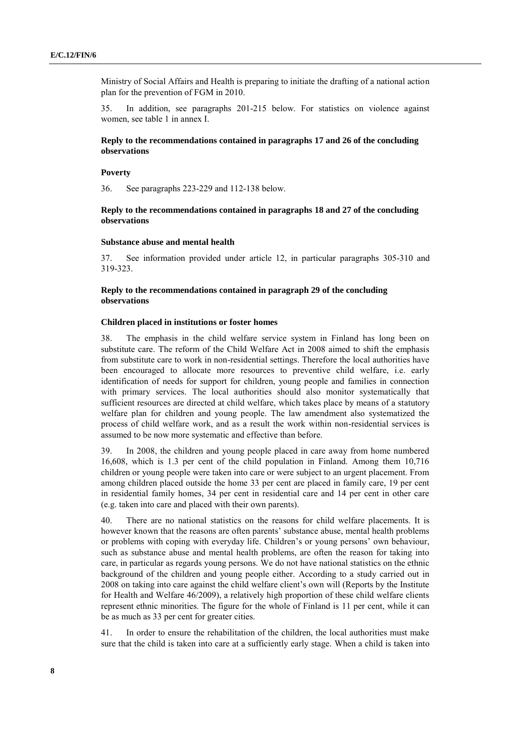Ministry of Social Affairs and Health is preparing to initiate the drafting of a national action plan for the prevention of FGM in 2010.

35. In addition, see paragraphs 201-215 below. For statistics on violence against women, see table 1 in annex I.

### Reply to the recommendations contained in paragraphs 17 and 26 of the concluding observations

#### Poverty

36. See paragraphs 223-229 and 112-138 below.

### Reply to the recommendations contained in paragraphs 18 and 27 of the concluding observations

#### Substance abuse and mental health

37. See information provided under article 12, in particular paragraphs 305-310 and 319-323.

### Reply to the recommendations contained in paragraph 29 of the concluding observations

#### Children placed in institutions or foster homes

38. The emphasis in the child welfare service system in Finland has long been on substitute care. The reform of the Child Welfare Act in 2008 aimed to shift the emphasis from substitute care to work in non-residential settings. Therefore the local authorities have been encouraged to allocate more resources to preventive child welfare, i.e. early identification of needs for support for children, young people and families in connection with primary services. The local authorities should also monitor systematically that sufficient resources are directed at child welfare, which takes place by means of a statutory welfare plan for children and young people. The law amendment also systematized the process of child welfare work, and as a result the work within non-residential services is assumed to be now more systematic and effective than before.

39. In 2008, the children and young people placed in care away from home numbered 16,608, which is 1.3 per cent of the child population in Finland. Among them 10,716 children or young people were taken into care or were subject to an urgent placement. From among children placed outside the home 33 per cent are placed in family care, 19 per cent in residential family homes, 34 per cent in residential care and 14 per cent in other care (e.g. taken into care and placed with their own parents).

40. There are no national statistics on the reasons for child welfare placements. It is however known that the reasons are often parents' substance abuse, mental health problems or problems with coping with everyday life. Children's or young persons' own behaviour, such as substance abuse and mental health problems, are often the reason for taking into care, in particular as regards young persons. We do not have national statistics on the ethnic background of the children and young people either. According to a study carried out in 2008 on taking into care against the child welfare client's own will (Reports by the Institute for Health and Welfare 46/2009), a relatively high proportion of these child welfare clients represent ethnic minorities. The figure for the whole of Finland is 11 per cent, while it can be as much as 33 per cent for greater cities.

41. In order to ensure the rehabilitation of the children, the local authorities must make sure that the child is taken into care at a sufficiently early stage. When a child is taken into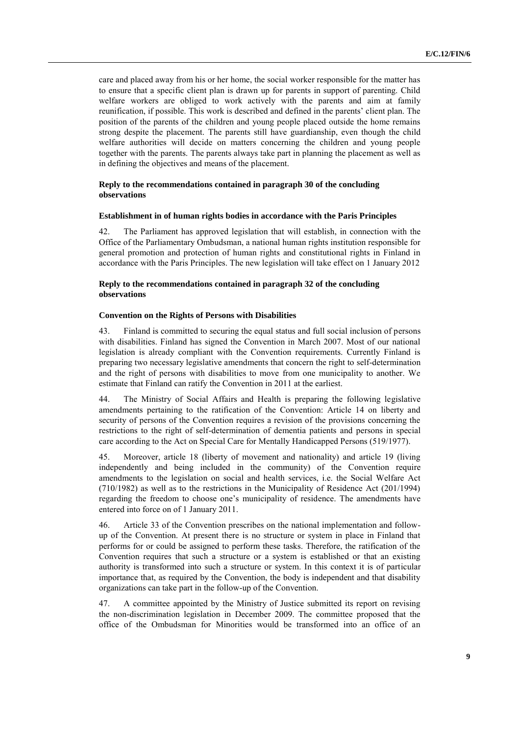care and placed away from his or her home, the social worker responsible for the matter has to ensure that a specific client plan is drawn up for parents in support of parenting. Child welfare workers are obliged to work actively with the parents and aim at family reunification, if possible. This work is described and defined in the parents' client plan. The position of the parents of the children and young people placed outside the home remains strong despite the placement. The parents still have guardianship, even though the child welfare authorities will decide on matters concerning the children and young people together with the parents. The parents always take part in planning the placement as well as in defining the objectives and means of the placement.

### Reply to the recommendations contained in paragraph 30 of the concluding observations

#### Establishment in of human rights bodies in accordance with the Paris Principles

42. The Parliament has approved legislation that will establish, in connection with the Office of the Parliamentary Ombudsman, a national human rights institution responsible for general promotion and protection of human rights and constitutional rights in Finland in accordance with the Paris Principles. The new legislation will take effect on 1 January 2012

### Reply to the recommendations contained in paragraph 32 of the concluding observations

#### Convention on the Rights of Persons with Disabilities

43. Finland is committed to securing the equal status and full social inclusion of persons with disabilities. Finland has signed the Convention in March 2007. Most of our national legislation is already compliant with the Convention requirements. Currently Finland is preparing two necessary legislative amendments that concern the right to self-determination and the right of persons with disabilities to move from one municipality to another. We estimate that Finland can ratify the Convention in 2011 at the earliest.

44. The Ministry of Social Affairs and Health is preparing the following legislative amendments pertaining to the ratification of the Convention: Article 14 on liberty and security of persons of the Convention requires a revision of the provisions concerning the restrictions to the right of self-determination of dementia patients and persons in special care according to the Act on Special Care for Mentally Handicapped Persons (519/1977).

45. Moreover, article 18 (liberty of movement and nationality) and article 19 (living independently and being included in the community) of the Convention require amendments to the legislation on social and health services, i.e. the Social Welfare Act (710/1982) as well as to the restrictions in the Municipality of Residence Act (201/1994) regarding the freedom to choose one's municipality of residence. The amendments have entered into force on of 1 January 2011.

46. Article 33 of the Convention prescribes on the national implementation and follow-up of the Convention. At present there is no structure or system in place in Finland that performs for or could be assigned to perform these tasks. Therefore, the ratification of the Convention requires that such a structure or a system is established or that an existing authority is transformed into such a structure or system. In this context it is of particular importance that, as required by the Convention, the body is independent and that disability organizations can take part in the follow-up of the Convention.

47. A committee appointed by the Ministry of Justice submitted its report on revising the non-discrimination legislation in December 2009. The committee proposed that the office of the Ombudsman for Minorities would be transformed into an office of an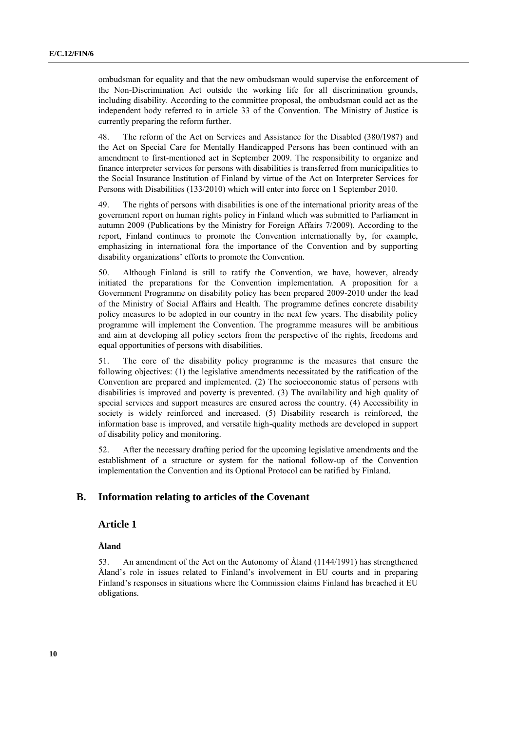ombudsman for equality and that the new ombudsman would supervise the enforcement of the Non-Discrimination Act outside the working life for all discrimination grounds, including disability. According to the committee proposal, the ombudsman could act as the independent body referred to in article 33 of the Convention. The Ministry of Justice is currently preparing the reform further.

48. The reform of the Act on Services and Assistance for the Disabled (380/1987) and the Act on Special Care for Mentally Handicapped Persons has been continued with an amendment to first-mentioned act in September 2009. The responsibility to organize and finance interpreter services for persons with disabilities is transferred from municipalities to the Social Insurance Institution of Finland by virtue of the Act on Interpreter Services for Persons with Disabilities (133/2010) which will enter into force on 1 September 2010.

49. The rights of persons with disabilities is one of the international priority areas of the government report on human rights policy in Finland which was submitted to Parliament in autumn 2009 (Publications by the Ministry for Foreign Affairs 7/2009). According to the report, Finland continues to promote the Convention internationally by, for example, emphasizing in international fora the importance of the Convention and by supporting disability organizations' efforts to promote the Convention.

50. Although Finland is still to ratify the Convention, we have, however, already initiated the preparations for the Convention implementation. A proposition for a Government Programme on disability policy has been prepared 2009-2010 under the lead of the Ministry of Social Affairs and Health. The programme defines concrete disability policy measures to be adopted in our country in the next few years. The disability policy programme will implement the Convention. The programme measures will be ambitious and aim at developing all policy sectors from the perspective of the rights, freedoms and equal opportunities of persons with disabilities.

51. The core of the disability policy programme is the measures that ensure the following objectives: (1) the legislative amendments necessitated by the ratification of the Convention are prepared and implemented. (2) The socioeconomic status of persons with disabilities is improved and poverty is prevented. (3) The availability and high quality of special services and support measures are ensured across the country. (4) Accessibility in society is widely reinforced and increased. (5) Disability research is reinforced, the information base is improved, and versatile high-quality methods are developed in support of disability policy and monitoring.

52. After the necessary drafting period for the upcoming legislative amendments and the establishment of a structure or system for the national follow-up of the Convention implementation the Convention and its Optional Protocol can be ratified by Finland.

## B. Information relating to articles of the Covenant

### Article 1

#### Åland

53. An amendment of the Act on the Autonomy of Åland (1144/1991) has strengthened Åland's role in issues related to Finland's involvement in EU courts and in preparing Finland's responses in situations where the Commission claims Finland has breached it EU obligations.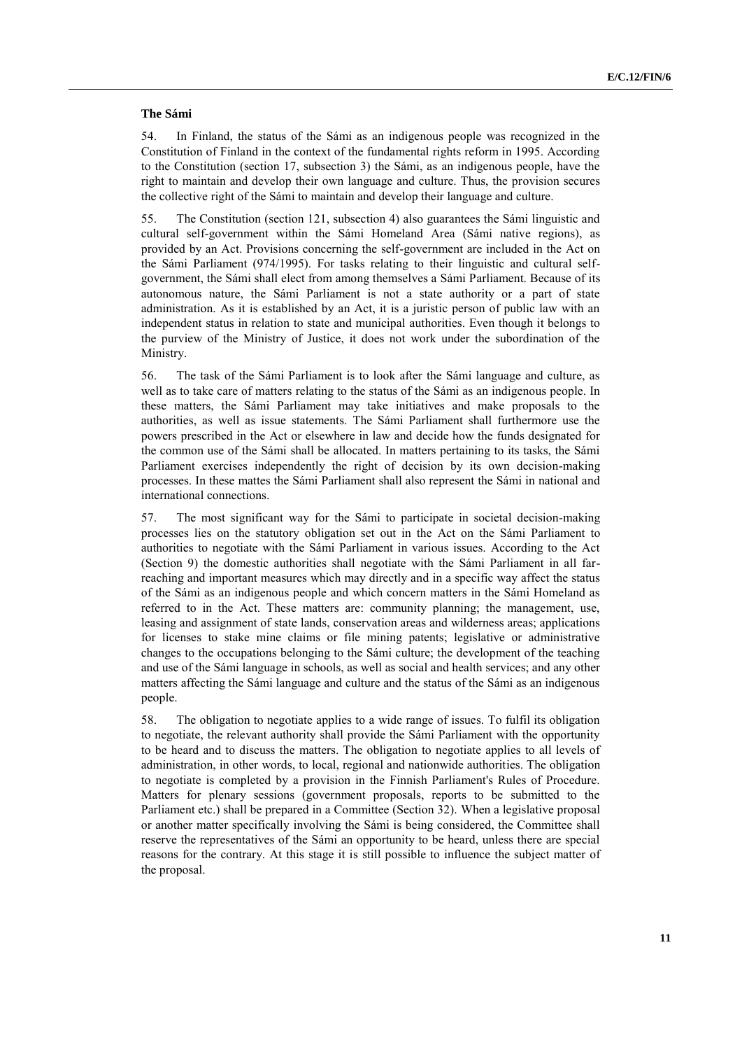### The Sámi

54. In Finland, the status of the Sámi as an indigenous people was recognized in the Constitution of Finland in the context of the fundamental rights reform in 1995. According to the Constitution (section 17, subsection 3) the Sámi, as an indigenous people, have the right to maintain and develop their own language and culture. Thus, the provision secures the collective right of the Sámi to maintain and develop their language and culture.

55. The Constitution (section 121, subsection 4) also guarantees the Sámi linguistic and cultural self-government within the Sámi Homeland Area (Sámi native regions), as provided by an Act. Provisions concerning the self-government are included in the Act on the Sámi Parliament (974/1995). For tasks relating to their linguistic and cultural self-government, the Sámi shall elect from among themselves a Sámi Parliament. Because of its autonomous nature, the Sámi Parliament is not a state authority or a part of state administration. As it is established by an Act, it is a juristic person of public law with an independent status in relation to state and municipal authorities. Even though it belongs to the purview of the Ministry of Justice, it does not work under the subordination of the Ministry.

56. The task of the Sámi Parliament is to look after the Sámi language and culture, as well as to take care of matters relating to the status of the Sámi as an indigenous people. In these matters, the Sámi Parliament may take initiatives and make proposals to the authorities, as well as issue statements. The Sámi Parliament shall furthermore use the powers prescribed in the Act or elsewhere in law and decide how the funds designated for the common use of the Sámi shall be allocated. In matters pertaining to its tasks, the Sámi Parliament exercises independently the right of decision by its own decision-making processes. In these mattes the Sámi Parliament shall also represent the Sámi in national and international connections.

57. The most significant way for the Sámi to participate in societal decision-making processes lies on the statutory obligation set out in the Act on the Sámi Parliament to authorities to negotiate with the Sámi Parliament in various issues. According to the Act (Section 9) the domestic authorities shall negotiate with the Sámi Parliament in all far-reaching and important measures which may directly and in a specific way affect the status of the Sámi as an indigenous people and which concern matters in the Sámi Homeland as referred to in the Act. These matters are: community planning; the management, use, leasing and assignment of state lands, conservation areas and wilderness areas; applications for licenses to stake mine claims or file mining patents; legislative or administrative changes to the occupations belonging to the Sámi culture; the development of the teaching and use of the Sámi language in schools, as well as social and health services; and any other matters affecting the Sámi language and culture and the status of the Sámi as an indigenous people.

58. The obligation to negotiate applies to a wide range of issues. To fulfil its obligation to negotiate, the relevant authority shall provide the Sámi Parliament with the opportunity to be heard and to discuss the matters. The obligation to negotiate applies to all levels of administration, in other words, to local, regional and nationwide authorities. The obligation to negotiate is completed by a provision in the Finnish Parliament's Rules of Procedure. Matters for plenary sessions (government proposals, reports to be submitted to the Parliament etc.) shall be prepared in a Committee (Section 32). When a legislative proposal or another matter specifically involving the Sámi is being considered, the Committee shall reserve the representatives of the Sámi an opportunity to be heard, unless there are special reasons for the contrary. At this stage it is still possible to influence the subject matter of the proposal.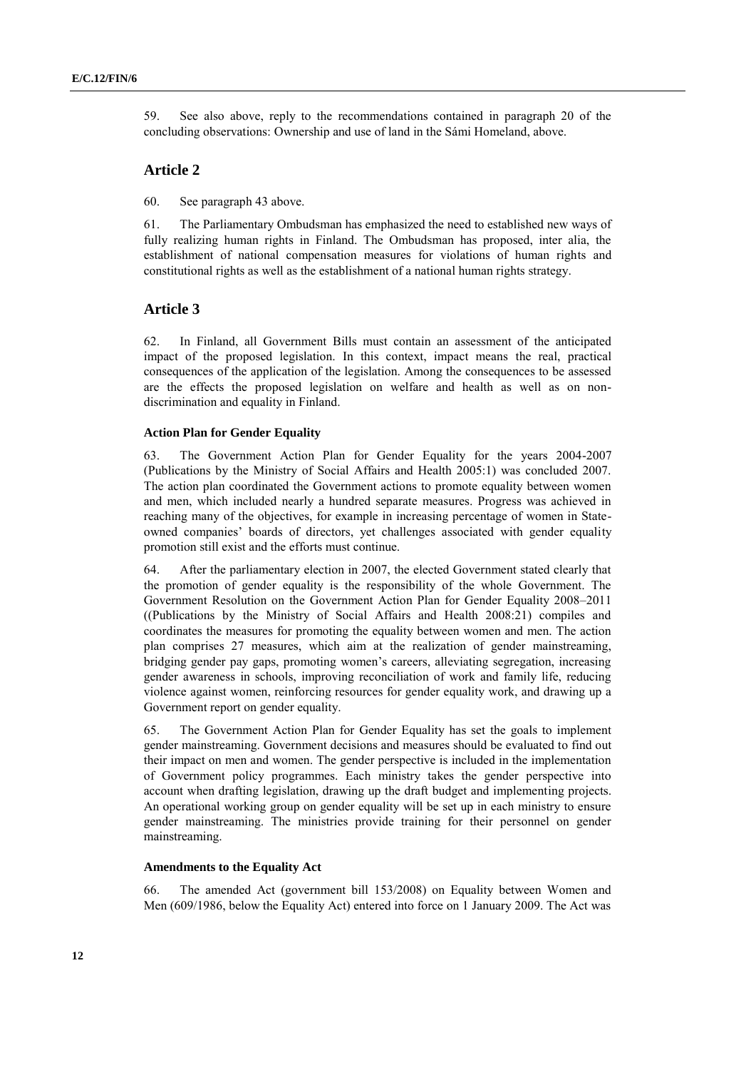59. See also above, reply to the recommendations contained in paragraph 20 of the concluding observations: Ownership and use of land in the Sámi Homeland, above.

## Article 2

60. See paragraph 43 above.

61. The Parliamentary Ombudsman has emphasized the need to established new ways of fully realizing human rights in Finland. The Ombudsman has proposed, inter alia, the establishment of national compensation measures for violations of human rights and constitutional rights as well as the establishment of a national human rights strategy.

## Article 3

62. In Finland, all Government Bills must contain an assessment of the anticipated impact of the proposed legislation. In this context, impact means the real, practical consequences of the application of the legislation. Among the consequences to be assessed are the effects the proposed legislation on welfare and health as well as on non-discrimination and equality in Finland.

### Action Plan for Gender Equality

63. The Government Action Plan for Gender Equality for the years 2004-2007 (Publications by the Ministry of Social Affairs and Health 2005:1) was concluded 2007. The action plan coordinated the Government actions to promote equality between women and men, which included nearly a hundred separate measures. Progress was achieved in reaching many of the objectives, for example in increasing percentage of women in State-owned companies' boards of directors, yet challenges associated with gender equality promotion still exist and the efforts must continue.

64. After the parliamentary election in 2007, the elected Government stated clearly that the promotion of gender equality is the responsibility of the whole Government. The Government Resolution on the Government Action Plan for Gender Equality 2008–2011 ((Publications by the Ministry of Social Affairs and Health 2008:21) compiles and coordinates the measures for promoting the equality between women and men. The action plan comprises 27 measures, which aim at the realization of gender mainstreaming, bridging gender pay gaps, promoting women's careers, alleviating segregation, increasing gender awareness in schools, improving reconciliation of work and family life, reducing violence against women, reinforcing resources for gender equality work, and drawing up a Government report on gender equality.

65. The Government Action Plan for Gender Equality has set the goals to implement gender mainstreaming. Government decisions and measures should be evaluated to find out their impact on men and women. The gender perspective is included in the implementation of Government policy programmes. Each ministry takes the gender perspective into account when drafting legislation, drawing up the draft budget and implementing projects. An operational working group on gender equality will be set up in each ministry to ensure gender mainstreaming. The ministries provide training for their personnel on gender mainstreaming.

### Amendments to the Equality Act

66. The amended Act (government bill 153/2008) on Equality between Women and Men (609/1986, below the Equality Act) entered into force on 1 January 2009. The Act was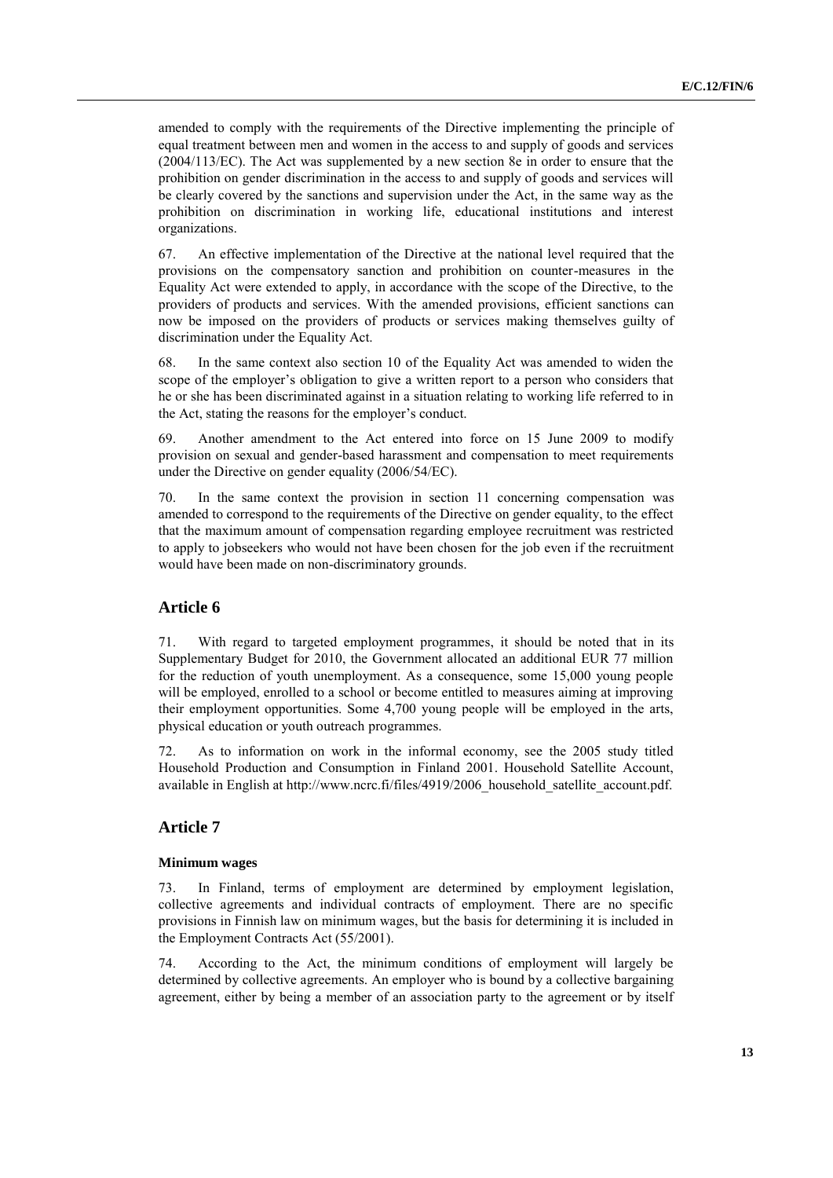amended to comply with the requirements of the Directive implementing the principle of equal treatment between men and women in the access to and supply of goods and services (2004/113/EC). The Act was supplemented by a new section 8e in order to ensure that the prohibition on gender discrimination in the access to and supply of goods and services will be clearly covered by the sanctions and supervision under the Act, in the same way as the prohibition on discrimination in working life, educational institutions and interest organizations.

67. An effective implementation of the Directive at the national level required that the provisions on the compensatory sanction and prohibition on counter-measures in the Equality Act were extended to apply, in accordance with the scope of the Directive, to the providers of products and services. With the amended provisions, efficient sanctions can now be imposed on the providers of products or services making themselves guilty of discrimination under the Equality Act.

68. In the same context also section 10 of the Equality Act was amended to widen the scope of the employer's obligation to give a written report to a person who considers that he or she has been discriminated against in a situation relating to working life referred to in the Act, stating the reasons for the employer's conduct.

69. Another amendment to the Act entered into force on 15 June 2009 to modify provision on sexual and gender-based harassment and compensation to meet requirements under the Directive on gender equality (2006/54/EC).

70. In the same context the provision in section 11 concerning compensation was amended to correspond to the requirements of the Directive on gender equality, to the effect that the maximum amount of compensation regarding employee recruitment was restricted to apply to jobseekers who would not have been chosen for the job even if the recruitment would have been made on non-discriminatory grounds.

## Article 6

71. With regard to targeted employment programmes, it should be noted that in its Supplementary Budget for 2010, the Government allocated an additional EUR 77 million for the reduction of youth unemployment. As a consequence, some 15,000 young people will be employed, enrolled to a school or become entitled to measures aiming at improving their employment opportunities. Some 4,700 young people will be employed in the arts, physical education or youth outreach programmes.

72. As to information on work in the informal economy, see the 2005 study titled Household Production and Consumption in Finland 2001. Household Satellite Account, available in English at http://www.ncrc.fi/files/4919/2006_household_satellite_account.pdf.

## Article 7

### Minimum wages

73. In Finland, terms of employment are determined by employment legislation, collective agreements and individual contracts of employment. There are no specific provisions in Finnish law on minimum wages, but the basis for determining it is included in the Employment Contracts Act (55/2001).

74. According to the Act, the minimum conditions of employment will largely be determined by collective agreements. An employer who is bound by a collective bargaining agreement, either by being a member of an association party to the agreement or by itself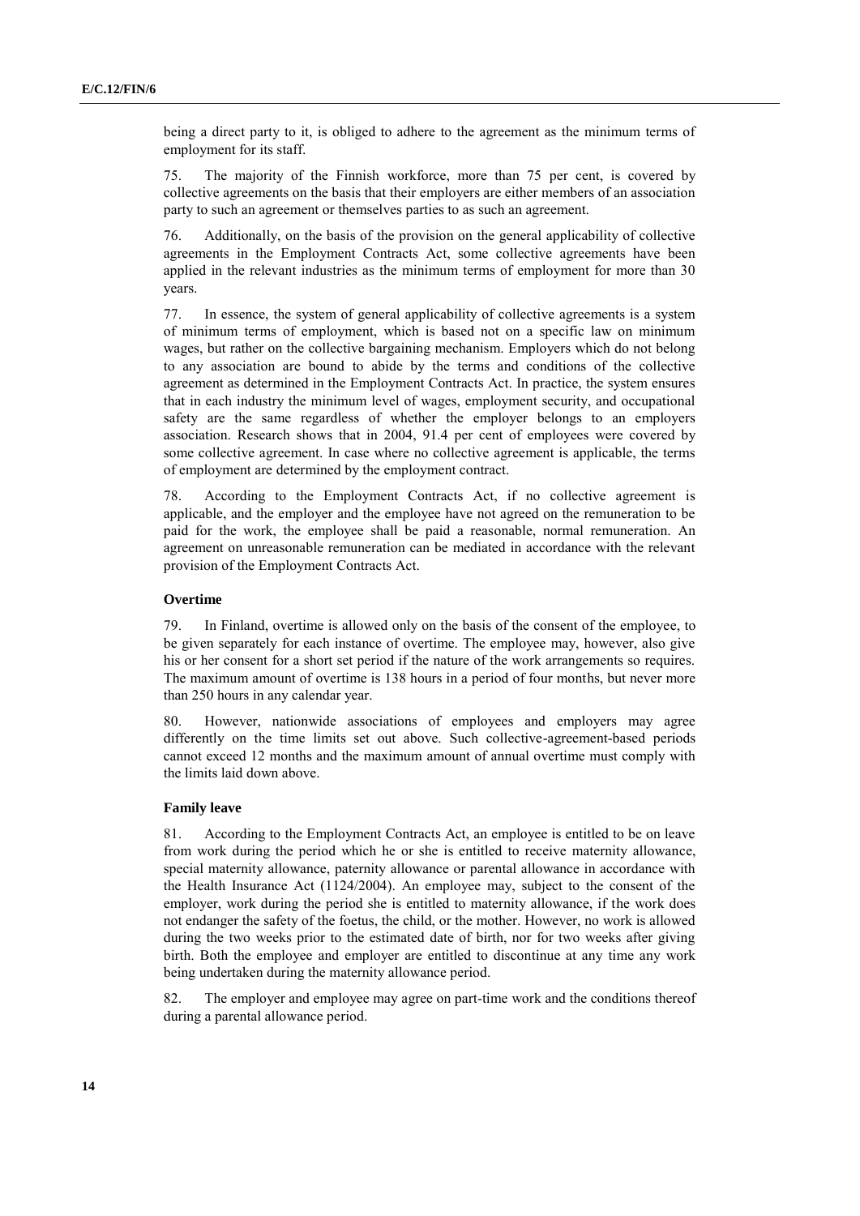being a direct party to it, is obliged to adhere to the agreement as the minimum terms of employment for its staff.

75. The majority of the Finnish workforce, more than 75 per cent, is covered by collective agreements on the basis that their employers are either members of an association party to such an agreement or themselves parties to as such an agreement.

76. Additionally, on the basis of the provision on the general applicability of collective agreements in the Employment Contracts Act, some collective agreements have been applied in the relevant industries as the minimum terms of employment for more than 30 years.

77. In essence, the system of general applicability of collective agreements is a system of minimum terms of employment, which is based not on a specific law on minimum wages, but rather on the collective bargaining mechanism. Employers which do not belong to any association are bound to abide by the terms and conditions of the collective agreement as determined in the Employment Contracts Act. In practice, the system ensures that in each industry the minimum level of wages, employment security, and occupational safety are the same regardless of whether the employer belongs to an employers association. Research shows that in 2004, 91.4 per cent of employees were covered by some collective agreement. In case where no collective agreement is applicable, the terms of employment are determined by the employment contract.

78. According to the Employment Contracts Act, if no collective agreement is applicable, and the employer and the employee have not agreed on the remuneration to be paid for the work, the employee shall be paid a reasonable, normal remuneration. An agreement on unreasonable remuneration can be mediated in accordance with the relevant provision of the Employment Contracts Act.

#### Overtime

79. In Finland, overtime is allowed only on the basis of the consent of the employee, to be given separately for each instance of overtime. The employee may, however, also give his or her consent for a short set period if the nature of the work arrangements so requires. The maximum amount of overtime is 138 hours in a period of four months, but never more than 250 hours in any calendar year.

80. However, nationwide associations of employees and employers may agree differently on the time limits set out above. Such collective-agreement-based periods cannot exceed 12 months and the maximum amount of annual overtime must comply with the limits laid down above.

#### Family leave

81. According to the Employment Contracts Act, an employee is entitled to be on leave from work during the period which he or she is entitled to receive maternity allowance, special maternity allowance, paternity allowance or parental allowance in accordance with the Health Insurance Act (1124/2004). An employee may, subject to the consent of the employer, work during the period she is entitled to maternity allowance, if the work does not endanger the safety of the foetus, the child, or the mother. However, no work is allowed during the two weeks prior to the estimated date of birth, nor for two weeks after giving birth. Both the employee and employer are entitled to discontinue at any time any work being undertaken during the maternity allowance period.

82. The employer and employee may agree on part-time work and the conditions thereof during a parental allowance period.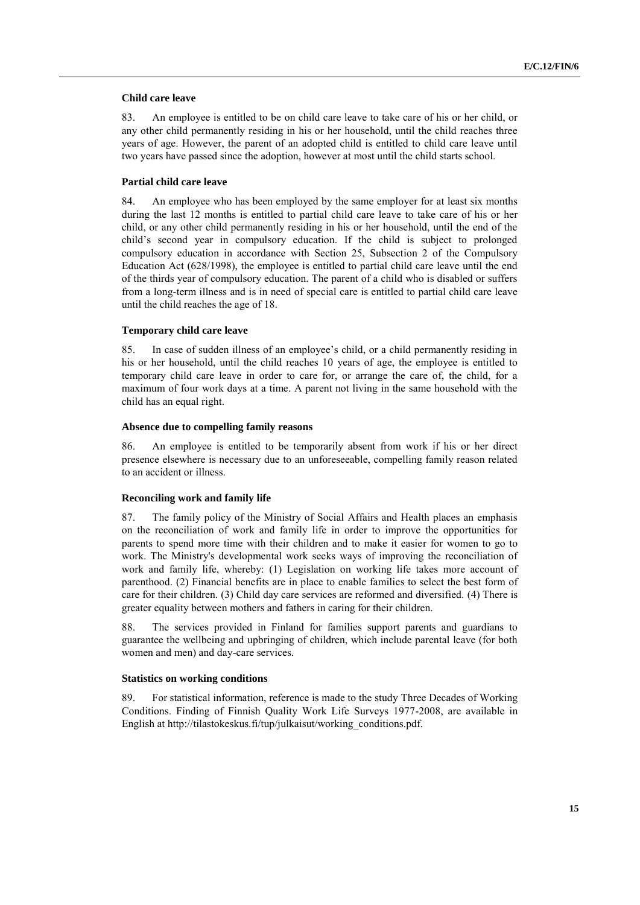### Child care leave

83. An employee is entitled to be on child care leave to take care of his or her child, or any other child permanently residing in his or her household, until the child reaches three years of age. However, the parent of an adopted child is entitled to child care leave until two years have passed since the adoption, however at most until the child starts school.

### Partial child care leave

84. An employee who has been employed by the same employer for at least six months during the last 12 months is entitled to partial child care leave to take care of his or her child, or any other child permanently residing in his or her household, until the end of the child's second year in compulsory education. If the child is subject to prolonged compulsory education in accordance with Section 25, Subsection 2 of the Compulsory Education Act (628/1998), the employee is entitled to partial child care leave until the end of the thirds year of compulsory education. The parent of a child who is disabled or suffers from a long-term illness and is in need of special care is entitled to partial child care leave until the child reaches the age of 18.

### Temporary child care leave

85. In case of sudden illness of an employee's child, or a child permanently residing in his or her household, until the child reaches 10 years of age, the employee is entitled to temporary child care leave in order to care for, or arrange the care of, the child, for a maximum of four work days at a time. A parent not living in the same household with the child has an equal right.

### Absence due to compelling family reasons

86. An employee is entitled to be temporarily absent from work if his or her direct presence elsewhere is necessary due to an unforeseeable, compelling family reason related to an accident or illness.

### Reconciling work and family life

87. The family policy of the Ministry of Social Affairs and Health places an emphasis on the reconciliation of work and family life in order to improve the opportunities for parents to spend more time with their children and to make it easier for women to go to work. The Ministry's developmental work seeks ways of improving the reconciliation of work and family life, whereby: (1) Legislation on working life takes more account of parenthood. (2) Financial benefits are in place to enable families to select the best form of care for their children. (3) Child day care services are reformed and diversified. (4) There is greater equality between mothers and fathers in caring for their children.

88. The services provided in Finland for families support parents and guardians to guarantee the wellbeing and upbringing of children, which include parental leave (for both women and men) and day-care services.

### Statistics on working conditions

89. For statistical information, reference is made to the study Three Decades of Working Conditions. Finding of Finnish Quality Work Life Surveys 1977-2008, are available in English at http://tilastokeskus.fi/tup/julkaisut/working_conditions.pdf.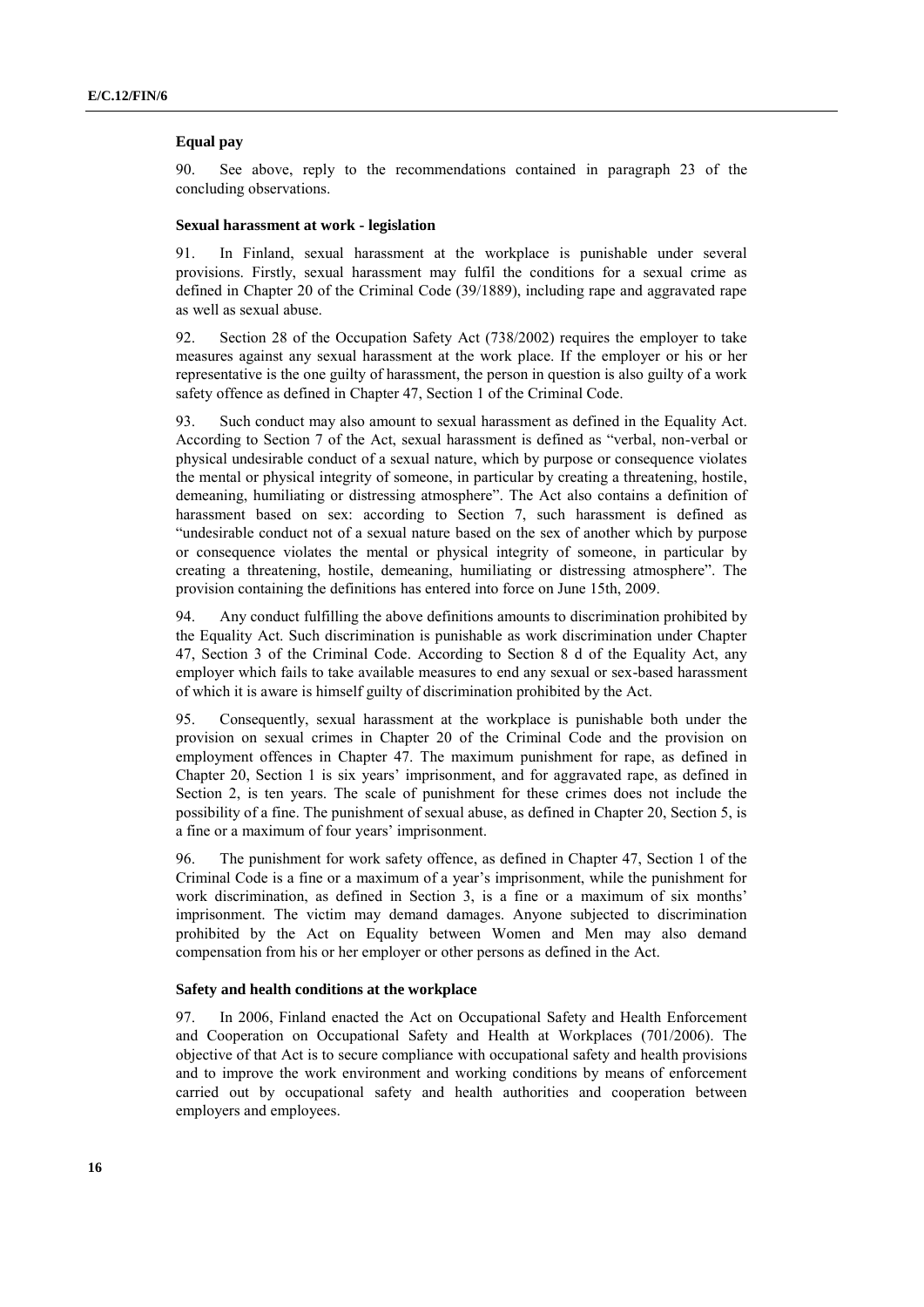### Equal pay

90. See above, reply to the recommendations contained in paragraph 23 of the concluding observations.

### Sexual harassment at work - legislation

91. In Finland, sexual harassment at the workplace is punishable under several provisions. Firstly, sexual harassment may fulfil the conditions for a sexual crime as defined in Chapter 20 of the Criminal Code (39/1889), including rape and aggravated rape as well as sexual abuse.

92. Section 28 of the Occupation Safety Act (738/2002) requires the employer to take measures against any sexual harassment at the work place. If the employer or his or her representative is the one guilty of harassment, the person in question is also guilty of a work safety offence as defined in Chapter 47, Section 1 of the Criminal Code.

93. Such conduct may also amount to sexual harassment as defined in the Equality Act. According to Section 7 of the Act, sexual harassment is defined as "verbal, non-verbal or physical undesirable conduct of a sexual nature, which by purpose or consequence violates the mental or physical integrity of someone, in particular by creating a threatening, hostile, demeaning, humiliating or distressing atmosphere". The Act also contains a definition of harassment based on sex: according to Section 7, such harassment is defined as "undesirable conduct not of a sexual nature based on the sex of another which by purpose or consequence violates the mental or physical integrity of someone, in particular by creating a threatening, hostile, demeaning, humiliating or distressing atmosphere". The provision containing the definitions has entered into force on June 15th, 2009.

94. Any conduct fulfilling the above definitions amounts to discrimination prohibited by the Equality Act. Such discrimination is punishable as work discrimination under Chapter 47, Section 3 of the Criminal Code. According to Section 8 d of the Equality Act, any employer which fails to take available measures to end any sexual or sex-based harassment of which it is aware is himself guilty of discrimination prohibited by the Act.

95. Consequently, sexual harassment at the workplace is punishable both under the provision on sexual crimes in Chapter 20 of the Criminal Code and the provision on employment offences in Chapter 47. The maximum punishment for rape, as defined in Chapter 20, Section 1 is six years' imprisonment, and for aggravated rape, as defined in Section 2, is ten years. The scale of punishment for these crimes does not include the possibility of a fine. The punishment of sexual abuse, as defined in Chapter 20, Section 5, is a fine or a maximum of four years' imprisonment.

96. The punishment for work safety offence, as defined in Chapter 47, Section 1 of the Criminal Code is a fine or a maximum of a year's imprisonment, while the punishment for work discrimination, as defined in Section 3, is a fine or a maximum of six months' imprisonment. The victim may demand damages. Anyone subjected to discrimination prohibited by the Act on Equality between Women and Men may also demand compensation from his or her employer or other persons as defined in the Act.

### Safety and health conditions at the workplace

97. In 2006, Finland enacted the Act on Occupational Safety and Health Enforcement and Cooperation on Occupational Safety and Health at Workplaces (701/2006). The objective of that Act is to secure compliance with occupational safety and health provisions and to improve the work environment and working conditions by means of enforcement carried out by occupational safety and health authorities and cooperation between employers and employees.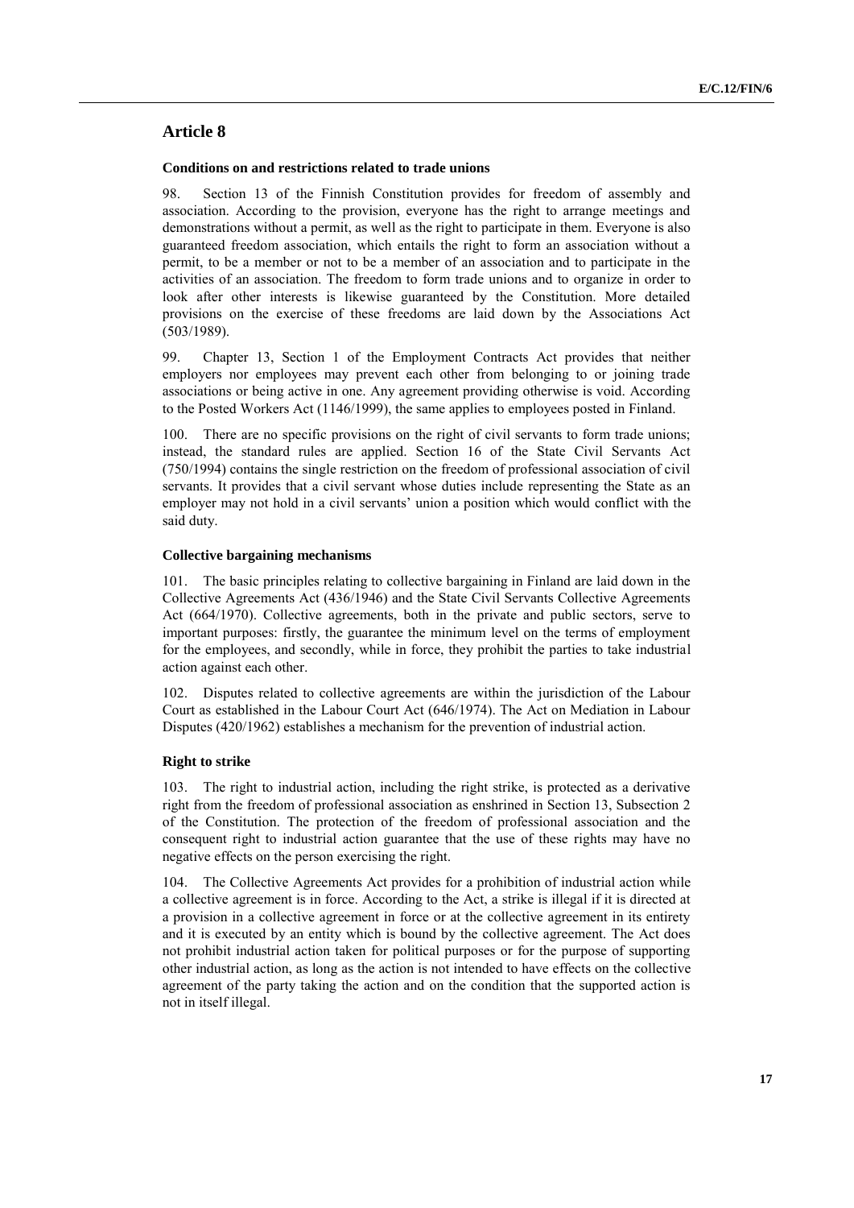## Article 8

### Conditions on and restrictions related to trade unions

98. Section 13 of the Finnish Constitution provides for freedom of assembly and association. According to the provision, everyone has the right to arrange meetings and demonstrations without a permit, as well as the right to participate in them. Everyone is also guaranteed freedom association, which entails the right to form an association without a permit, to be a member or not to be a member of an association and to participate in the activities of an association. The freedom to form trade unions and to organize in order to look after other interests is likewise guaranteed by the Constitution. More detailed provisions on the exercise of these freedoms are laid down by the Associations Act (503/1989).

99. Chapter 13, Section 1 of the Employment Contracts Act provides that neither employers nor employees may prevent each other from belonging to or joining trade associations or being active in one. Any agreement providing otherwise is void. According to the Posted Workers Act (1146/1999), the same applies to employees posted in Finland.

100. There are no specific provisions on the right of civil servants to form trade unions; instead, the standard rules are applied. Section 16 of the State Civil Servants Act (750/1994) contains the single restriction on the freedom of professional association of civil servants. It provides that a civil servant whose duties include representing the State as an employer may not hold in a civil servants' union a position which would conflict with the said duty.

### Collective bargaining mechanisms

101. The basic principles relating to collective bargaining in Finland are laid down in the Collective Agreements Act (436/1946) and the State Civil Servants Collective Agreements Act (664/1970). Collective agreements, both in the private and public sectors, serve to important purposes: firstly, the guarantee the minimum level on the terms of employment for the employees, and secondly, while in force, they prohibit the parties to take industrial action against each other.

102. Disputes related to collective agreements are within the jurisdiction of the Labour Court as established in the Labour Court Act (646/1974). The Act on Mediation in Labour Disputes (420/1962) establishes a mechanism for the prevention of industrial action.

### Right to strike

103. The right to industrial action, including the right strike, is protected as a derivative right from the freedom of professional association as enshrined in Section 13, Subsection 2 of the Constitution. The protection of the freedom of professional association and the consequent right to industrial action guarantee that the use of these rights may have no negative effects on the person exercising the right.

104. The Collective Agreements Act provides for a prohibition of industrial action while a collective agreement is in force. According to the Act, a strike is illegal if it is directed at a provision in a collective agreement in force or at the collective agreement in its entirety and it is executed by an entity which is bound by the collective agreement. The Act does not prohibit industrial action taken for political purposes or for the purpose of supporting other industrial action, as long as the action is not intended to have effects on the collective agreement of the party taking the action and on the condition that the supported action is not in itself illegal.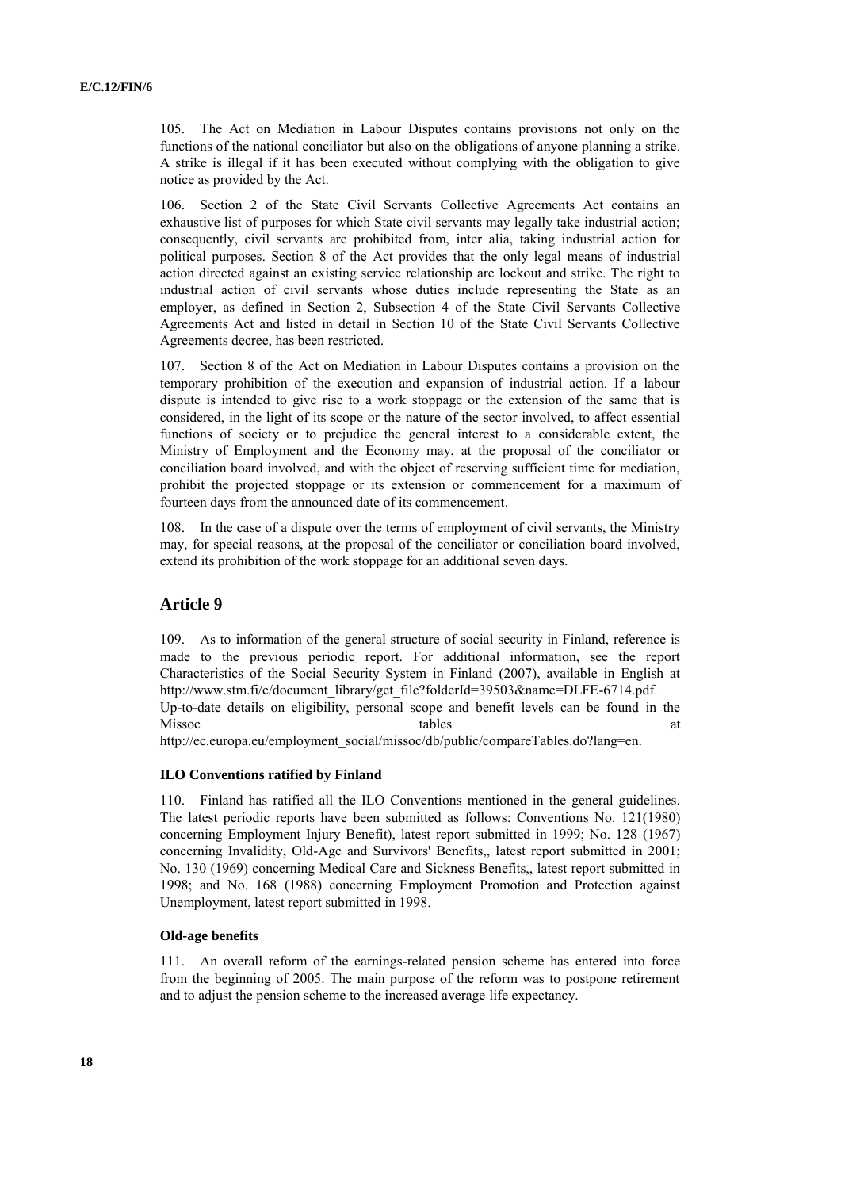105. The Act on Mediation in Labour Disputes contains provisions not only on the functions of the national conciliator but also on the obligations of anyone planning a strike. A strike is illegal if it has been executed without complying with the obligation to give notice as provided by the Act.

106. Section 2 of the State Civil Servants Collective Agreements Act contains an exhaustive list of purposes for which State civil servants may legally take industrial action; consequently, civil servants are prohibited from, inter alia, taking industrial action for political purposes. Section 8 of the Act provides that the only legal means of industrial action directed against an existing service relationship are lockout and strike. The right to industrial action of civil servants whose duties include representing the State as an employer, as defined in Section 2, Subsection 4 of the State Civil Servants Collective Agreements Act and listed in detail in Section 10 of the State Civil Servants Collective Agreements decree, has been restricted.

107. Section 8 of the Act on Mediation in Labour Disputes contains a provision on the temporary prohibition of the execution and expansion of industrial action. If a labour dispute is intended to give rise to a work stoppage or the extension of the same that is considered, in the light of its scope or the nature of the sector involved, to affect essential functions of society or to prejudice the general interest to a considerable extent, the Ministry of Employment and the Economy may, at the proposal of the conciliator or conciliation board involved, and with the object of reserving sufficient time for mediation, prohibit the projected stoppage or its extension or commencement for a maximum of fourteen days from the announced date of its commencement.

108. In the case of a dispute over the terms of employment of civil servants, the Ministry may, for special reasons, at the proposal of the conciliator or conciliation board involved, extend its prohibition of the work stoppage for an additional seven days.

## Article 9

109. As to information of the general structure of social security in Finland, reference is made to the previous periodic report. For additional information, see the report Characteristics of the Social Security System in Finland (2007), available in English at http://www.stm.fi/c/document_library/get_file?folderId=39503&name=DLFE-6714.pdf. Up-to-date details on eligibility, personal scope and benefit levels can be found in the Missoc tables at http://ec.europa.eu/employment_social/missoc/db/public/compareTables.do?lang=en.

#### ILO Conventions ratified by Finland

110. Finland has ratified all the ILO Conventions mentioned in the general guidelines. The latest periodic reports have been submitted as follows: Conventions No. 121(1980) concerning Employment Injury Benefit), latest report submitted in 1999; No. 128 (1967) concerning Invalidity, Old-Age and Survivors' Benefits,, latest report submitted in 2001; No. 130 (1969) concerning Medical Care and Sickness Benefits,, latest report submitted in 1998; and No. 168 (1988) concerning Employment Promotion and Protection against Unemployment, latest report submitted in 1998.

#### Old-age benefits

111. An overall reform of the earnings-related pension scheme has entered into force from the beginning of 2005. The main purpose of the reform was to postpone retirement and to adjust the pension scheme to the increased average life expectancy.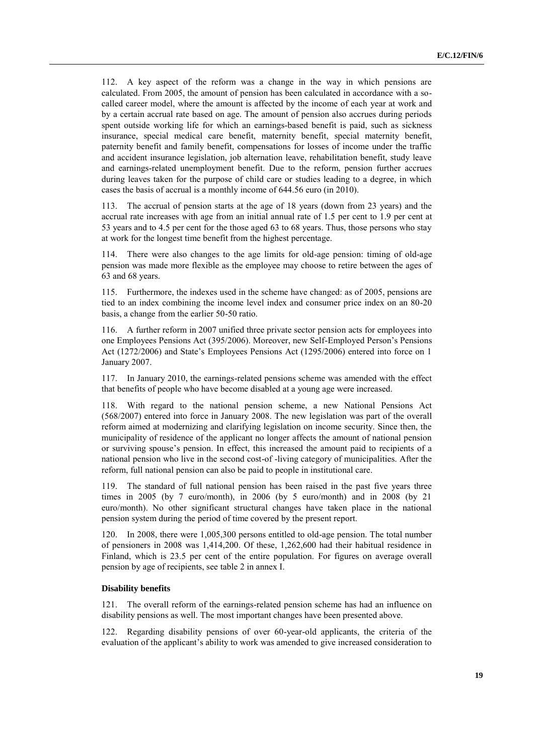112. A key aspect of the reform was a change in the way in which pensions are calculated. From 2005, the amount of pension has been calculated in accordance with a so-called career model, where the amount is affected by the income of each year at work and by a certain accrual rate based on age. The amount of pension also accrues during periods spent outside working life for which an earnings-based benefit is paid, such as sickness insurance, special medical care benefit, maternity benefit, special maternity benefit, paternity benefit and family benefit, compensations for losses of income under the traffic and accident insurance legislation, job alternation leave, rehabilitation benefit, study leave and earnings-related unemployment benefit. Due to the reform, pension further accrues during leaves taken for the purpose of child care or studies leading to a degree, in which cases the basis of accrual is a monthly income of 644.56 euro (in 2010).

113. The accrual of pension starts at the age of 18 years (down from 23 years) and the accrual rate increases with age from an initial annual rate of 1.5 per cent to 1.9 per cent at 53 years and to 4.5 per cent for the those aged 63 to 68 years. Thus, those persons who stay at work for the longest time benefit from the highest percentage.

114. There were also changes to the age limits for old-age pension: timing of old-age pension was made more flexible as the employee may choose to retire between the ages of 63 and 68 years.

115. Furthermore, the indexes used in the scheme have changed: as of 2005, pensions are tied to an index combining the income level index and consumer price index on an 80-20 basis, a change from the earlier 50-50 ratio.

116. A further reform in 2007 unified three private sector pension acts for employees into one Employees Pensions Act (395/2006). Moreover, new Self-Employed Person's Pensions Act (1272/2006) and State's Employees Pensions Act (1295/2006) entered into force on 1 January 2007.

117. In January 2010, the earnings-related pensions scheme was amended with the effect that benefits of people who have become disabled at a young age were increased.

118. With regard to the national pension scheme, a new National Pensions Act (568/2007) entered into force in January 2008. The new legislation was part of the overall reform aimed at modernizing and clarifying legislation on income security. Since then, the municipality of residence of the applicant no longer affects the amount of national pension or surviving spouse's pension. In effect, this increased the amount paid to recipients of a national pension who live in the second cost-of -living category of municipalities. After the reform, full national pension can also be paid to people in institutional care.

119. The standard of full national pension has been raised in the past five years three times in 2005 (by 7 euro/month), in 2006 (by 5 euro/month) and in 2008 (by 21 euro/month). No other significant structural changes have taken place in the national pension system during the period of time covered by the present report.

120. In 2008, there were 1,005,300 persons entitled to old-age pension. The total number of pensioners in 2008 was 1,414,200. Of these, 1,262,600 had their habitual residence in Finland, which is 23.5 per cent of the entire population. For figures on average overall pension by age of recipients, see table 2 in annex I.

**Disability benefits**

121. The overall reform of the earnings-related pension scheme has had an influence on disability pensions as well. The most important changes have been presented above.

122. Regarding disability pensions of over 60-year-old applicants, the criteria of the evaluation of the applicant's ability to work was amended to give increased consideration to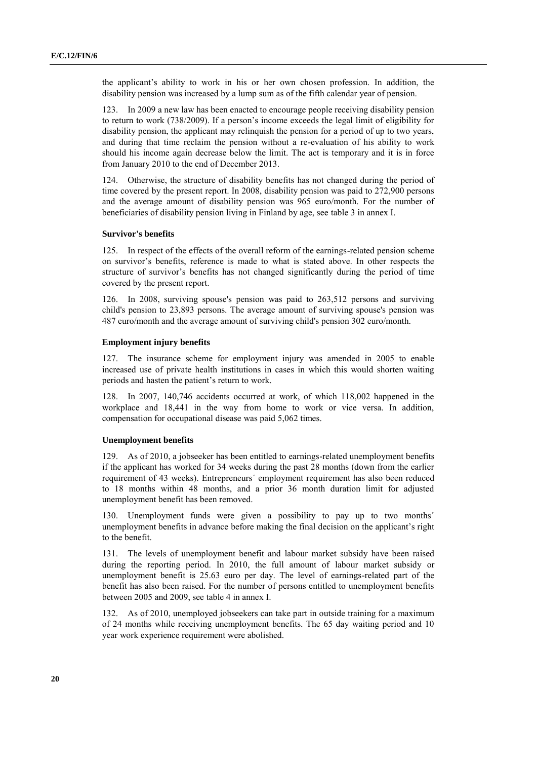the applicant's ability to work in his or her own chosen profession. In addition, the disability pension was increased by a lump sum as of the fifth calendar year of pension.

123. In 2009 a new law has been enacted to encourage people receiving disability pension to return to work (738/2009). If a person's income exceeds the legal limit of eligibility for disability pension, the applicant may relinquish the pension for a period of up to two years, and during that time reclaim the pension without a re-evaluation of his ability to work should his income again decrease below the limit. The act is temporary and it is in force from January 2010 to the end of December 2013.

124. Otherwise, the structure of disability benefits has not changed during the period of time covered by the present report. In 2008, disability pension was paid to 272,900 persons and the average amount of disability pension was 965 euro/month. For the number of beneficiaries of disability pension living in Finland by age, see table 3 in annex I.

### Survivor's benefits

125. In respect of the effects of the overall reform of the earnings-related pension scheme on survivor's benefits, reference is made to what is stated above. In other respects the structure of survivor's benefits has not changed significantly during the period of time covered by the present report.

126. In 2008, surviving spouse's pension was paid to 263,512 persons and surviving child's pension to 23,893 persons. The average amount of surviving spouse's pension was 487 euro/month and the average amount of surviving child's pension 302 euro/month.

### Employment injury benefits

127. The insurance scheme for employment injury was amended in 2005 to enable increased use of private health institutions in cases in which this would shorten waiting periods and hasten the patient's return to work.

128. In 2007, 140,746 accidents occurred at work, of which 118,002 happened in the workplace and 18,441 in the way from home to work or vice versa. In addition, compensation for occupational disease was paid 5,062 times.

### Unemployment benefits

129. As of 2010, a jobseeker has been entitled to earnings-related unemployment benefits if the applicant has worked for 34 weeks during the past 28 months (down from the earlier requirement of 43 weeks). Entrepreneurs´ employment requirement has also been reduced to 18 months within 48 months, and a prior 36 month duration limit for adjusted unemployment benefit has been removed.

130. Unemployment funds were given a possibility to pay up to two months´ unemployment benefits in advance before making the final decision on the applicant's right to the benefit.

131. The levels of unemployment benefit and labour market subsidy have been raised during the reporting period. In 2010, the full amount of labour market subsidy or unemployment benefit is 25.63 euro per day. The level of earnings-related part of the benefit has also been raised. For the number of persons entitled to unemployment benefits between 2005 and 2009, see table 4 in annex I.

132. As of 2010, unemployed jobseekers can take part in outside training for a maximum of 24 months while receiving unemployment benefits. The 65 day waiting period and 10 year work experience requirement were abolished.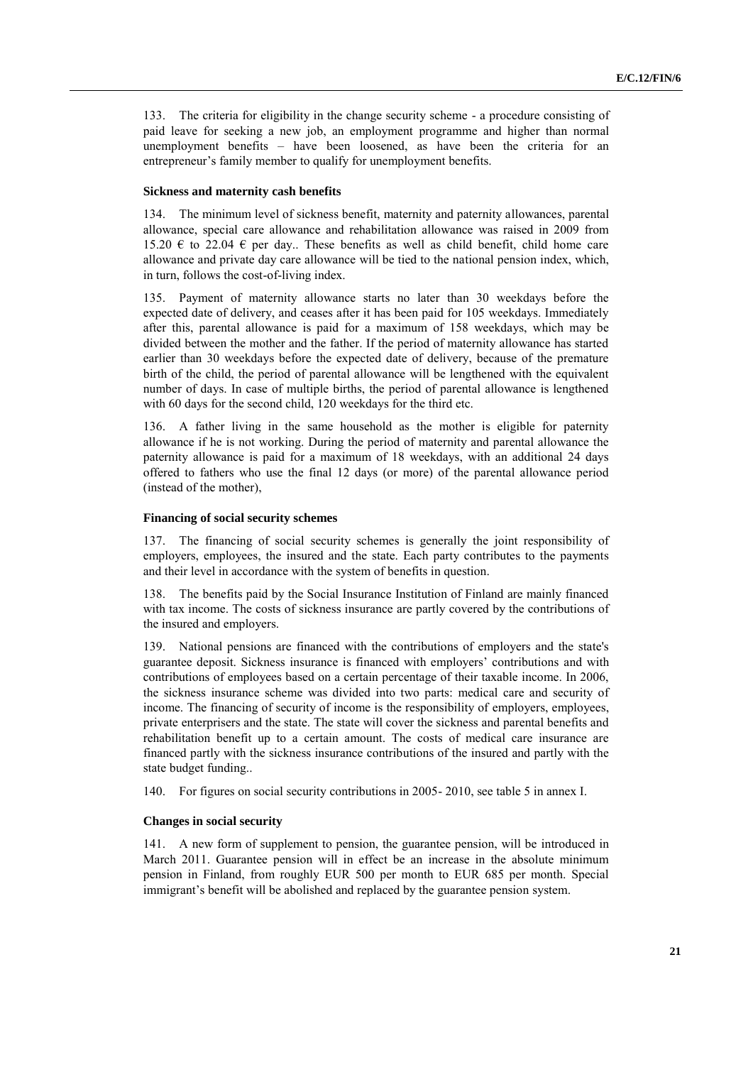133. The criteria for eligibility in the change security scheme - a procedure consisting of paid leave for seeking a new job, an employment programme and higher than normal unemployment benefits – have been loosened, as have been the criteria for an entrepreneur's family member to qualify for unemployment benefits.

### Sickness and maternity cash benefits

134. The minimum level of sickness benefit, maternity and paternity allowances, parental allowance, special care allowance and rehabilitation allowance was raised in 2009 from 15.20 € to 22.04 € per day.. These benefits as well as child benefit, child home care allowance and private day care allowance will be tied to the national pension index, which, in turn, follows the cost-of-living index.

135. Payment of maternity allowance starts no later than 30 weekdays before the expected date of delivery, and ceases after it has been paid for 105 weekdays. Immediately after this, parental allowance is paid for a maximum of 158 weekdays, which may be divided between the mother and the father. If the period of maternity allowance has started earlier than 30 weekdays before the expected date of delivery, because of the premature birth of the child, the period of parental allowance will be lengthened with the equivalent number of days. In case of multiple births, the period of parental allowance is lengthened with 60 days for the second child, 120 weekdays for the third etc.

136. A father living in the same household as the mother is eligible for paternity allowance if he is not working. During the period of maternity and parental allowance the paternity allowance is paid for a maximum of 18 weekdays, with an additional 24 days offered to fathers who use the final 12 days (or more) of the parental allowance period (instead of the mother),

### Financing of social security schemes

137. The financing of social security schemes is generally the joint responsibility of employers, employees, the insured and the state. Each party contributes to the payments and their level in accordance with the system of benefits in question.

138. The benefits paid by the Social Insurance Institution of Finland are mainly financed with tax income. The costs of sickness insurance are partly covered by the contributions of the insured and employers.

139. National pensions are financed with the contributions of employers and the state's guarantee deposit. Sickness insurance is financed with employers' contributions and with contributions of employees based on a certain percentage of their taxable income. In 2006, the sickness insurance scheme was divided into two parts: medical care and security of income. The financing of security of income is the responsibility of employers, employees, private enterprisers and the state. The state will cover the sickness and parental benefits and rehabilitation benefit up to a certain amount. The costs of medical care insurance are financed partly with the sickness insurance contributions of the insured and partly with the state budget funding..

140. For figures on social security contributions in 2005- 2010, see table 5 in annex I.

### Changes in social security

141. A new form of supplement to pension, the guarantee pension, will be introduced in March 2011. Guarantee pension will in effect be an increase in the absolute minimum pension in Finland, from roughly EUR 500 per month to EUR 685 per month. Special immigrant's benefit will be abolished and replaced by the guarantee pension system.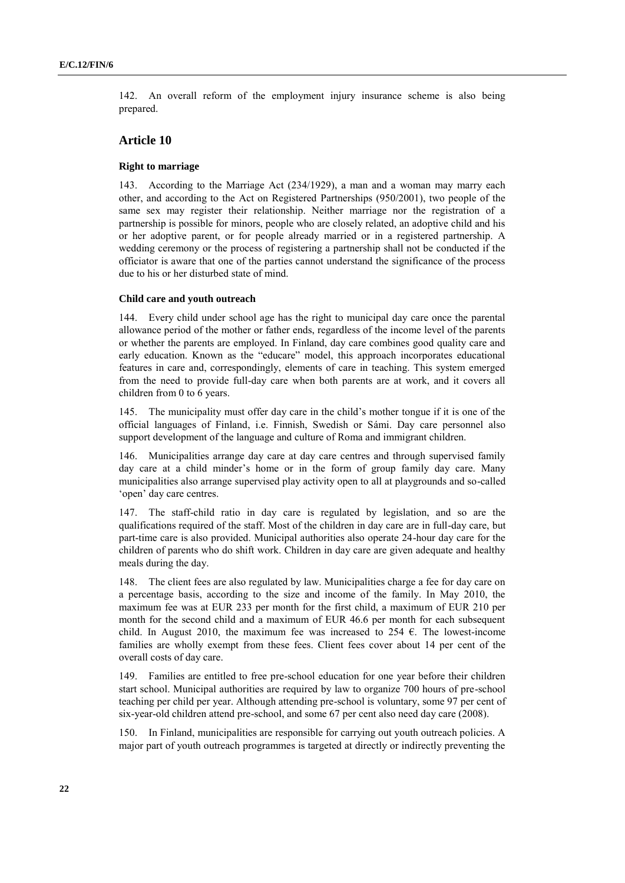142. An overall reform of the employment injury insurance scheme is also being prepared.

## Article 10

### Right to marriage

143. According to the Marriage Act (234/1929), a man and a woman may marry each other, and according to the Act on Registered Partnerships (950/2001), two people of the same sex may register their relationship. Neither marriage nor the registration of a partnership is possible for minors, people who are closely related, an adoptive child and his or her adoptive parent, or for people already married or in a registered partnership. A wedding ceremony or the process of registering a partnership shall not be conducted if the officiator is aware that one of the parties cannot understand the significance of the process due to his or her disturbed state of mind.

### Child care and youth outreach

144. Every child under school age has the right to municipal day care once the parental allowance period of the mother or father ends, regardless of the income level of the parents or whether the parents are employed. In Finland, day care combines good quality care and early education. Known as the "educare" model, this approach incorporates educational features in care and, correspondingly, elements of care in teaching. This system emerged from the need to provide full-day care when both parents are at work, and it covers all children from 0 to 6 years.

145. The municipality must offer day care in the child's mother tongue if it is one of the official languages of Finland, i.e. Finnish, Swedish or Sámi. Day care personnel also support development of the language and culture of Roma and immigrant children.

146. Municipalities arrange day care at day care centres and through supervised family day care at a child minder's home or in the form of group family day care. Many municipalities also arrange supervised play activity open to all at playgrounds and so-called 'open' day care centres.

147. The staff-child ratio in day care is regulated by legislation, and so are the qualifications required of the staff. Most of the children in day care are in full-day care, but part-time care is also provided. Municipal authorities also operate 24-hour day care for the children of parents who do shift work. Children in day care are given adequate and healthy meals during the day.

148. The client fees are also regulated by law. Municipalities charge a fee for day care on a percentage basis, according to the size and income of the family. In May 2010, the maximum fee was at EUR 233 per month for the first child, a maximum of EUR 210 per month for the second child and a maximum of EUR 46.6 per month for each subsequent child. In August 2010, the maximum fee was increased to 254 €. The lowest-income families are wholly exempt from these fees. Client fees cover about 14 per cent of the overall costs of day care.

149. Families are entitled to free pre-school education for one year before their children start school. Municipal authorities are required by law to organize 700 hours of pre-school teaching per child per year. Although attending pre-school is voluntary, some 97 per cent of six-year-old children attend pre-school, and some 67 per cent also need day care (2008).

150. In Finland, municipalities are responsible for carrying out youth outreach policies. A major part of youth outreach programmes is targeted at directly or indirectly preventing the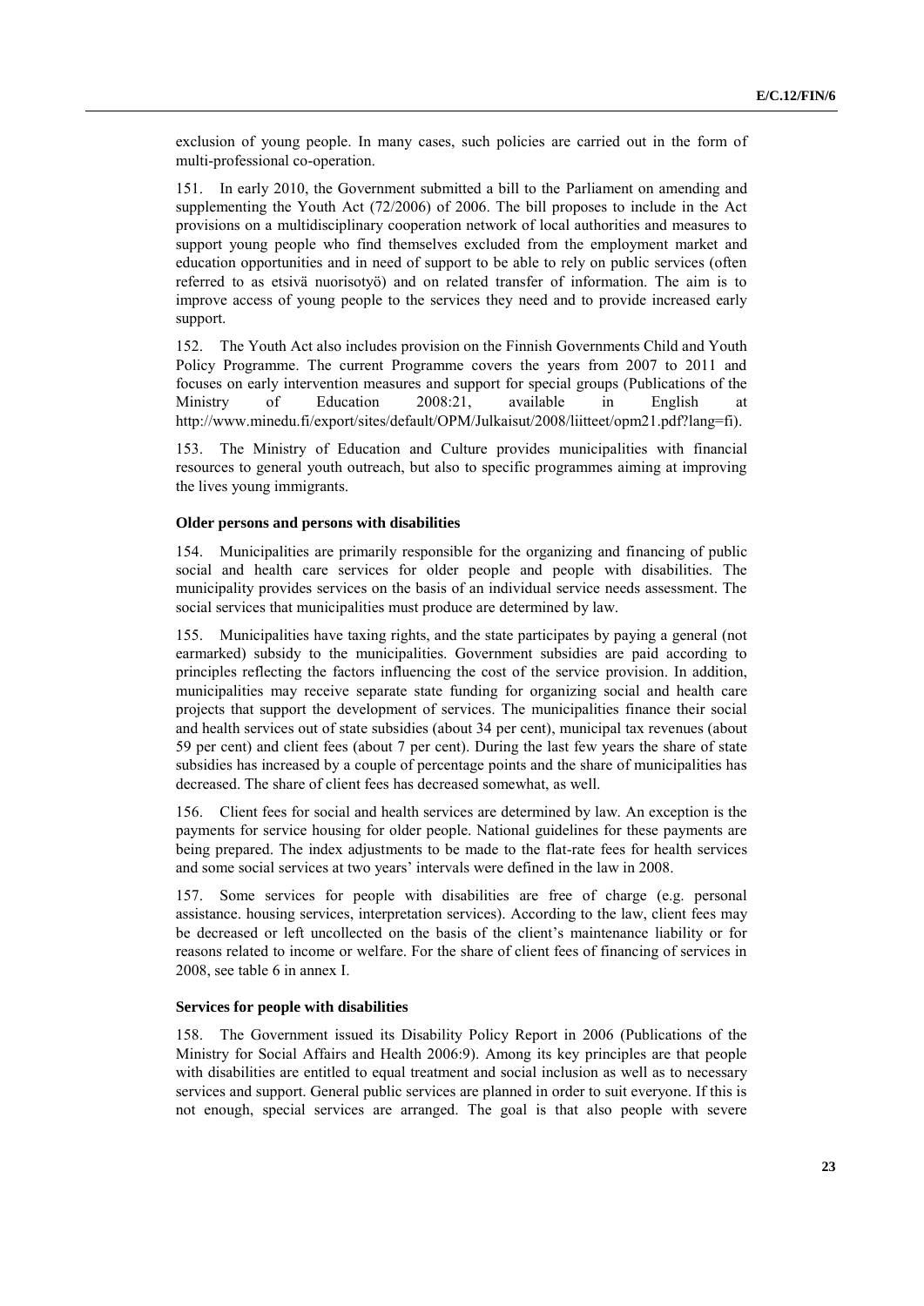exclusion of young people. In many cases, such policies are carried out in the form of multi-professional co-operation.

151. In early 2010, the Government submitted a bill to the Parliament on amending and supplementing the Youth Act (72/2006) of 2006. The bill proposes to include in the Act provisions on a multidisciplinary cooperation network of local authorities and measures to support young people who find themselves excluded from the employment market and education opportunities and in need of support to be able to rely on public services (often referred to as etsivä nuorisotyö) and on related transfer of information. The aim is to improve access of young people to the services they need and to provide increased early support.

152. The Youth Act also includes provision on the Finnish Governments Child and Youth Policy Programme. The current Programme covers the years from 2007 to 2011 and focuses on early intervention measures and support for special groups (Publications of the Ministry of Education 2008:21, available in English at http://www.minedu.fi/export/sites/default/OPM/Julkaisut/2008/liitteet/opm21.pdf?lang=fi).

153. The Ministry of Education and Culture provides municipalities with financial resources to general youth outreach, but also to specific programmes aiming at improving the lives young immigrants.

**Older persons and persons with disabilities**

154. Municipalities are primarily responsible for the organizing and financing of public social and health care services for older people and people with disabilities. The municipality provides services on the basis of an individual service needs assessment. The social services that municipalities must produce are determined by law.

155. Municipalities have taxing rights, and the state participates by paying a general (not earmarked) subsidy to the municipalities. Government subsidies are paid according to principles reflecting the factors influencing the cost of the service provision. In addition, municipalities may receive separate state funding for organizing social and health care projects that support the development of services. The municipalities finance their social and health services out of state subsidies (about 34 per cent), municipal tax revenues (about 59 per cent) and client fees (about 7 per cent). During the last few years the share of state subsidies has increased by a couple of percentage points and the share of municipalities has decreased. The share of client fees has decreased somewhat, as well.

156. Client fees for social and health services are determined by law. An exception is the payments for service housing for older people. National guidelines for these payments are being prepared. The index adjustments to be made to the flat-rate fees for health services and some social services at two years' intervals were defined in the law in 2008.

157. Some services for people with disabilities are free of charge (e.g. personal assistance. housing services, interpretation services). According to the law, client fees may be decreased or left uncollected on the basis of the client's maintenance liability or for reasons related to income or welfare. For the share of client fees of financing of services in 2008, see table 6 in annex I.

**Services for people with disabilities**

158. The Government issued its Disability Policy Report in 2006 (Publications of the Ministry for Social Affairs and Health 2006:9). Among its key principles are that people with disabilities are entitled to equal treatment and social inclusion as well as to necessary services and support. General public services are planned in order to suit everyone. If this is not enough, special services are arranged. The goal is that also people with severe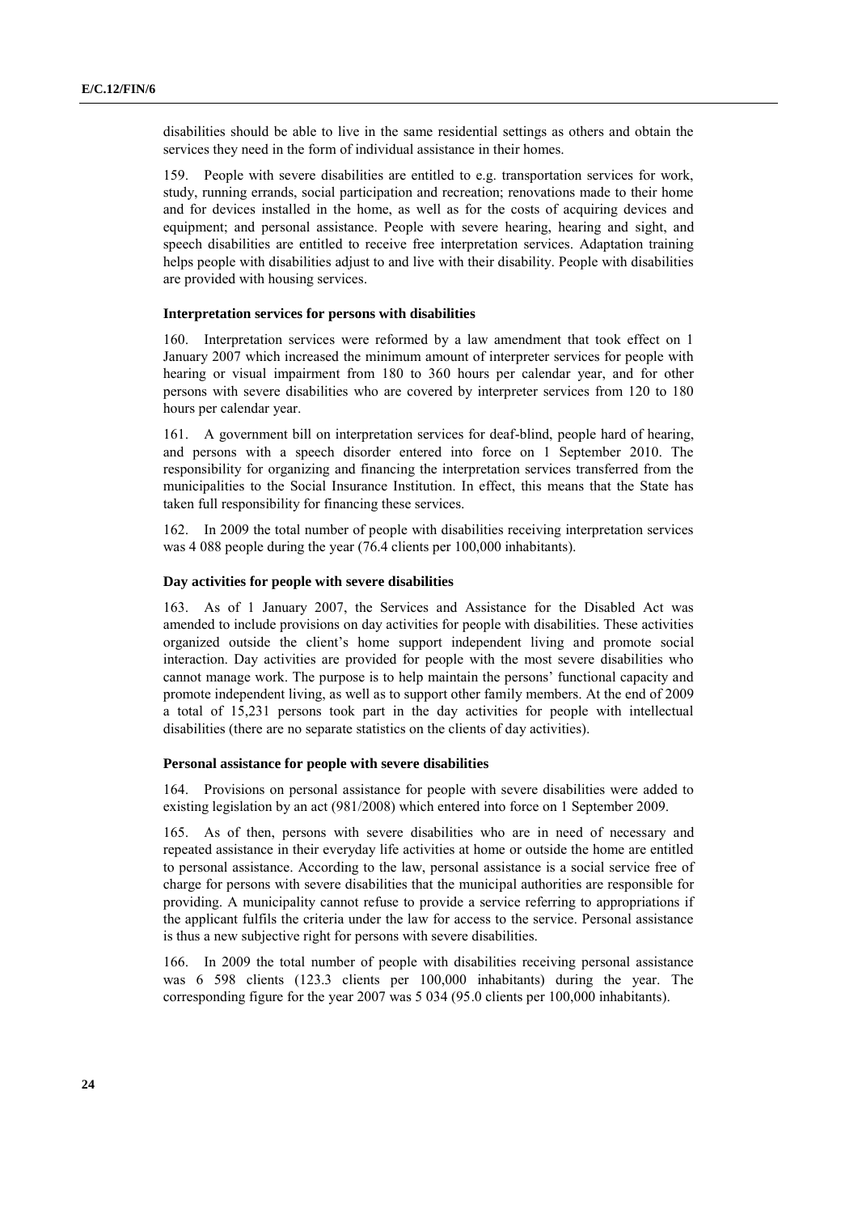disabilities should be able to live in the same residential settings as others and obtain the services they need in the form of individual assistance in their homes.

159. People with severe disabilities are entitled to e.g. transportation services for work, study, running errands, social participation and recreation; renovations made to their home and for devices installed in the home, as well as for the costs of acquiring devices and equipment; and personal assistance. People with severe hearing, hearing and sight, and speech disabilities are entitled to receive free interpretation services. Adaptation training helps people with disabilities adjust to and live with their disability. People with disabilities are provided with housing services.

#### Interpretation services for persons with disabilities

160. Interpretation services were reformed by a law amendment that took effect on 1 January 2007 which increased the minimum amount of interpreter services for people with hearing or visual impairment from 180 to 360 hours per calendar year, and for other persons with severe disabilities who are covered by interpreter services from 120 to 180 hours per calendar year.

161. A government bill on interpretation services for deaf-blind, people hard of hearing, and persons with a speech disorder entered into force on 1 September 2010. The responsibility for organizing and financing the interpretation services transferred from the municipalities to the Social Insurance Institution. In effect, this means that the State has taken full responsibility for financing these services.

162. In 2009 the total number of people with disabilities receiving interpretation services was 4 088 people during the year (76.4 clients per 100,000 inhabitants).

#### Day activities for people with severe disabilities

163. As of 1 January 2007, the Services and Assistance for the Disabled Act was amended to include provisions on day activities for people with disabilities. These activities organized outside the client's home support independent living and promote social interaction. Day activities are provided for people with the most severe disabilities who cannot manage work. The purpose is to help maintain the persons' functional capacity and promote independent living, as well as to support other family members. At the end of 2009 a total of 15,231 persons took part in the day activities for people with intellectual disabilities (there are no separate statistics on the clients of day activities).

#### Personal assistance for people with severe disabilities

164. Provisions on personal assistance for people with severe disabilities were added to existing legislation by an act (981/2008) which entered into force on 1 September 2009.

165. As of then, persons with severe disabilities who are in need of necessary and repeated assistance in their everyday life activities at home or outside the home are entitled to personal assistance. According to the law, personal assistance is a social service free of charge for persons with severe disabilities that the municipal authorities are responsible for providing. A municipality cannot refuse to provide a service referring to appropriations if the applicant fulfils the criteria under the law for access to the service. Personal assistance is thus a new subjective right for persons with severe disabilities.

166. In 2009 the total number of people with disabilities receiving personal assistance was 6 598 clients (123.3 clients per 100,000 inhabitants) during the year. The corresponding figure for the year 2007 was 5 034 (95.0 clients per 100,000 inhabitants).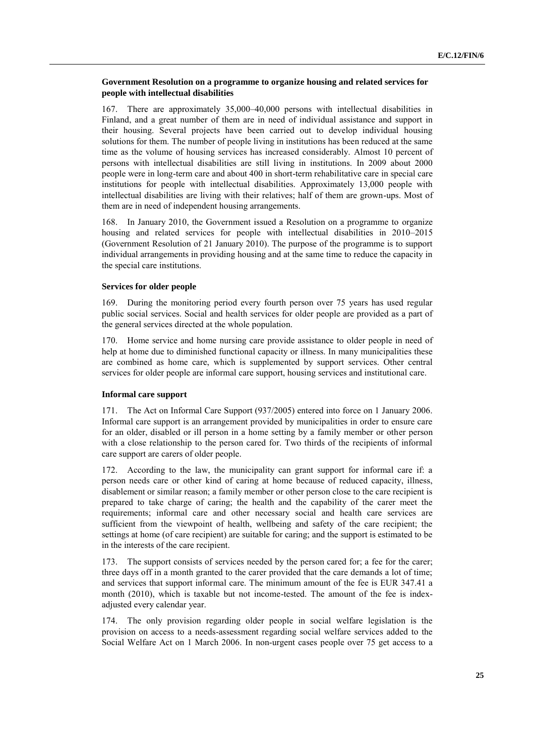**Government Resolution on a programme to organize housing and related services for people with intellectual disabilities**

167. There are approximately 35,000–40,000 persons with intellectual disabilities in Finland, and a great number of them are in need of individual assistance and support in their housing. Several projects have been carried out to develop individual housing solutions for them. The number of people living in institutions has been reduced at the same time as the volume of housing services has increased considerably. Almost 10 percent of persons with intellectual disabilities are still living in institutions. In 2009 about 2000 people were in long-term care and about 400 in short-term rehabilitative care in special care institutions for people with intellectual disabilities. Approximately 13,000 people with intellectual disabilities are living with their relatives; half of them are grown-ups. Most of them are in need of independent housing arrangements.

168. In January 2010, the Government issued a Resolution on a programme to organize housing and related services for people with intellectual disabilities in 2010–2015 (Government Resolution of 21 January 2010). The purpose of the programme is to support individual arrangements in providing housing and at the same time to reduce the capacity in the special care institutions.

**Services for older people**

169. During the monitoring period every fourth person over 75 years has used regular public social services. Social and health services for older people are provided as a part of the general services directed at the whole population.

170. Home service and home nursing care provide assistance to older people in need of help at home due to diminished functional capacity or illness. In many municipalities these are combined as home care, which is supplemented by support services. Other central services for older people are informal care support, housing services and institutional care.

**Informal care support**

171. The Act on Informal Care Support (937/2005) entered into force on 1 January 2006. Informal care support is an arrangement provided by municipalities in order to ensure care for an older, disabled or ill person in a home setting by a family member or other person with a close relationship to the person cared for. Two thirds of the recipients of informal care support are carers of older people.

172. According to the law, the municipality can grant support for informal care if: a person needs care or other kind of caring at home because of reduced capacity, illness, disablement or similar reason; a family member or other person close to the care recipient is prepared to take charge of caring; the health and the capability of the carer meet the requirements; informal care and other necessary social and health care services are sufficient from the viewpoint of health, wellbeing and safety of the care recipient; the settings at home (of care recipient) are suitable for caring; and the support is estimated to be in the interests of the care recipient.

173. The support consists of services needed by the person cared for; a fee for the carer; three days off in a month granted to the carer provided that the care demands a lot of time; and services that support informal care. The minimum amount of the fee is EUR 347.41 a month (2010), which is taxable but not income-tested. The amount of the fee is index-adjusted every calendar year.

174. The only provision regarding older people in social welfare legislation is the provision on access to a needs-assessment regarding social welfare services added to the Social Welfare Act on 1 March 2006. In non-urgent cases people over 75 get access to a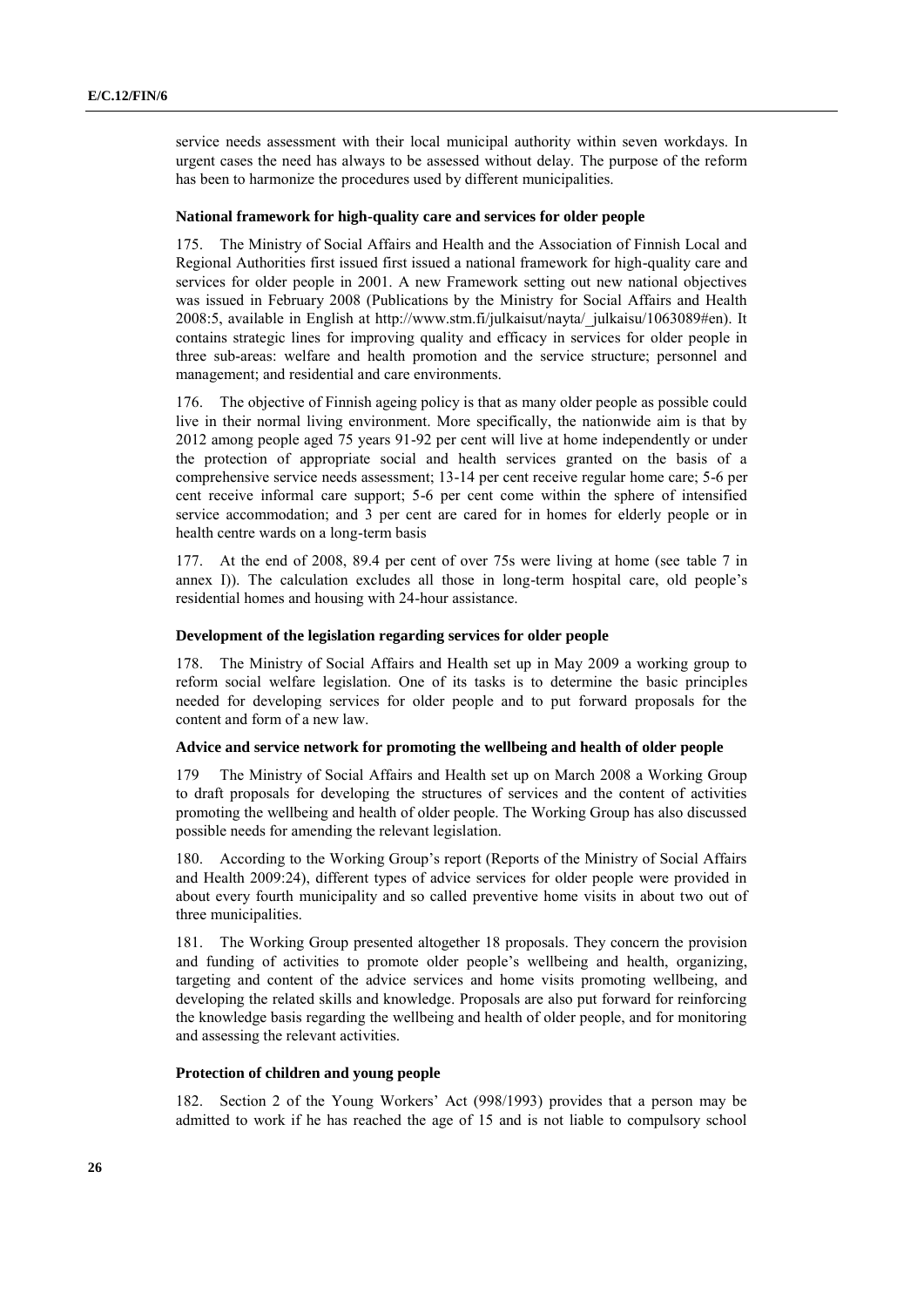service needs assessment with their local municipal authority within seven workdays. In urgent cases the need has always to be assessed without delay. The purpose of the reform has been to harmonize the procedures used by different municipalities.

### National framework for high-quality care and services for older people

175. The Ministry of Social Affairs and Health and the Association of Finnish Local and Regional Authorities first issued first issued a national framework for high-quality care and services for older people in 2001. A new Framework setting out new national objectives was issued in February 2008 (Publications by the Ministry for Social Affairs and Health 2008:5, available in English at http://www.stm.fi/julkaisut/nayta/_julkaisu/1063089#en). It contains strategic lines for improving quality and efficacy in services for older people in three sub-areas: welfare and health promotion and the service structure; personnel and management; and residential and care environments.

176. The objective of Finnish ageing policy is that as many older people as possible could live in their normal living environment. More specifically, the nationwide aim is that by 2012 among people aged 75 years 91-92 per cent will live at home independently or under the protection of appropriate social and health services granted on the basis of a comprehensive service needs assessment; 13-14 per cent receive regular home care; 5-6 per cent receive informal care support; 5-6 per cent come within the sphere of intensified service accommodation; and 3 per cent are cared for in homes for elderly people or in health centre wards on a long-term basis

177. At the end of 2008, 89.4 per cent of over 75s were living at home (see table 7 in annex I)). The calculation excludes all those in long-term hospital care, old people's residential homes and housing with 24-hour assistance.

### Development of the legislation regarding services for older people

178. The Ministry of Social Affairs and Health set up in May 2009 a working group to reform social welfare legislation. One of its tasks is to determine the basic principles needed for developing services for older people and to put forward proposals for the content and form of a new law.

### Advice and service network for promoting the wellbeing and health of older people

179 The Ministry of Social Affairs and Health set up on March 2008 a Working Group to draft proposals for developing the structures of services and the content of activities promoting the wellbeing and health of older people. The Working Group has also discussed possible needs for amending the relevant legislation.

180. According to the Working Group's report (Reports of the Ministry of Social Affairs and Health 2009:24), different types of advice services for older people were provided in about every fourth municipality and so called preventive home visits in about two out of three municipalities.

181. The Working Group presented altogether 18 proposals. They concern the provision and funding of activities to promote older people's wellbeing and health, organizing, targeting and content of the advice services and home visits promoting wellbeing, and developing the related skills and knowledge. Proposals are also put forward for reinforcing the knowledge basis regarding the wellbeing and health of older people, and for monitoring and assessing the relevant activities.

### Protection of children and young people

182. Section 2 of the Young Workers' Act (998/1993) provides that a person may be admitted to work if he has reached the age of 15 and is not liable to compulsory school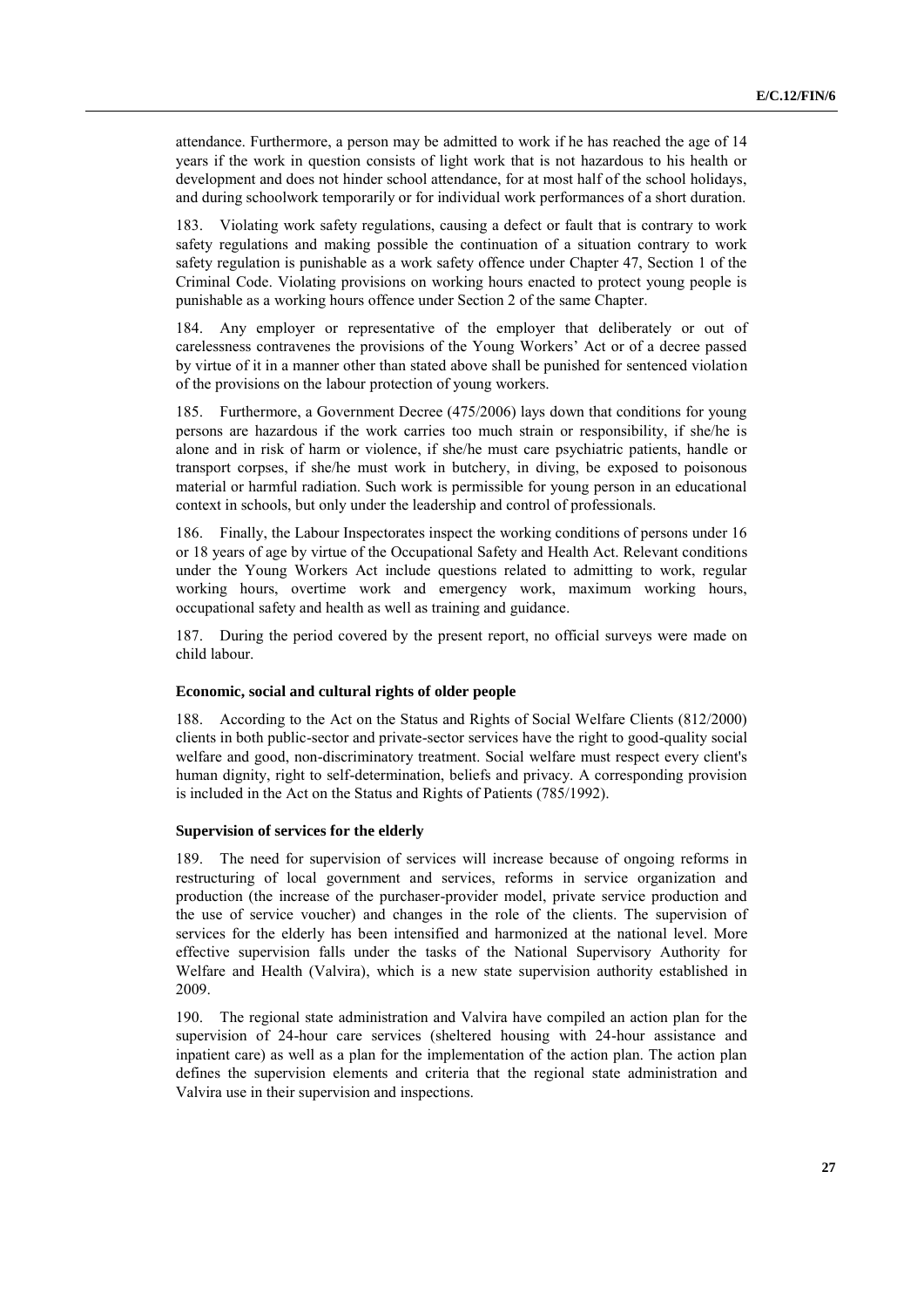attendance. Furthermore, a person may be admitted to work if he has reached the age of 14 years if the work in question consists of light work that is not hazardous to his health or development and does not hinder school attendance, for at most half of the school holidays, and during schoolwork temporarily or for individual work performances of a short duration.

183. Violating work safety regulations, causing a defect or fault that is contrary to work safety regulations and making possible the continuation of a situation contrary to work safety regulation is punishable as a work safety offence under Chapter 47, Section 1 of the Criminal Code. Violating provisions on working hours enacted to protect young people is punishable as a working hours offence under Section 2 of the same Chapter.

184. Any employer or representative of the employer that deliberately or out of carelessness contravenes the provisions of the Young Workers' Act or of a decree passed by virtue of it in a manner other than stated above shall be punished for sentenced violation of the provisions on the labour protection of young workers.

185. Furthermore, a Government Decree (475/2006) lays down that conditions for young persons are hazardous if the work carries too much strain or responsibility, if she/he is alone and in risk of harm or violence, if she/he must care psychiatric patients, handle or transport corpses, if she/he must work in butchery, in diving, be exposed to poisonous material or harmful radiation. Such work is permissible for young person in an educational context in schools, but only under the leadership and control of professionals.

186. Finally, the Labour Inspectorates inspect the working conditions of persons under 16 or 18 years of age by virtue of the Occupational Safety and Health Act. Relevant conditions under the Young Workers Act include questions related to admitting to work, regular working hours, overtime work and emergency work, maximum working hours, occupational safety and health as well as training and guidance.

187. During the period covered by the present report, no official surveys were made on child labour.

### Economic, social and cultural rights of older people

188. According to the Act on the Status and Rights of Social Welfare Clients (812/2000) clients in both public-sector and private-sector services have the right to good-quality social welfare and good, non-discriminatory treatment. Social welfare must respect every client's human dignity, right to self-determination, beliefs and privacy. A corresponding provision is included in the Act on the Status and Rights of Patients (785/1992).

### Supervision of services for the elderly

189. The need for supervision of services will increase because of ongoing reforms in restructuring of local government and services, reforms in service organization and production (the increase of the purchaser-provider model, private service production and the use of service voucher) and changes in the role of the clients. The supervision of services for the elderly has been intensified and harmonized at the national level. More effective supervision falls under the tasks of the National Supervisory Authority for Welfare and Health (Valvira), which is a new state supervision authority established in 2009.

190. The regional state administration and Valvira have compiled an action plan for the supervision of 24-hour care services (sheltered housing with 24-hour assistance and inpatient care) as well as a plan for the implementation of the action plan. The action plan defines the supervision elements and criteria that the regional state administration and Valvira use in their supervision and inspections.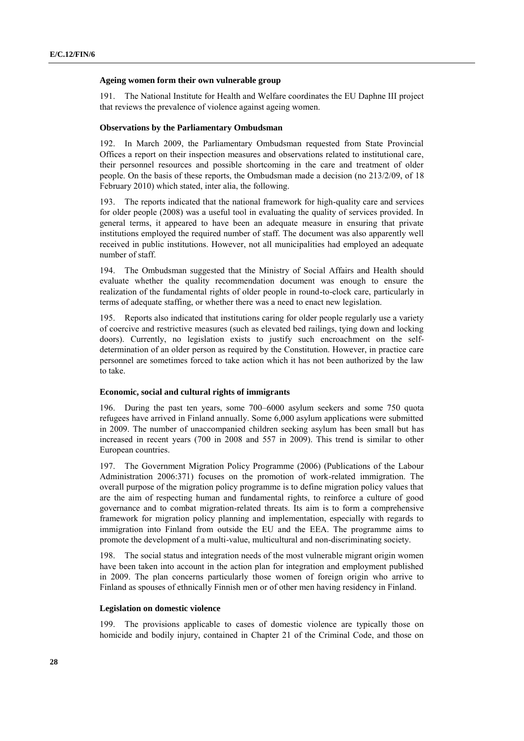### Ageing women form their own vulnerable group

191. The National Institute for Health and Welfare coordinates the EU Daphne III project that reviews the prevalence of violence against ageing women.

### Observations by the Parliamentary Ombudsman

192. In March 2009, the Parliamentary Ombudsman requested from State Provincial Offices a report on their inspection measures and observations related to institutional care, their personnel resources and possible shortcoming in the care and treatment of older people. On the basis of these reports, the Ombudsman made a decision (no 213/2/09, of 18 February 2010) which stated, inter alia, the following.

193. The reports indicated that the national framework for high-quality care and services for older people (2008) was a useful tool in evaluating the quality of services provided. In general terms, it appeared to have been an adequate measure in ensuring that private institutions employed the required number of staff. The document was also apparently well received in public institutions. However, not all municipalities had employed an adequate number of staff.

194. The Ombudsman suggested that the Ministry of Social Affairs and Health should evaluate whether the quality recommendation document was enough to ensure the realization of the fundamental rights of older people in round-to-clock care, particularly in terms of adequate staffing, or whether there was a need to enact new legislation.

195. Reports also indicated that institutions caring for older people regularly use a variety of coercive and restrictive measures (such as elevated bed railings, tying down and locking doors). Currently, no legislation exists to justify such encroachment on the self-determination of an older person as required by the Constitution. However, in practice care personnel are sometimes forced to take action which it has not been authorized by the law to take.

### Economic, social and cultural rights of immigrants

196. During the past ten years, some 700–6000 asylum seekers and some 750 quota refugees have arrived in Finland annually. Some 6,000 asylum applications were submitted in 2009. The number of unaccompanied children seeking asylum has been small but has increased in recent years (700 in 2008 and 557 in 2009). This trend is similar to other European countries.

197. The Government Migration Policy Programme (2006) (Publications of the Labour Administration 2006:371) focuses on the promotion of work-related immigration. The overall purpose of the migration policy programme is to define migration policy values that are the aim of respecting human and fundamental rights, to reinforce a culture of good governance and to combat migration-related threats. Its aim is to form a comprehensive framework for migration policy planning and implementation, especially with regards to immigration into Finland from outside the EU and the EEA. The programme aims to promote the development of a multi-value, multicultural and non-discriminating society.

198. The social status and integration needs of the most vulnerable migrant origin women have been taken into account in the action plan for integration and employment published in 2009. The plan concerns particularly those women of foreign origin who arrive to Finland as spouses of ethnically Finnish men or of other men having residency in Finland.

### Legislation on domestic violence

199. The provisions applicable to cases of domestic violence are typically those on homicide and bodily injury, contained in Chapter 21 of the Criminal Code, and those on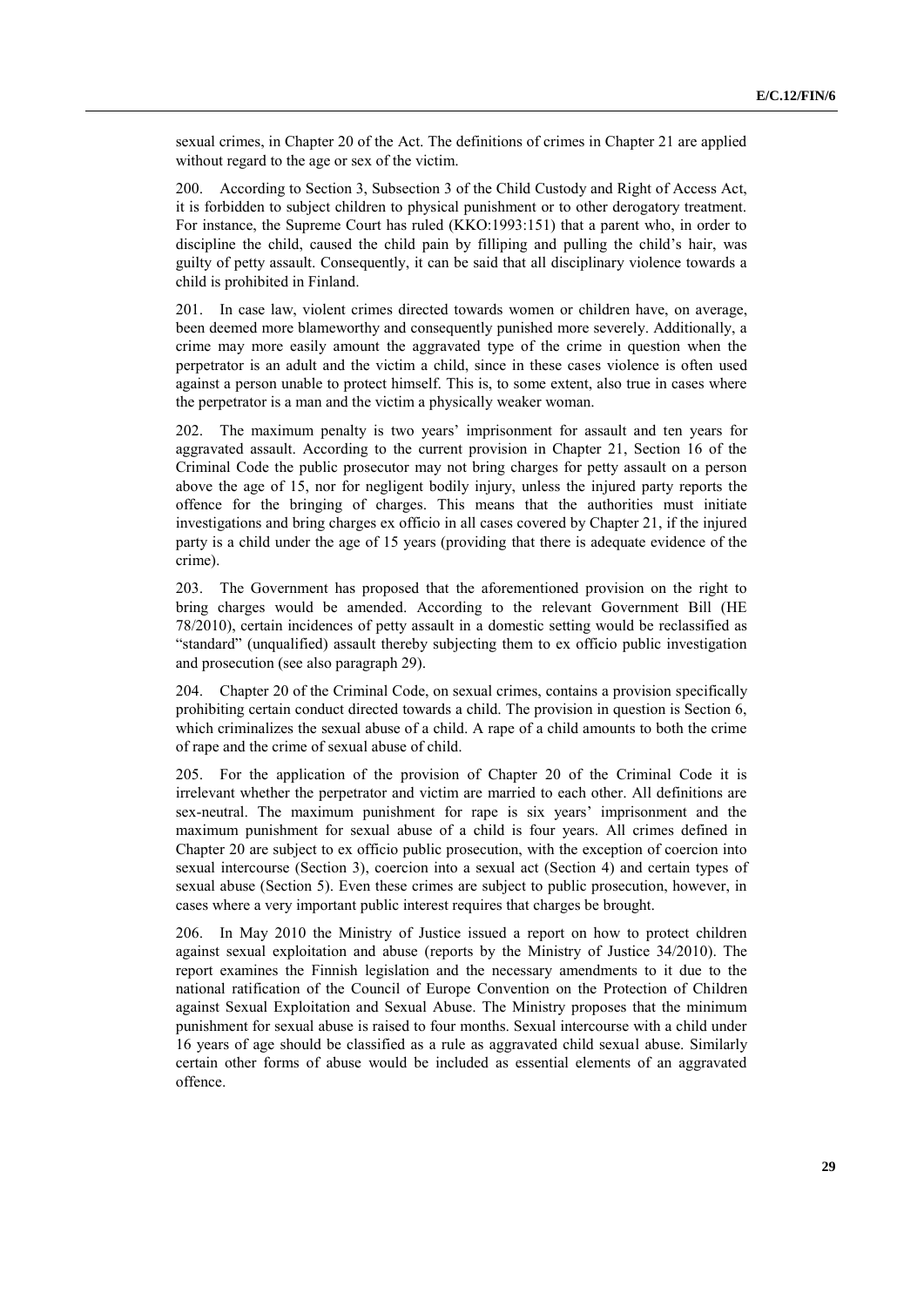sexual crimes, in Chapter 20 of the Act. The definitions of crimes in Chapter 21 are applied without regard to the age or sex of the victim.

200. According to Section 3, Subsection 3 of the Child Custody and Right of Access Act, it is forbidden to subject children to physical punishment or to other derogatory treatment. For instance, the Supreme Court has ruled (KKO:1993:151) that a parent who, in order to discipline the child, caused the child pain by filliping and pulling the child's hair, was guilty of petty assault. Consequently, it can be said that all disciplinary violence towards a child is prohibited in Finland.

201. In case law, violent crimes directed towards women or children have, on average, been deemed more blameworthy and consequently punished more severely. Additionally, a crime may more easily amount the aggravated type of the crime in question when the perpetrator is an adult and the victim a child, since in these cases violence is often used against a person unable to protect himself. This is, to some extent, also true in cases where the perpetrator is a man and the victim a physically weaker woman.

202. The maximum penalty is two years' imprisonment for assault and ten years for aggravated assault. According to the current provision in Chapter 21, Section 16 of the Criminal Code the public prosecutor may not bring charges for petty assault on a person above the age of 15, nor for negligent bodily injury, unless the injured party reports the offence for the bringing of charges. This means that the authorities must initiate investigations and bring charges ex officio in all cases covered by Chapter 21, if the injured party is a child under the age of 15 years (providing that there is adequate evidence of the crime).

203. The Government has proposed that the aforementioned provision on the right to bring charges would be amended. According to the relevant Government Bill (HE 78/2010), certain incidences of petty assault in a domestic setting would be reclassified as "standard" (unqualified) assault thereby subjecting them to ex officio public investigation and prosecution (see also paragraph 29).

204. Chapter 20 of the Criminal Code, on sexual crimes, contains a provision specifically prohibiting certain conduct directed towards a child. The provision in question is Section 6, which criminalizes the sexual abuse of a child. A rape of a child amounts to both the crime of rape and the crime of sexual abuse of child.

205. For the application of the provision of Chapter 20 of the Criminal Code it is irrelevant whether the perpetrator and victim are married to each other. All definitions are sex-neutral. The maximum punishment for rape is six years' imprisonment and the maximum punishment for sexual abuse of a child is four years. All crimes defined in Chapter 20 are subject to ex officio public prosecution, with the exception of coercion into sexual intercourse (Section 3), coercion into a sexual act (Section 4) and certain types of sexual abuse (Section 5). Even these crimes are subject to public prosecution, however, in cases where a very important public interest requires that charges be brought.

206. In May 2010 the Ministry of Justice issued a report on how to protect children against sexual exploitation and abuse (reports by the Ministry of Justice 34/2010). The report examines the Finnish legislation and the necessary amendments to it due to the national ratification of the Council of Europe Convention on the Protection of Children against Sexual Exploitation and Sexual Abuse. The Ministry proposes that the minimum punishment for sexual abuse is raised to four months. Sexual intercourse with a child under 16 years of age should be classified as a rule as aggravated child sexual abuse. Similarly certain other forms of abuse would be included as essential elements of an aggravated offence.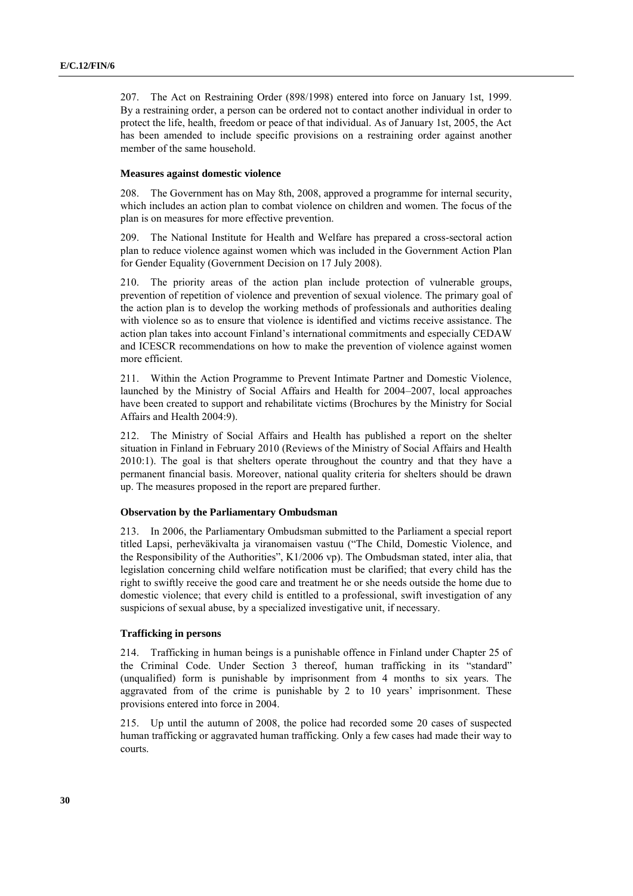207. The Act on Restraining Order (898/1998) entered into force on January 1st, 1999. By a restraining order, a person can be ordered not to contact another individual in order to protect the life, health, freedom or peace of that individual. As of January 1st, 2005, the Act has been amended to include specific provisions on a restraining order against another member of the same household.

### Measures against domestic violence

208. The Government has on May 8th, 2008, approved a programme for internal security, which includes an action plan to combat violence on children and women. The focus of the plan is on measures for more effective prevention.

209. The National Institute for Health and Welfare has prepared a cross-sectoral action plan to reduce violence against women which was included in the Government Action Plan for Gender Equality (Government Decision on 17 July 2008).

210. The priority areas of the action plan include protection of vulnerable groups, prevention of repetition of violence and prevention of sexual violence. The primary goal of the action plan is to develop the working methods of professionals and authorities dealing with violence so as to ensure that violence is identified and victims receive assistance. The action plan takes into account Finland's international commitments and especially CEDAW and ICESCR recommendations on how to make the prevention of violence against women more efficient.

211. Within the Action Programme to Prevent Intimate Partner and Domestic Violence, launched by the Ministry of Social Affairs and Health for 2004–2007, local approaches have been created to support and rehabilitate victims (Brochures by the Ministry for Social Affairs and Health 2004:9).

212. The Ministry of Social Affairs and Health has published a report on the shelter situation in Finland in February 2010 (Reviews of the Ministry of Social Affairs and Health 2010:1). The goal is that shelters operate throughout the country and that they have a permanent financial basis. Moreover, national quality criteria for shelters should be drawn up. The measures proposed in the report are prepared further.

### Observation by the Parliamentary Ombudsman

213. In 2006, the Parliamentary Ombudsman submitted to the Parliament a special report titled Lapsi, perheväkivalta ja viranomaisen vastuu ("The Child, Domestic Violence, and the Responsibility of the Authorities", K1/2006 vp). The Ombudsman stated, inter alia, that legislation concerning child welfare notification must be clarified; that every child has the right to swiftly receive the good care and treatment he or she needs outside the home due to domestic violence; that every child is entitled to a professional, swift investigation of any suspicions of sexual abuse, by a specialized investigative unit, if necessary.

### Trafficking in persons

214. Trafficking in human beings is a punishable offence in Finland under Chapter 25 of the Criminal Code. Under Section 3 thereof, human trafficking in its "standard" (unqualified) form is punishable by imprisonment from 4 months to six years. The aggravated from of the crime is punishable by 2 to 10 years' imprisonment. These provisions entered into force in 2004.

215. Up until the autumn of 2008, the police had recorded some 20 cases of suspected human trafficking or aggravated human trafficking. Only a few cases had made their way to courts.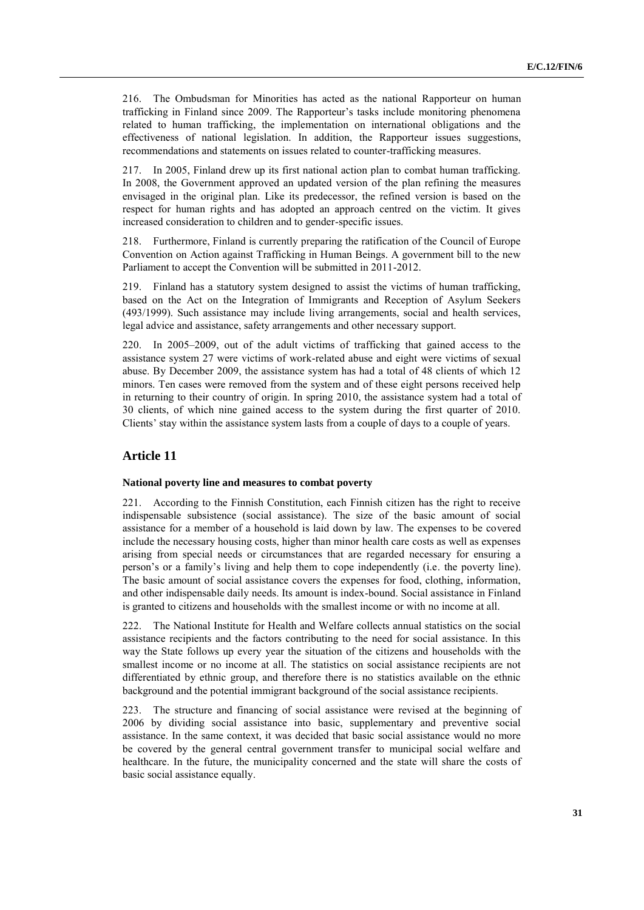216. The Ombudsman for Minorities has acted as the national Rapporteur on human trafficking in Finland since 2009. The Rapporteur's tasks include monitoring phenomena related to human trafficking, the implementation on international obligations and the effectiveness of national legislation. In addition, the Rapporteur issues suggestions, recommendations and statements on issues related to counter-trafficking measures.

217. In 2005, Finland drew up its first national action plan to combat human trafficking. In 2008, the Government approved an updated version of the plan refining the measures envisaged in the original plan. Like its predecessor, the refined version is based on the respect for human rights and has adopted an approach centred on the victim. It gives increased consideration to children and to gender-specific issues.

218. Furthermore, Finland is currently preparing the ratification of the Council of Europe Convention on Action against Trafficking in Human Beings. A government bill to the new Parliament to accept the Convention will be submitted in 2011-2012.

219. Finland has a statutory system designed to assist the victims of human trafficking, based on the Act on the Integration of Immigrants and Reception of Asylum Seekers (493/1999). Such assistance may include living arrangements, social and health services, legal advice and assistance, safety arrangements and other necessary support.

220. In 2005–2009, out of the adult victims of trafficking that gained access to the assistance system 27 were victims of work-related abuse and eight were victims of sexual abuse. By December 2009, the assistance system has had a total of 48 clients of which 12 minors. Ten cases were removed from the system and of these eight persons received help in returning to their country of origin. In spring 2010, the assistance system had a total of 30 clients, of which nine gained access to the system during the first quarter of 2010. Clients' stay within the assistance system lasts from a couple of days to a couple of years.

## Article 11

### National poverty line and measures to combat poverty

221. According to the Finnish Constitution, each Finnish citizen has the right to receive indispensable subsistence (social assistance). The size of the basic amount of social assistance for a member of a household is laid down by law. The expenses to be covered include the necessary housing costs, higher than minor health care costs as well as expenses arising from special needs or circumstances that are regarded necessary for ensuring a person's or a family's living and help them to cope independently (i.e. the poverty line). The basic amount of social assistance covers the expenses for food, clothing, information, and other indispensable daily needs. Its amount is index-bound. Social assistance in Finland is granted to citizens and households with the smallest income or with no income at all.

222. The National Institute for Health and Welfare collects annual statistics on the social assistance recipients and the factors contributing to the need for social assistance. In this way the State follows up every year the situation of the citizens and households with the smallest income or no income at all. The statistics on social assistance recipients are not differentiated by ethnic group, and therefore there is no statistics available on the ethnic background and the potential immigrant background of the social assistance recipients.

223. The structure and financing of social assistance were revised at the beginning of 2006 by dividing social assistance into basic, supplementary and preventive social assistance. In the same context, it was decided that basic social assistance would no more be covered by the general central government transfer to municipal social welfare and healthcare. In the future, the municipality concerned and the state will share the costs of basic social assistance equally.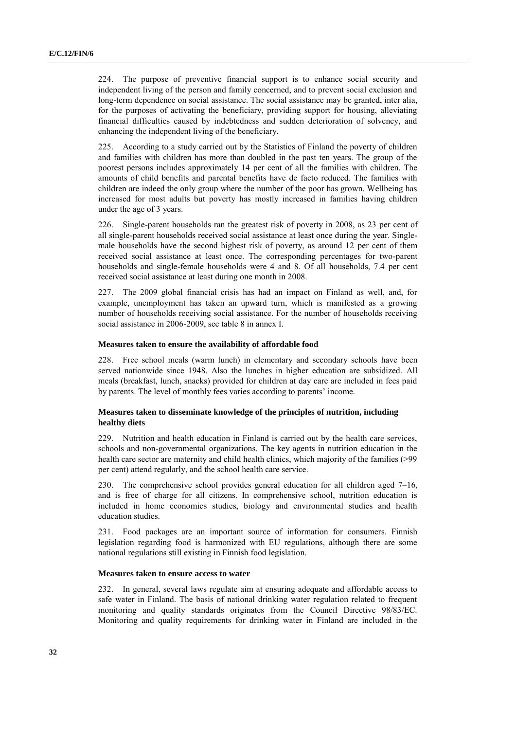224. The purpose of preventive financial support is to enhance social security and independent living of the person and family concerned, and to prevent social exclusion and long-term dependence on social assistance. The social assistance may be granted, inter alia, for the purposes of activating the beneficiary, providing support for housing, alleviating financial difficulties caused by indebtedness and sudden deterioration of solvency, and enhancing the independent living of the beneficiary.

225. According to a study carried out by the Statistics of Finland the poverty of children and families with children has more than doubled in the past ten years. The group of the poorest persons includes approximately 14 per cent of all the families with children. The amounts of child benefits and parental benefits have de facto reduced. The families with children are indeed the only group where the number of the poor has grown. Wellbeing has increased for most adults but poverty has mostly increased in families having children under the age of 3 years.

226. Single-parent households ran the greatest risk of poverty in 2008, as 23 per cent of all single-parent households received social assistance at least once during the year. Single-male households have the second highest risk of poverty, as around 12 per cent of them received social assistance at least once. The corresponding percentages for two-parent households and single-female households were 4 and 8. Of all households, 7.4 per cent received social assistance at least during one month in 2008.

227. The 2009 global financial crisis has had an impact on Finland as well, and, for example, unemployment has taken an upward turn, which is manifested as a growing number of households receiving social assistance. For the number of households receiving social assistance in 2006-2009, see table 8 in annex I.

#### Measures taken to ensure the availability of affordable food

228. Free school meals (warm lunch) in elementary and secondary schools have been served nationwide since 1948. Also the lunches in higher education are subsidized. All meals (breakfast, lunch, snacks) provided for children at day care are included in fees paid by parents. The level of monthly fees varies according to parents' income.

#### Measures taken to disseminate knowledge of the principles of nutrition, including healthy diets

229. Nutrition and health education in Finland is carried out by the health care services, schools and non-governmental organizations. The key agents in nutrition education in the health care sector are maternity and child health clinics, which majority of the families (>99 per cent) attend regularly, and the school health care service.

230. The comprehensive school provides general education for all children aged 7–16, and is free of charge for all citizens. In comprehensive school, nutrition education is included in home economics studies, biology and environmental studies and health education studies.

231. Food packages are an important source of information for consumers. Finnish legislation regarding food is harmonized with EU regulations, although there are some national regulations still existing in Finnish food legislation.

#### Measures taken to ensure access to water

232. In general, several laws regulate aim at ensuring adequate and affordable access to safe water in Finland. The basis of national drinking water regulation related to frequent monitoring and quality standards originates from the Council Directive 98/83/EC. Monitoring and quality requirements for drinking water in Finland are included in the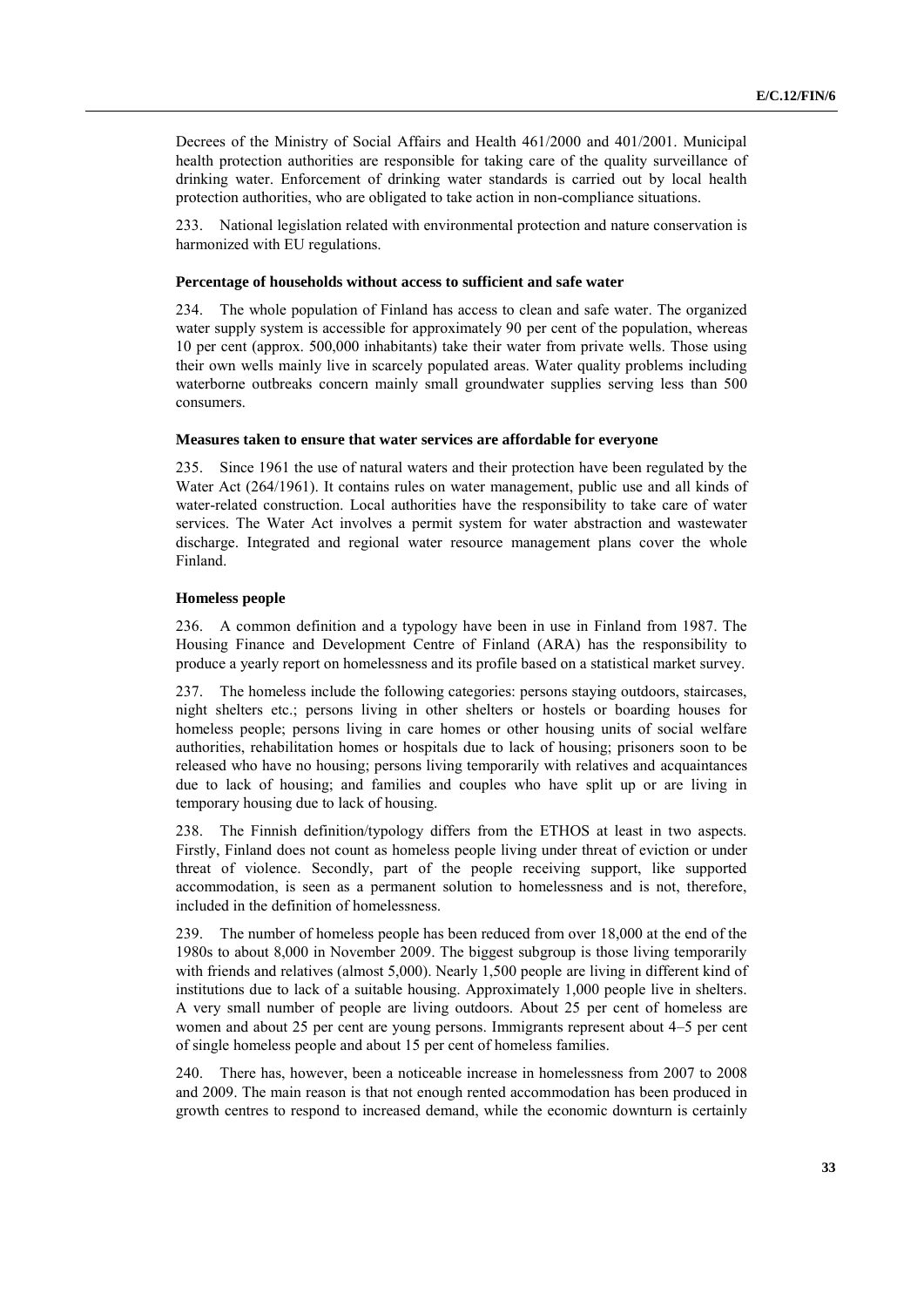Decrees of the Ministry of Social Affairs and Health 461/2000 and 401/2001. Municipal health protection authorities are responsible for taking care of the quality surveillance of drinking water. Enforcement of drinking water standards is carried out by local health protection authorities, who are obligated to take action in non-compliance situations.

233. National legislation related with environmental protection and nature conservation is harmonized with EU regulations.

**Percentage of households without access to sufficient and safe water**

234. The whole population of Finland has access to clean and safe water. The organized water supply system is accessible for approximately 90 per cent of the population, whereas 10 per cent (approx. 500,000 inhabitants) take their water from private wells. Those using their own wells mainly live in scarcely populated areas. Water quality problems including waterborne outbreaks concern mainly small groundwater supplies serving less than 500 consumers.

**Measures taken to ensure that water services are affordable for everyone**

235. Since 1961 the use of natural waters and their protection have been regulated by the Water Act (264/1961). It contains rules on water management, public use and all kinds of water-related construction. Local authorities have the responsibility to take care of water services. The Water Act involves a permit system for water abstraction and wastewater discharge. Integrated and regional water resource management plans cover the whole Finland.

**Homeless people**

236. A common definition and a typology have been in use in Finland from 1987. The Housing Finance and Development Centre of Finland (ARA) has the responsibility to produce a yearly report on homelessness and its profile based on a statistical market survey.

237. The homeless include the following categories: persons staying outdoors, staircases, night shelters etc.; persons living in other shelters or hostels or boarding houses for homeless people; persons living in care homes or other housing units of social welfare authorities, rehabilitation homes or hospitals due to lack of housing; prisoners soon to be released who have no housing; persons living temporarily with relatives and acquaintances due to lack of housing; and families and couples who have split up or are living in temporary housing due to lack of housing.

238. The Finnish definition/typology differs from the ETHOS at least in two aspects. Firstly, Finland does not count as homeless people living under threat of eviction or under threat of violence. Secondly, part of the people receiving support, like supported accommodation, is seen as a permanent solution to homelessness and is not, therefore, included in the definition of homelessness.

239. The number of homeless people has been reduced from over 18,000 at the end of the 1980s to about 8,000 in November 2009. The biggest subgroup is those living temporarily with friends and relatives (almost 5,000). Nearly 1,500 people are living in different kind of institutions due to lack of a suitable housing. Approximately 1,000 people live in shelters. A very small number of people are living outdoors. About 25 per cent of homeless are women and about 25 per cent are young persons. Immigrants represent about 4–5 per cent of single homeless people and about 15 per cent of homeless families.

240. There has, however, been a noticeable increase in homelessness from 2007 to 2008 and 2009. The main reason is that not enough rented accommodation has been produced in growth centres to respond to increased demand, while the economic downturn is certainly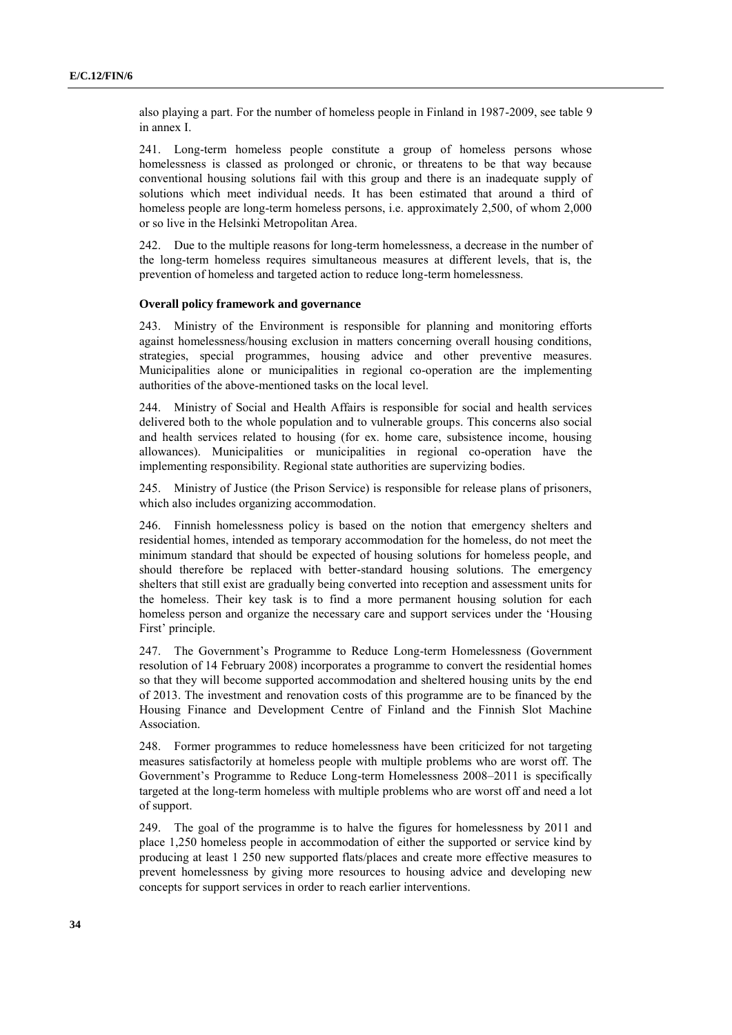also playing a part. For the number of homeless people in Finland in 1987-2009, see table 9 in annex I.

241. Long-term homeless people constitute a group of homeless persons whose homelessness is classed as prolonged or chronic, or threatens to be that way because conventional housing solutions fail with this group and there is an inadequate supply of solutions which meet individual needs. It has been estimated that around a third of homeless people are long-term homeless persons, i.e. approximately 2,500, of whom 2,000 or so live in the Helsinki Metropolitan Area.

242. Due to the multiple reasons for long-term homelessness, a decrease in the number of the long-term homeless requires simultaneous measures at different levels, that is, the prevention of homeless and targeted action to reduce long-term homelessness.

**Overall policy framework and governance**

243. Ministry of the Environment is responsible for planning and monitoring efforts against homelessness/housing exclusion in matters concerning overall housing conditions, strategies, special programmes, housing advice and other preventive measures. Municipalities alone or municipalities in regional co-operation are the implementing authorities of the above-mentioned tasks on the local level.

244. Ministry of Social and Health Affairs is responsible for social and health services delivered both to the whole population and to vulnerable groups. This concerns also social and health services related to housing (for ex. home care, subsistence income, housing allowances). Municipalities or municipalities in regional co-operation have the implementing responsibility. Regional state authorities are supervizing bodies.

245. Ministry of Justice (the Prison Service) is responsible for release plans of prisoners, which also includes organizing accommodation.

246. Finnish homelessness policy is based on the notion that emergency shelters and residential homes, intended as temporary accommodation for the homeless, do not meet the minimum standard that should be expected of housing solutions for homeless people, and should therefore be replaced with better-standard housing solutions. The emergency shelters that still exist are gradually being converted into reception and assessment units for the homeless. Their key task is to find a more permanent housing solution for each homeless person and organize the necessary care and support services under the 'Housing First' principle.

247. The Government's Programme to Reduce Long-term Homelessness (Government resolution of 14 February 2008) incorporates a programme to convert the residential homes so that they will become supported accommodation and sheltered housing units by the end of 2013. The investment and renovation costs of this programme are to be financed by the Housing Finance and Development Centre of Finland and the Finnish Slot Machine Association.

248. Former programmes to reduce homelessness have been criticized for not targeting measures satisfactorily at homeless people with multiple problems who are worst off. The Government's Programme to Reduce Long-term Homelessness 2008–2011 is specifically targeted at the long-term homeless with multiple problems who are worst off and need a lot of support.

249. The goal of the programme is to halve the figures for homelessness by 2011 and place 1,250 homeless people in accommodation of either the supported or service kind by producing at least 1 250 new supported flats/places and create more effective measures to prevent homelessness by giving more resources to housing advice and developing new concepts for support services in order to reach earlier interventions.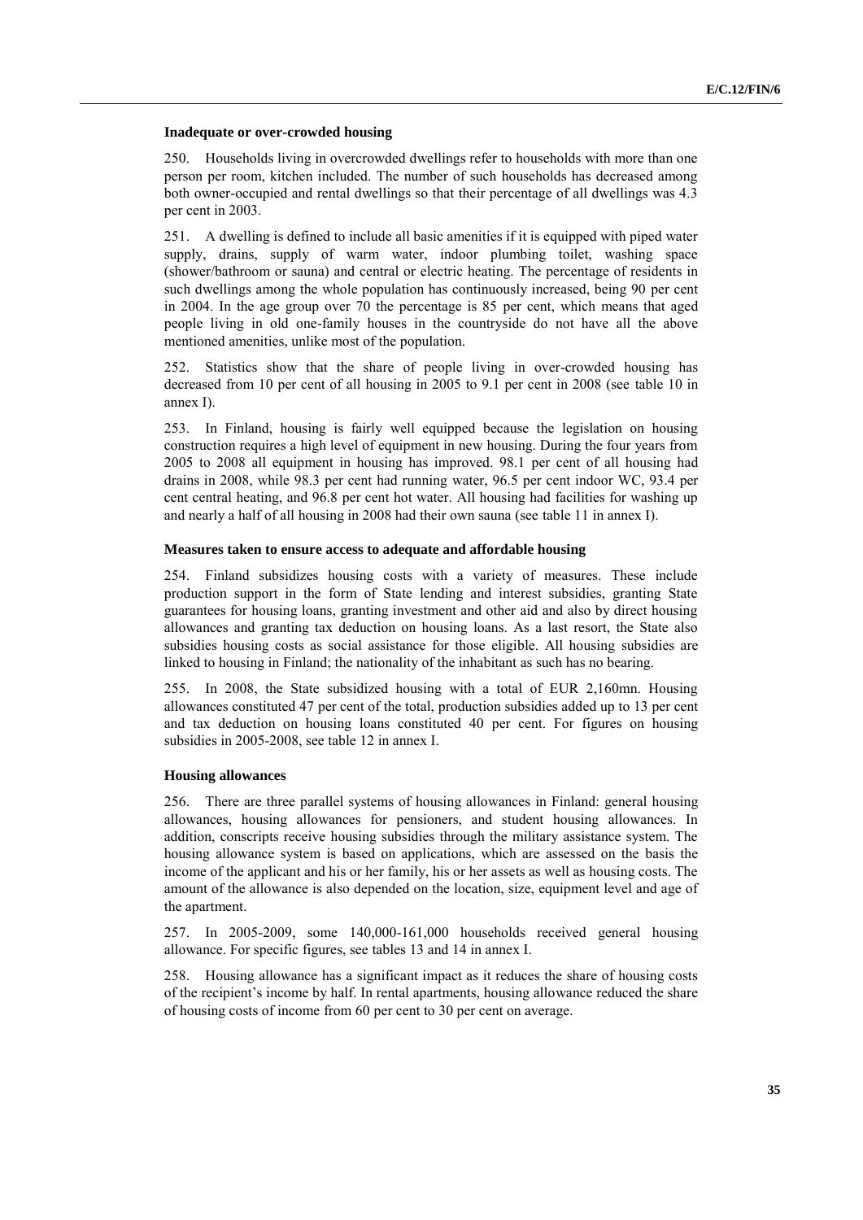### Inadequate or over-crowded housing

250. Households living in overcrowded dwellings refer to households with more than one person per room, kitchen included. The number of such households has decreased among both owner-occupied and rental dwellings so that their percentage of all dwellings was 4.3 per cent in 2003.

251. A dwelling is defined to include all basic amenities if it is equipped with piped water supply, drains, supply of warm water, indoor plumbing toilet, washing space (shower/bathroom or sauna) and central or electric heating. The percentage of residents in such dwellings among the whole population has continuously increased, being 90 per cent in 2004. In the age group over 70 the percentage is 85 per cent, which means that aged people living in old one-family houses in the countryside do not have all the above mentioned amenities, unlike most of the population.

252. Statistics show that the share of people living in over-crowded housing has decreased from 10 per cent of all housing in 2005 to 9.1 per cent in 2008 (see table 10 in annex I).

253. In Finland, housing is fairly well equipped because the legislation on housing construction requires a high level of equipment in new housing. During the four years from 2005 to 2008 all equipment in housing has improved. 98.1 per cent of all housing had drains in 2008, while 98.3 per cent had running water, 96.5 per cent indoor WC, 93.4 per cent central heating, and 96.8 per cent hot water. All housing had facilities for washing up and nearly a half of all housing in 2008 had their own sauna (see table 11 in annex I).

### Measures taken to ensure access to adequate and affordable housing

254. Finland subsidizes housing costs with a variety of measures. These include production support in the form of State lending and interest subsidies, granting State guarantees for housing loans, granting investment and other aid and also by direct housing allowances and granting tax deduction on housing loans. As a last resort, the State also subsidies housing costs as social assistance for those eligible. All housing subsidies are linked to housing in Finland; the nationality of the inhabitant as such has no bearing.

255. In 2008, the State subsidized housing with a total of EUR 2,160mn. Housing allowances constituted 47 per cent of the total, production subsidies added up to 13 per cent and tax deduction on housing loans constituted 40 per cent. For figures on housing subsidies in 2005-2008, see table 12 in annex I.

### Housing allowances

256. There are three parallel systems of housing allowances in Finland: general housing allowances, housing allowances for pensioners, and student housing allowances. In addition, conscripts receive housing subsidies through the military assistance system. The housing allowance system is based on applications, which are assessed on the basis the income of the applicant and his or her family, his or her assets as well as housing costs. The amount of the allowance is also depended on the location, size, equipment level and age of the apartment.

257. In 2005-2009, some 140,000-161,000 households received general housing allowance. For specific figures, see tables 13 and 14 in annex I.

258. Housing allowance has a significant impact as it reduces the share of housing costs of the recipient's income by half. In rental apartments, housing allowance reduced the share of housing costs of income from 60 per cent to 30 per cent on average.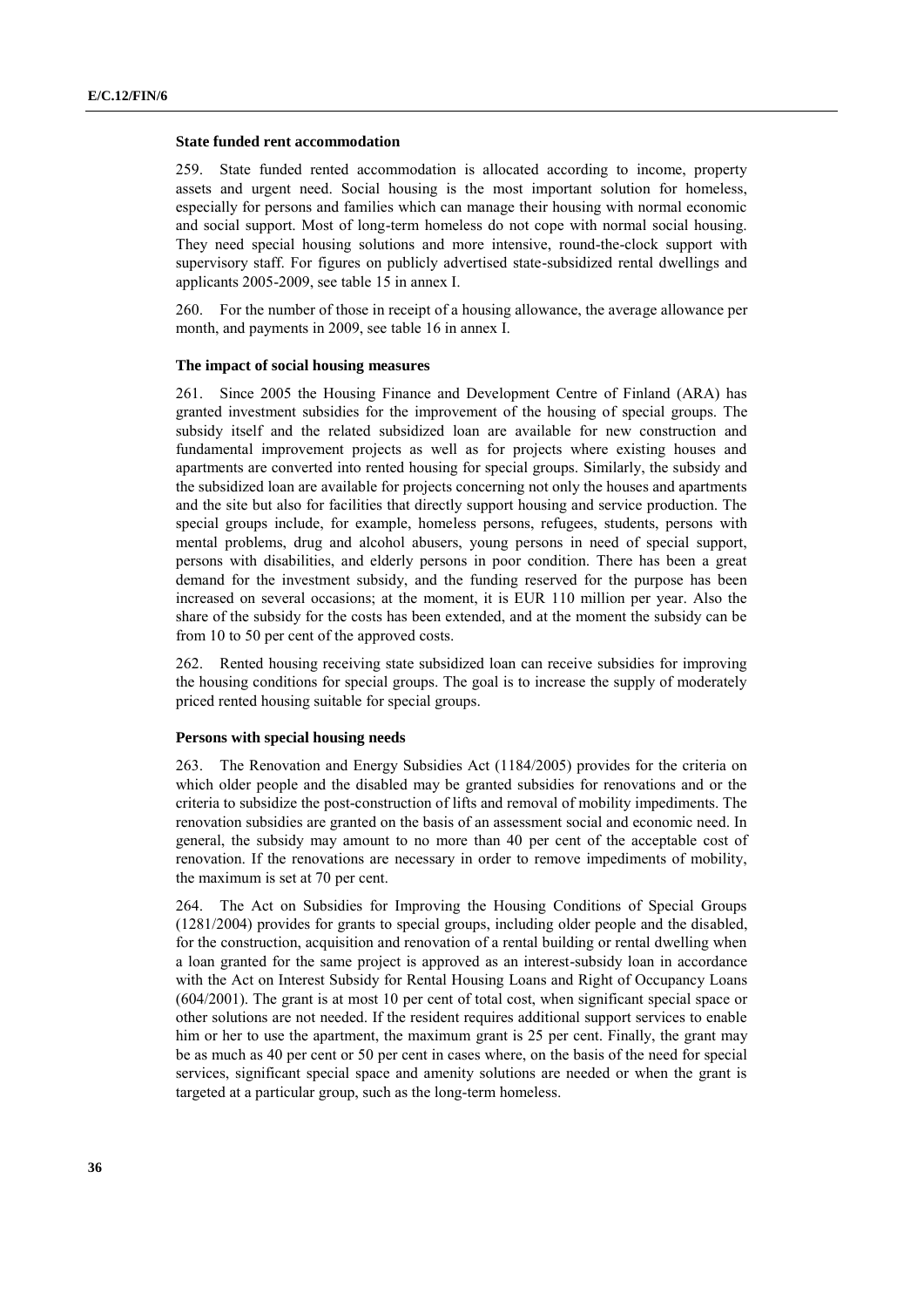### State funded rent accommodation

259. State funded rented accommodation is allocated according to income, property assets and urgent need. Social housing is the most important solution for homeless, especially for persons and families which can manage their housing with normal economic and social support. Most of long-term homeless do not cope with normal social housing. They need special housing solutions and more intensive, round-the-clock support with supervisory staff. For figures on publicly advertised state-subsidized rental dwellings and applicants 2005-2009, see table 15 in annex I.

260. For the number of those in receipt of a housing allowance, the average allowance per month, and payments in 2009, see table 16 in annex I.

### The impact of social housing measures

261. Since 2005 the Housing Finance and Development Centre of Finland (ARA) has granted investment subsidies for the improvement of the housing of special groups. The subsidy itself and the related subsidized loan are available for new construction and fundamental improvement projects as well as for projects where existing houses and apartments are converted into rented housing for special groups. Similarly, the subsidy and the subsidized loan are available for projects concerning not only the houses and apartments and the site but also for facilities that directly support housing and service production. The special groups include, for example, homeless persons, refugees, students, persons with mental problems, drug and alcohol abusers, young persons in need of special support, persons with disabilities, and elderly persons in poor condition. There has been a great demand for the investment subsidy, and the funding reserved for the purpose has been increased on several occasions; at the moment, it is EUR 110 million per year. Also the share of the subsidy for the costs has been extended, and at the moment the subsidy can be from 10 to 50 per cent of the approved costs.

262. Rented housing receiving state subsidized loan can receive subsidies for improving the housing conditions for special groups. The goal is to increase the supply of moderately priced rented housing suitable for special groups.

### Persons with special housing needs

263. The Renovation and Energy Subsidies Act (1184/2005) provides for the criteria on which older people and the disabled may be granted subsidies for renovations and or the criteria to subsidize the post-construction of lifts and removal of mobility impediments. The renovation subsidies are granted on the basis of an assessment social and economic need. In general, the subsidy may amount to no more than 40 per cent of the acceptable cost of renovation. If the renovations are necessary in order to remove impediments of mobility, the maximum is set at 70 per cent.

264. The Act on Subsidies for Improving the Housing Conditions of Special Groups (1281/2004) provides for grants to special groups, including older people and the disabled, for the construction, acquisition and renovation of a rental building or rental dwelling when a loan granted for the same project is approved as an interest-subsidy loan in accordance with the Act on Interest Subsidy for Rental Housing Loans and Right of Occupancy Loans (604/2001). The grant is at most 10 per cent of total cost, when significant special space or other solutions are not needed. If the resident requires additional support services to enable him or her to use the apartment, the maximum grant is 25 per cent. Finally, the grant may be as much as 40 per cent or 50 per cent in cases where, on the basis of the need for special services, significant special space and amenity solutions are needed or when the grant is targeted at a particular group, such as the long-term homeless.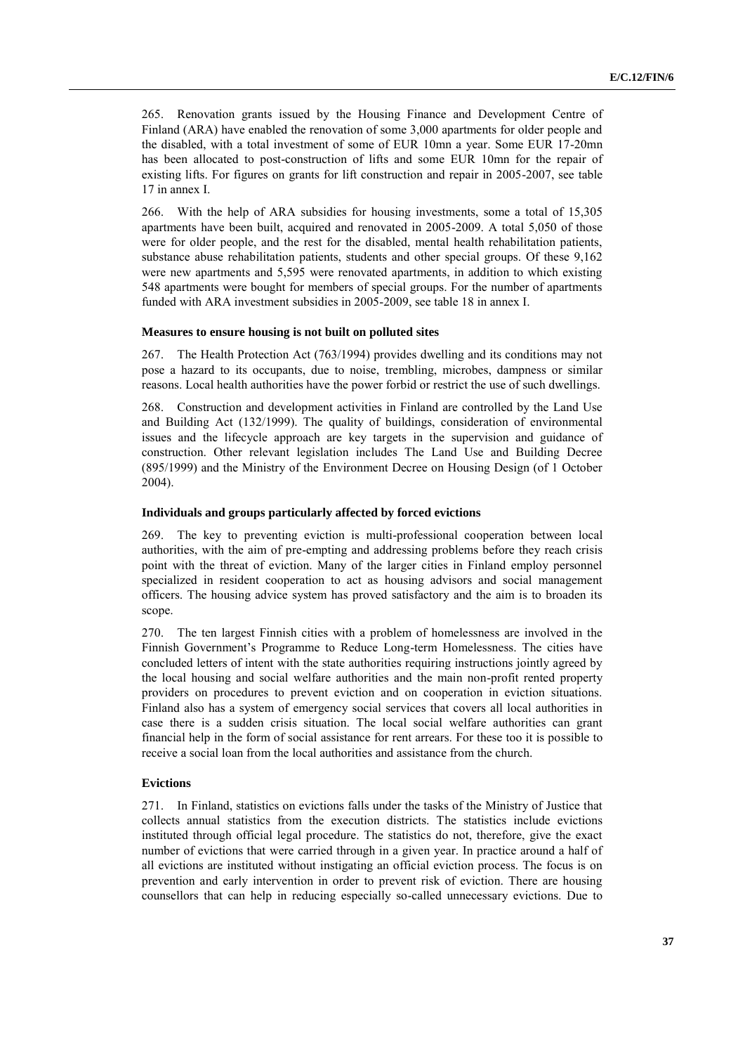265. Renovation grants issued by the Housing Finance and Development Centre of Finland (ARA) have enabled the renovation of some 3,000 apartments for older people and the disabled, with a total investment of some of EUR 10mn a year. Some EUR 17-20mn has been allocated to post-construction of lifts and some EUR 10mn for the repair of existing lifts. For figures on grants for lift construction and repair in 2005-2007, see table 17 in annex I.

266. With the help of ARA subsidies for housing investments, some a total of 15,305 apartments have been built, acquired and renovated in 2005-2009. A total 5,050 of those were for older people, and the rest for the disabled, mental health rehabilitation patients, substance abuse rehabilitation patients, students and other special groups. Of these 9,162 were new apartments and 5,595 were renovated apartments, in addition to which existing 548 apartments were bought for members of special groups. For the number of apartments funded with ARA investment subsidies in 2005-2009, see table 18 in annex I.

### Measures to ensure housing is not built on polluted sites

267. The Health Protection Act (763/1994) provides dwelling and its conditions may not pose a hazard to its occupants, due to noise, trembling, microbes, dampness or similar reasons. Local health authorities have the power forbid or restrict the use of such dwellings.

268. Construction and development activities in Finland are controlled by the Land Use and Building Act (132/1999). The quality of buildings, consideration of environmental issues and the lifecycle approach are key targets in the supervision and guidance of construction. Other relevant legislation includes The Land Use and Building Decree (895/1999) and the Ministry of the Environment Decree on Housing Design (of 1 October 2004).

### Individuals and groups particularly affected by forced evictions

269. The key to preventing eviction is multi-professional cooperation between local authorities, with the aim of pre-empting and addressing problems before they reach crisis point with the threat of eviction. Many of the larger cities in Finland employ personnel specialized in resident cooperation to act as housing advisors and social management officers. The housing advice system has proved satisfactory and the aim is to broaden its scope.

270. The ten largest Finnish cities with a problem of homelessness are involved in the Finnish Government's Programme to Reduce Long-term Homelessness. The cities have concluded letters of intent with the state authorities requiring instructions jointly agreed by the local housing and social welfare authorities and the main non-profit rented property providers on procedures to prevent eviction and on cooperation in eviction situations. Finland also has a system of emergency social services that covers all local authorities in case there is a sudden crisis situation. The local social welfare authorities can grant financial help in the form of social assistance for rent arrears. For these too it is possible to receive a social loan from the local authorities and assistance from the church.

### Evictions

271. In Finland, statistics on evictions falls under the tasks of the Ministry of Justice that collects annual statistics from the execution districts. The statistics include evictions instituted through official legal procedure. The statistics do not, therefore, give the exact number of evictions that were carried through in a given year. In practice around a half of all evictions are instituted without instigating an official eviction process. The focus is on prevention and early intervention in order to prevent risk of eviction. There are housing counsellors that can help in reducing especially so-called unnecessary evictions. Due to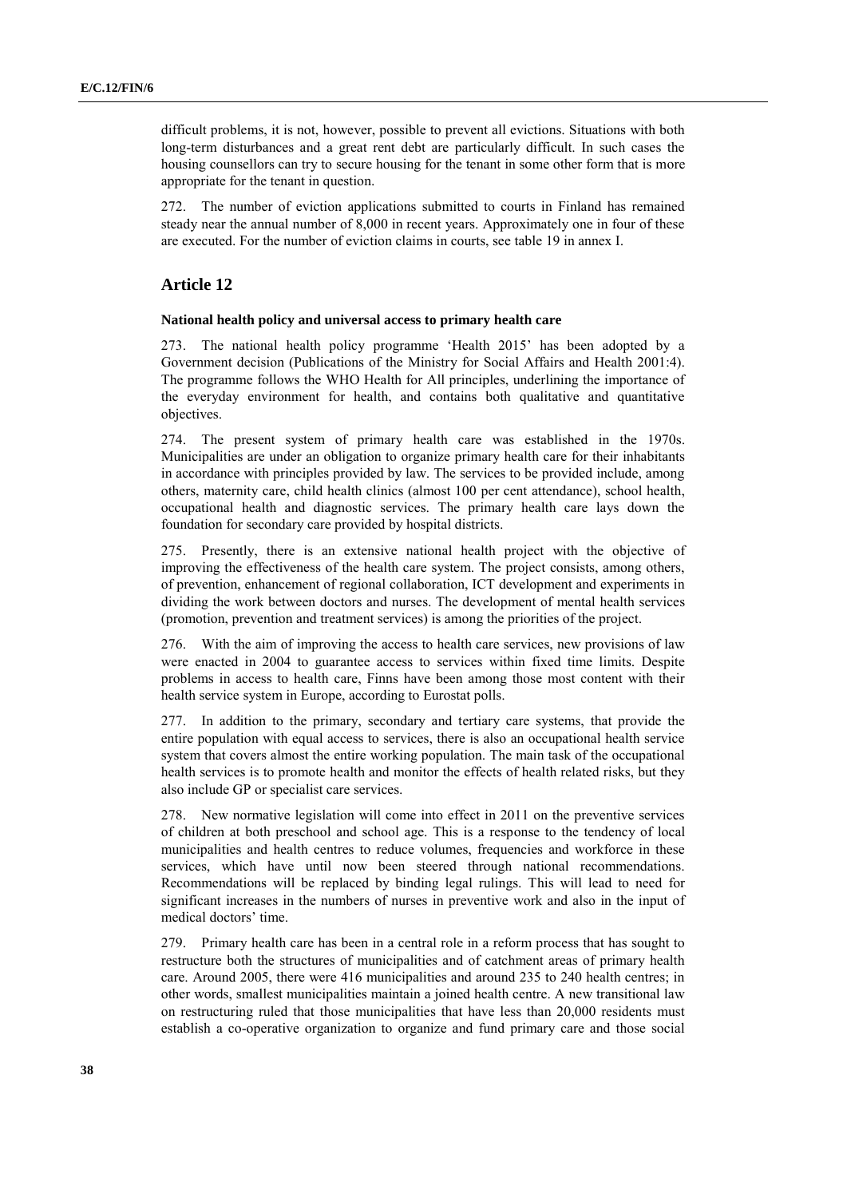difficult problems, it is not, however, possible to prevent all evictions. Situations with both long-term disturbances and a great rent debt are particularly difficult. In such cases the housing counsellors can try to secure housing for the tenant in some other form that is more appropriate for the tenant in question.

272. The number of eviction applications submitted to courts in Finland has remained steady near the annual number of 8,000 in recent years. Approximately one in four of these are executed. For the number of eviction claims in courts, see table 19 in annex I.

## Article 12

### National health policy and universal access to primary health care

273. The national health policy programme 'Health 2015' has been adopted by a Government decision (Publications of the Ministry for Social Affairs and Health 2001:4). The programme follows the WHO Health for All principles, underlining the importance of the everyday environment for health, and contains both qualitative and quantitative objectives.

274. The present system of primary health care was established in the 1970s. Municipalities are under an obligation to organize primary health care for their inhabitants in accordance with principles provided by law. The services to be provided include, among others, maternity care, child health clinics (almost 100 per cent attendance), school health, occupational health and diagnostic services. The primary health care lays down the foundation for secondary care provided by hospital districts.

275. Presently, there is an extensive national health project with the objective of improving the effectiveness of the health care system. The project consists, among others, of prevention, enhancement of regional collaboration, ICT development and experiments in dividing the work between doctors and nurses. The development of mental health services (promotion, prevention and treatment services) is among the priorities of the project.

276. With the aim of improving the access to health care services, new provisions of law were enacted in 2004 to guarantee access to services within fixed time limits. Despite problems in access to health care, Finns have been among those most content with their health service system in Europe, according to Eurostat polls.

277. In addition to the primary, secondary and tertiary care systems, that provide the entire population with equal access to services, there is also an occupational health service system that covers almost the entire working population. The main task of the occupational health services is to promote health and monitor the effects of health related risks, but they also include GP or specialist care services.

278. New normative legislation will come into effect in 2011 on the preventive services of children at both preschool and school age. This is a response to the tendency of local municipalities and health centres to reduce volumes, frequencies and workforce in these services, which have until now been steered through national recommendations. Recommendations will be replaced by binding legal rulings. This will lead to need for significant increases in the numbers of nurses in preventive work and also in the input of medical doctors' time.

279. Primary health care has been in a central role in a reform process that has sought to restructure both the structures of municipalities and of catchment areas of primary health care. Around 2005, there were 416 municipalities and around 235 to 240 health centres; in other words, smallest municipalities maintain a joined health centre. A new transitional law on restructuring ruled that those municipalities that have less than 20,000 residents must establish a co-operative organization to organize and fund primary care and those social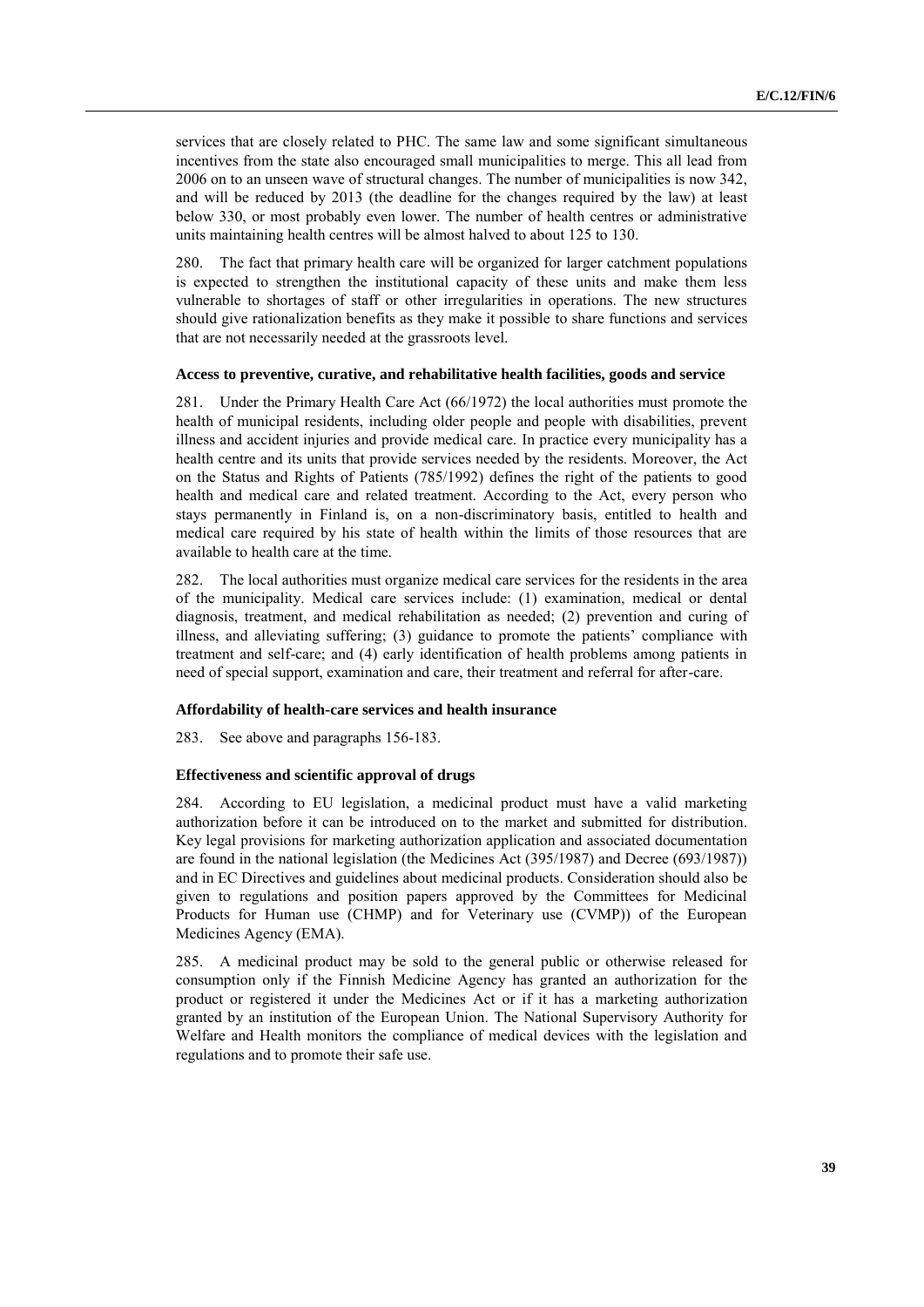services that are closely related to PHC. The same law and some significant simultaneous incentives from the state also encouraged small municipalities to merge. This all lead from 2006 on to an unseen wave of structural changes. The number of municipalities is now 342, and will be reduced by 2013 (the deadline for the changes required by the law) at least below 330, or most probably even lower. The number of health centres or administrative units maintaining health centres will be almost halved to about 125 to 130.

280. The fact that primary health care will be organized for larger catchment populations is expected to strengthen the institutional capacity of these units and make them less vulnerable to shortages of staff or other irregularities in operations. The new structures should give rationalization benefits as they make it possible to share functions and services that are not necessarily needed at the grassroots level.

#### Access to preventive, curative, and rehabilitative health facilities, goods and service

281. Under the Primary Health Care Act (66/1972) the local authorities must promote the health of municipal residents, including older people and people with disabilities, prevent illness and accident injuries and provide medical care. In practice every municipality has a health centre and its units that provide services needed by the residents. Moreover, the Act on the Status and Rights of Patients (785/1992) defines the right of the patients to good health and medical care and related treatment. According to the Act, every person who stays permanently in Finland is, on a non-discriminatory basis, entitled to health and medical care required by his state of health within the limits of those resources that are available to health care at the time.

282. The local authorities must organize medical care services for the residents in the area of the municipality. Medical care services include: (1) examination, medical or dental diagnosis, treatment, and medical rehabilitation as needed; (2) prevention and curing of illness, and alleviating suffering; (3) guidance to promote the patients' compliance with treatment and self-care; and (4) early identification of health problems among patients in need of special support, examination and care, their treatment and referral for after-care.

#### Affordability of health-care services and health insurance

283. See above and paragraphs 156-183.

#### Effectiveness and scientific approval of drugs

284. According to EU legislation, a medicinal product must have a valid marketing authorization before it can be introduced on to the market and submitted for distribution. Key legal provisions for marketing authorization application and associated documentation are found in the national legislation (the Medicines Act (395/1987) and Decree (693/1987)) and in EC Directives and guidelines about medicinal products. Consideration should also be given to regulations and position papers approved by the Committees for Medicinal Products for Human use (CHMP) and for Veterinary use (CVMP)) of the European Medicines Agency (EMA).

285. A medicinal product may be sold to the general public or otherwise released for consumption only if the Finnish Medicine Agency has granted an authorization for the product or registered it under the Medicines Act or if it has a marketing authorization granted by an institution of the European Union. The National Supervisory Authority for Welfare and Health monitors the compliance of medical devices with the legislation and regulations and to promote their safe use.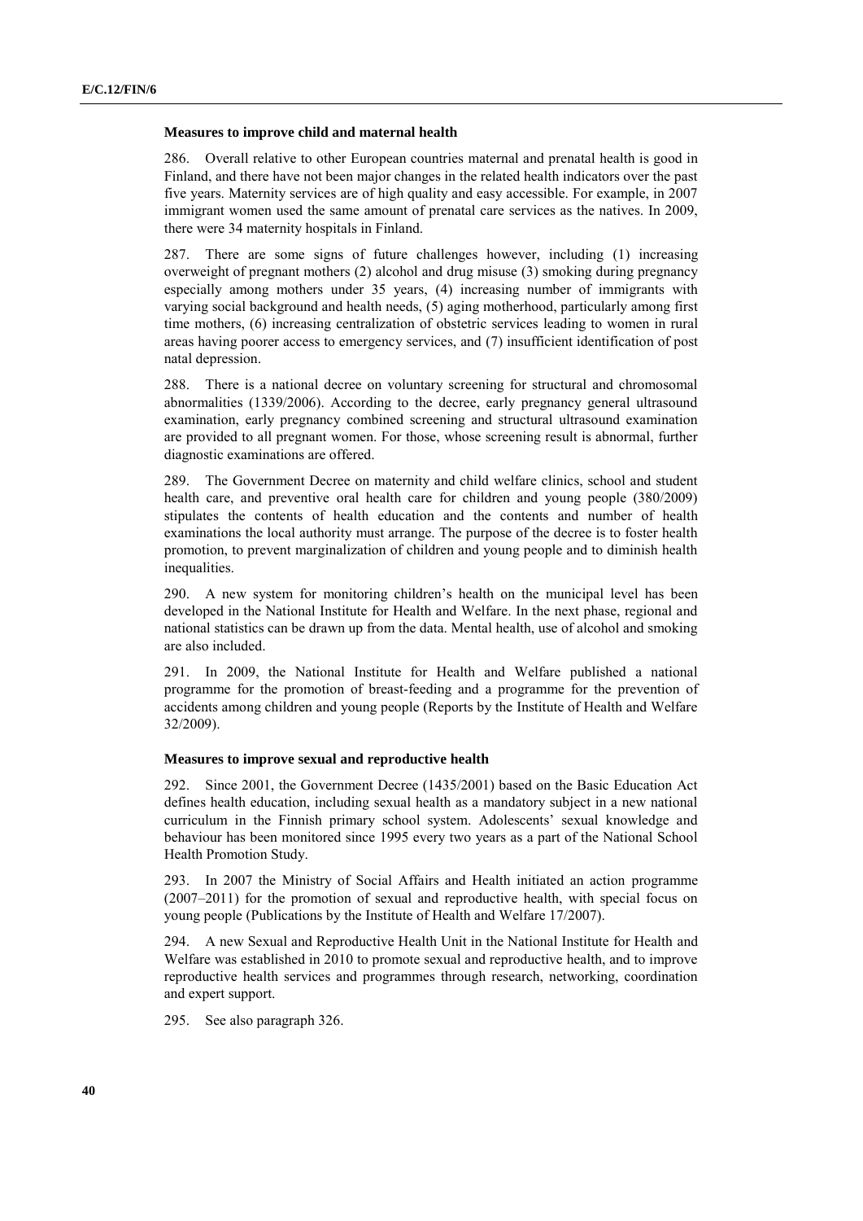### Measures to improve child and maternal health

286. Overall relative to other European countries maternal and prenatal health is good in Finland, and there have not been major changes in the related health indicators over the past five years. Maternity services are of high quality and easy accessible. For example, in 2007 immigrant women used the same amount of prenatal care services as the natives. In 2009, there were 34 maternity hospitals in Finland.

287. There are some signs of future challenges however, including (1) increasing overweight of pregnant mothers (2) alcohol and drug misuse (3) smoking during pregnancy especially among mothers under 35 years, (4) increasing number of immigrants with varying social background and health needs, (5) aging motherhood, particularly among first time mothers, (6) increasing centralization of obstetric services leading to women in rural areas having poorer access to emergency services, and (7) insufficient identification of post natal depression.

288. There is a national decree on voluntary screening for structural and chromosomal abnormalities (1339/2006). According to the decree, early pregnancy general ultrasound examination, early pregnancy combined screening and structural ultrasound examination are provided to all pregnant women. For those, whose screening result is abnormal, further diagnostic examinations are offered.

289. The Government Decree on maternity and child welfare clinics, school and student health care, and preventive oral health care for children and young people (380/2009) stipulates the contents of health education and the contents and number of health examinations the local authority must arrange. The purpose of the decree is to foster health promotion, to prevent marginalization of children and young people and to diminish health inequalities.

290. A new system for monitoring children's health on the municipal level has been developed in the National Institute for Health and Welfare. In the next phase, regional and national statistics can be drawn up from the data. Mental health, use of alcohol and smoking are also included.

291. In 2009, the National Institute for Health and Welfare published a national programme for the promotion of breast-feeding and a programme for the prevention of accidents among children and young people (Reports by the Institute of Health and Welfare 32/2009).

### Measures to improve sexual and reproductive health

292. Since 2001, the Government Decree (1435/2001) based on the Basic Education Act defines health education, including sexual health as a mandatory subject in a new national curriculum in the Finnish primary school system. Adolescents' sexual knowledge and behaviour has been monitored since 1995 every two years as a part of the National School Health Promotion Study.

293. In 2007 the Ministry of Social Affairs and Health initiated an action programme (2007–2011) for the promotion of sexual and reproductive health, with special focus on young people (Publications by the Institute of Health and Welfare 17/2007).

294. A new Sexual and Reproductive Health Unit in the National Institute for Health and Welfare was established in 2010 to promote sexual and reproductive health, and to improve reproductive health services and programmes through research, networking, coordination and expert support.

295. See also paragraph 326.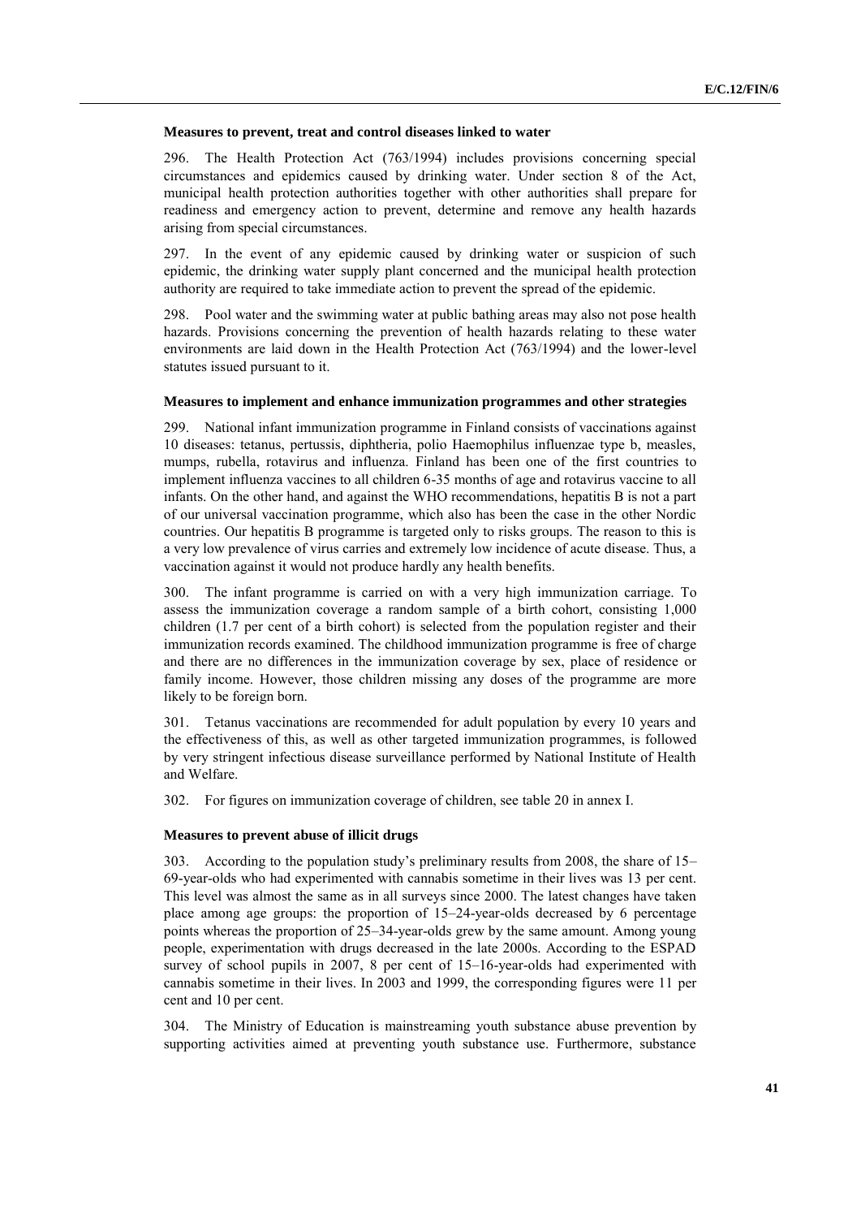### Measures to prevent, treat and control diseases linked to water

296. The Health Protection Act (763/1994) includes provisions concerning special circumstances and epidemics caused by drinking water. Under section 8 of the Act, municipal health protection authorities together with other authorities shall prepare for readiness and emergency action to prevent, determine and remove any health hazards arising from special circumstances.

297. In the event of any epidemic caused by drinking water or suspicion of such epidemic, the drinking water supply plant concerned and the municipal health protection authority are required to take immediate action to prevent the spread of the epidemic.

298. Pool water and the swimming water at public bathing areas may also not pose health hazards. Provisions concerning the prevention of health hazards relating to these water environments are laid down in the Health Protection Act (763/1994) and the lower-level statutes issued pursuant to it.

### Measures to implement and enhance immunization programmes and other strategies

299. National infant immunization programme in Finland consists of vaccinations against 10 diseases: tetanus, pertussis, diphtheria, polio Haemophilus influenzae type b, measles, mumps, rubella, rotavirus and influenza. Finland has been one of the first countries to implement influenza vaccines to all children 6-35 months of age and rotavirus vaccine to all infants. On the other hand, and against the WHO recommendations, hepatitis B is not a part of our universal vaccination programme, which also has been the case in the other Nordic countries. Our hepatitis B programme is targeted only to risks groups. The reason to this is a very low prevalence of virus carries and extremely low incidence of acute disease. Thus, a vaccination against it would not produce hardly any health benefits.

300. The infant programme is carried on with a very high immunization carriage. To assess the immunization coverage a random sample of a birth cohort, consisting 1,000 children (1.7 per cent of a birth cohort) is selected from the population register and their immunization records examined. The childhood immunization programme is free of charge and there are no differences in the immunization coverage by sex, place of residence or family income. However, those children missing any doses of the programme are more likely to be foreign born.

301. Tetanus vaccinations are recommended for adult population by every 10 years and the effectiveness of this, as well as other targeted immunization programmes, is followed by very stringent infectious disease surveillance performed by National Institute of Health and Welfare.

302. For figures on immunization coverage of children, see table 20 in annex I.

### Measures to prevent abuse of illicit drugs

303. According to the population study's preliminary results from 2008, the share of 15–69-year-olds who had experimented with cannabis sometime in their lives was 13 per cent. This level was almost the same as in all surveys since 2000. The latest changes have taken place among age groups: the proportion of 15–24-year-olds decreased by 6 percentage points whereas the proportion of 25–34-year-olds grew by the same amount. Among young people, experimentation with drugs decreased in the late 2000s. According to the ESPAD survey of school pupils in 2007, 8 per cent of 15–16-year-olds had experimented with cannabis sometime in their lives. In 2003 and 1999, the corresponding figures were 11 per cent and 10 per cent.

304. The Ministry of Education is mainstreaming youth substance abuse prevention by supporting activities aimed at preventing youth substance use. Furthermore, substance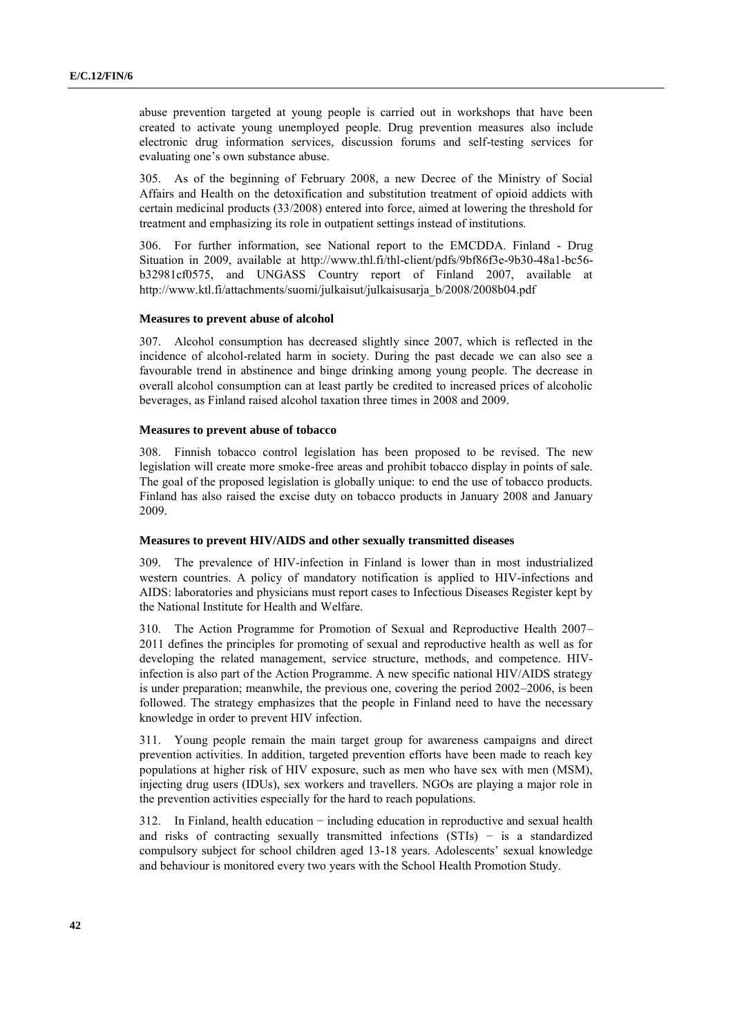abuse prevention targeted at young people is carried out in workshops that have been created to activate young unemployed people. Drug prevention measures also include electronic drug information services, discussion forums and self-testing services for evaluating one's own substance abuse.

305. As of the beginning of February 2008, a new Decree of the Ministry of Social Affairs and Health on the detoxification and substitution treatment of opioid addicts with certain medicinal products (33/2008) entered into force, aimed at lowering the threshold for treatment and emphasizing its role in outpatient settings instead of institutions.

306. For further information, see National report to the EMCDDA. Finland - Drug Situation in 2009, available at http://www.thl.fi/thl-client/pdfs/9bf86f3e-9b30-48a1-bc56-b32981cf0575, and UNGASS Country report of Finland 2007, available at http://www.ktl.fi/attachments/suomi/julkaisut/julkaisusarja_b/2008/2008b04.pdf

#### Measures to prevent abuse of alcohol

307. Alcohol consumption has decreased slightly since 2007, which is reflected in the incidence of alcohol-related harm in society. During the past decade we can also see a favourable trend in abstinence and binge drinking among young people. The decrease in overall alcohol consumption can at least partly be credited to increased prices of alcoholic beverages, as Finland raised alcohol taxation three times in 2008 and 2009.

#### Measures to prevent abuse of tobacco

308. Finnish tobacco control legislation has been proposed to be revised. The new legislation will create more smoke-free areas and prohibit tobacco display in points of sale. The goal of the proposed legislation is globally unique: to end the use of tobacco products. Finland has also raised the excise duty on tobacco products in January 2008 and January 2009.

#### Measures to prevent HIV/AIDS and other sexually transmitted diseases

309. The prevalence of HIV-infection in Finland is lower than in most industrialized western countries. A policy of mandatory notification is applied to HIV-infections and AIDS: laboratories and physicians must report cases to Infectious Diseases Register kept by the National Institute for Health and Welfare.

310. The Action Programme for Promotion of Sexual and Reproductive Health 2007–2011 defines the principles for promoting of sexual and reproductive health as well as for developing the related management, service structure, methods, and competence. HIV-infection is also part of the Action Programme. A new specific national HIV/AIDS strategy is under preparation; meanwhile, the previous one, covering the period 2002–2006, is been followed. The strategy emphasizes that the people in Finland need to have the necessary knowledge in order to prevent HIV infection.

311. Young people remain the main target group for awareness campaigns and direct prevention activities. In addition, targeted prevention efforts have been made to reach key populations at higher risk of HIV exposure, such as men who have sex with men (MSM), injecting drug users (IDUs), sex workers and travellers. NGOs are playing a major role in the prevention activities especially for the hard to reach populations.

312. In Finland, health education − including education in reproductive and sexual health and risks of contracting sexually transmitted infections (STIs) − is a standardized compulsory subject for school children aged 13-18 years. Adolescents' sexual knowledge and behaviour is monitored every two years with the School Health Promotion Study.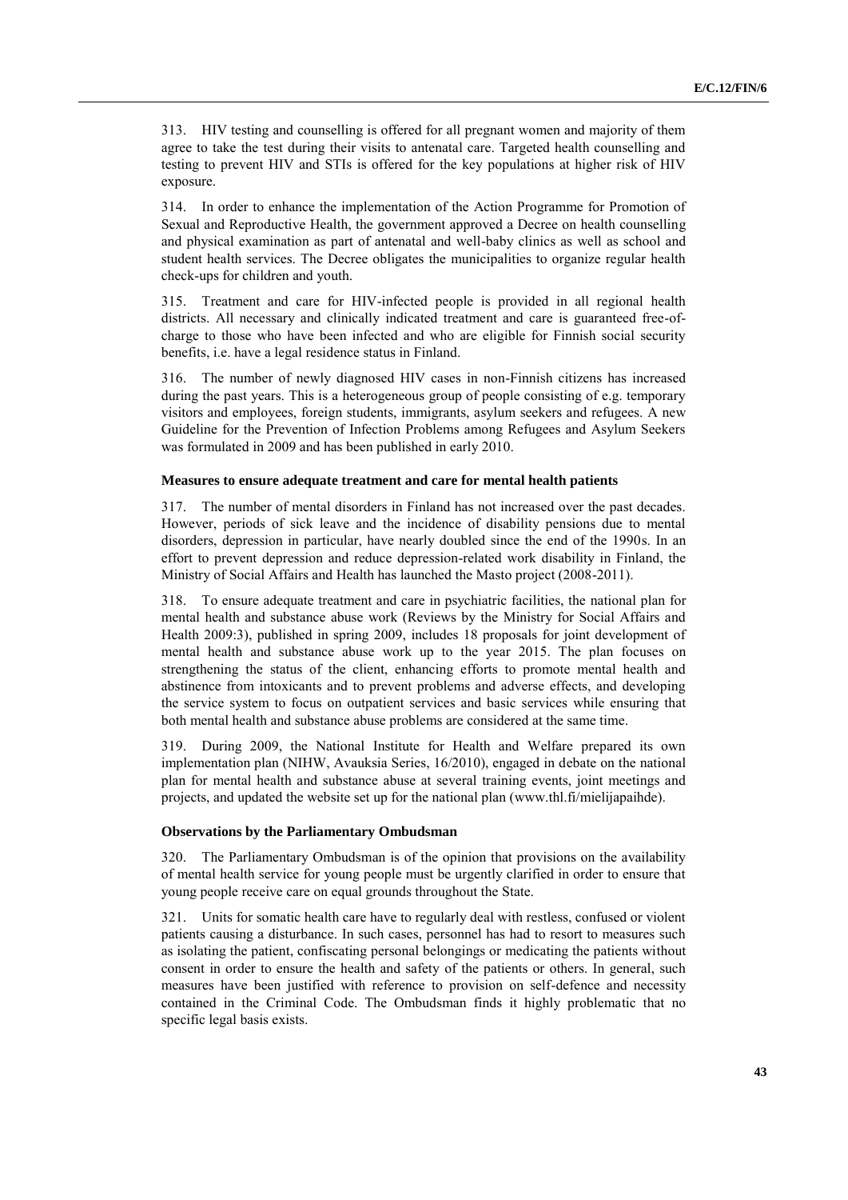313. HIV testing and counselling is offered for all pregnant women and majority of them agree to take the test during their visits to antenatal care. Targeted health counselling and testing to prevent HIV and STIs is offered for the key populations at higher risk of HIV exposure.

314. In order to enhance the implementation of the Action Programme for Promotion of Sexual and Reproductive Health, the government approved a Decree on health counselling and physical examination as part of antenatal and well-baby clinics as well as school and student health services. The Decree obligates the municipalities to organize regular health check-ups for children and youth.

315. Treatment and care for HIV-infected people is provided in all regional health districts. All necessary and clinically indicated treatment and care is guaranteed free-of-charge to those who have been infected and who are eligible for Finnish social security benefits, i.e. have a legal residence status in Finland.

316. The number of newly diagnosed HIV cases in non-Finnish citizens has increased during the past years. This is a heterogeneous group of people consisting of e.g. temporary visitors and employees, foreign students, immigrants, asylum seekers and refugees. A new Guideline for the Prevention of Infection Problems among Refugees and Asylum Seekers was formulated in 2009 and has been published in early 2010.

**Measures to ensure adequate treatment and care for mental health patients**

317. The number of mental disorders in Finland has not increased over the past decades. However, periods of sick leave and the incidence of disability pensions due to mental disorders, depression in particular, have nearly doubled since the end of the 1990s. In an effort to prevent depression and reduce depression-related work disability in Finland, the Ministry of Social Affairs and Health has launched the Masto project (2008-2011).

318. To ensure adequate treatment and care in psychiatric facilities, the national plan for mental health and substance abuse work (Reviews by the Ministry for Social Affairs and Health 2009:3), published in spring 2009, includes 18 proposals for joint development of mental health and substance abuse work up to the year 2015. The plan focuses on strengthening the status of the client, enhancing efforts to promote mental health and abstinence from intoxicants and to prevent problems and adverse effects, and developing the service system to focus on outpatient services and basic services while ensuring that both mental health and substance abuse problems are considered at the same time.

319. During 2009, the National Institute for Health and Welfare prepared its own implementation plan (NIHW, Avauksia Series, 16/2010), engaged in debate on the national plan for mental health and substance abuse at several training events, joint meetings and projects, and updated the website set up for the national plan (www.thl.fi/mielijapaihde).

**Observations by the Parliamentary Ombudsman**

320. The Parliamentary Ombudsman is of the opinion that provisions on the availability of mental health service for young people must be urgently clarified in order to ensure that young people receive care on equal grounds throughout the State.

321. Units for somatic health care have to regularly deal with restless, confused or violent patients causing a disturbance. In such cases, personnel has had to resort to measures such as isolating the patient, confiscating personal belongings or medicating the patients without consent in order to ensure the health and safety of the patients or others. In general, such measures have been justified with reference to provision on self-defence and necessity contained in the Criminal Code. The Ombudsman finds it highly problematic that no specific legal basis exists.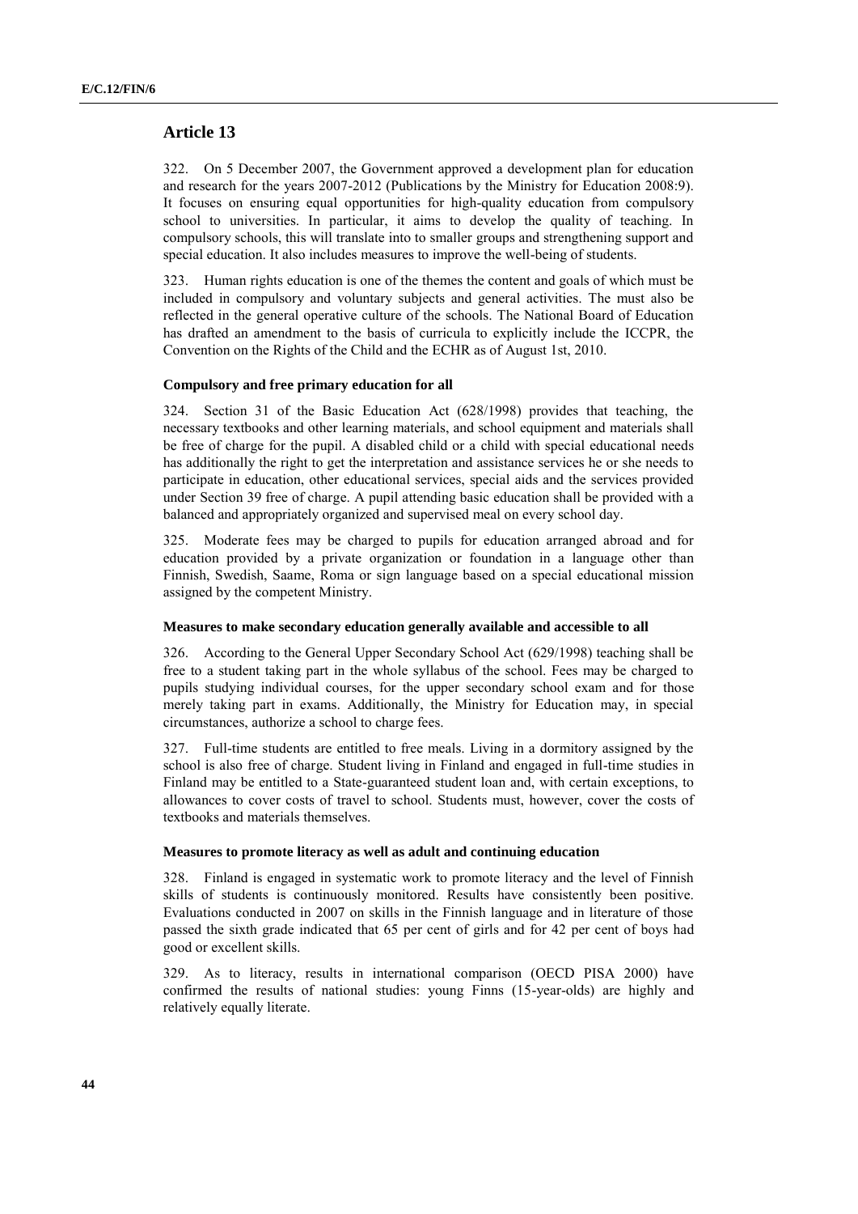## Article 13

322. On 5 December 2007, the Government approved a development plan for education and research for the years 2007-2012 (Publications by the Ministry for Education 2008:9). It focuses on ensuring equal opportunities for high-quality education from compulsory school to universities. In particular, it aims to develop the quality of teaching. In compulsory schools, this will translate into to smaller groups and strengthening support and special education. It also includes measures to improve the well-being of students.

323. Human rights education is one of the themes the content and goals of which must be included in compulsory and voluntary subjects and general activities. The must also be reflected in the general operative culture of the schools. The National Board of Education has drafted an amendment to the basis of curricula to explicitly include the ICCPR, the Convention on the Rights of the Child and the ECHR as of August 1st, 2010.

### Compulsory and free primary education for all

324. Section 31 of the Basic Education Act (628/1998) provides that teaching, the necessary textbooks and other learning materials, and school equipment and materials shall be free of charge for the pupil. A disabled child or a child with special educational needs has additionally the right to get the interpretation and assistance services he or she needs to participate in education, other educational services, special aids and the services provided under Section 39 free of charge. A pupil attending basic education shall be provided with a balanced and appropriately organized and supervised meal on every school day.

325. Moderate fees may be charged to pupils for education arranged abroad and for education provided by a private organization or foundation in a language other than Finnish, Swedish, Saame, Roma or sign language based on a special educational mission assigned by the competent Ministry.

### Measures to make secondary education generally available and accessible to all

326. According to the General Upper Secondary School Act (629/1998) teaching shall be free to a student taking part in the whole syllabus of the school. Fees may be charged to pupils studying individual courses, for the upper secondary school exam and for those merely taking part in exams. Additionally, the Ministry for Education may, in special circumstances, authorize a school to charge fees.

327. Full-time students are entitled to free meals. Living in a dormitory assigned by the school is also free of charge. Student living in Finland and engaged in full-time studies in Finland may be entitled to a State-guaranteed student loan and, with certain exceptions, to allowances to cover costs of travel to school. Students must, however, cover the costs of textbooks and materials themselves.

### Measures to promote literacy as well as adult and continuing education

328. Finland is engaged in systematic work to promote literacy and the level of Finnish skills of students is continuously monitored. Results have consistently been positive. Evaluations conducted in 2007 on skills in the Finnish language and in literature of those passed the sixth grade indicated that 65 per cent of girls and for 42 per cent of boys had good or excellent skills.

329. As to literacy, results in international comparison (OECD PISA 2000) have confirmed the results of national studies: young Finns (15-year-olds) are highly and relatively equally literate.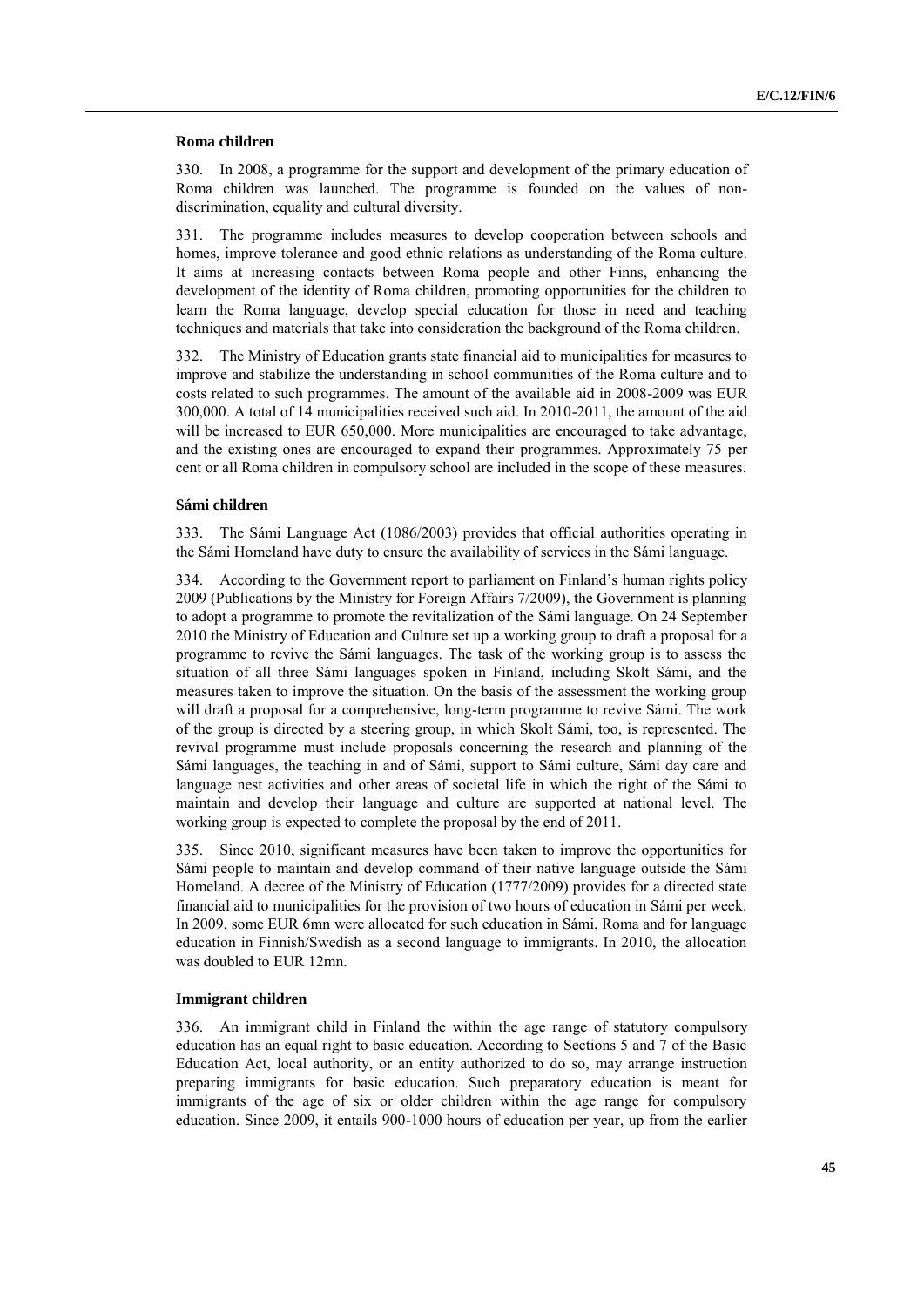### Roma children

330. In 2008, a programme for the support and development of the primary education of Roma children was launched. The programme is founded on the values of non-discrimination, equality and cultural diversity.

331. The programme includes measures to develop cooperation between schools and homes, improve tolerance and good ethnic relations as understanding of the Roma culture. It aims at increasing contacts between Roma people and other Finns, enhancing the development of the identity of Roma children, promoting opportunities for the children to learn the Roma language, develop special education for those in need and teaching techniques and materials that take into consideration the background of the Roma children.

332. The Ministry of Education grants state financial aid to municipalities for measures to improve and stabilize the understanding in school communities of the Roma culture and to costs related to such programmes. The amount of the available aid in 2008-2009 was EUR 300,000. A total of 14 municipalities received such aid. In 2010-2011, the amount of the aid will be increased to EUR 650,000. More municipalities are encouraged to take advantage, and the existing ones are encouraged to expand their programmes. Approximately 75 per cent or all Roma children in compulsory school are included in the scope of these measures.

### Sámi children

333. The Sámi Language Act (1086/2003) provides that official authorities operating in the Sámi Homeland have duty to ensure the availability of services in the Sámi language.

334. According to the Government report to parliament on Finland's human rights policy 2009 (Publications by the Ministry for Foreign Affairs 7/2009), the Government is planning to adopt a programme to promote the revitalization of the Sámi language. On 24 September 2010 the Ministry of Education and Culture set up a working group to draft a proposal for a programme to revive the Sámi languages. The task of the working group is to assess the situation of all three Sámi languages spoken in Finland, including Skolt Sámi, and the measures taken to improve the situation. On the basis of the assessment the working group will draft a proposal for a comprehensive, long-term programme to revive Sámi. The work of the group is directed by a steering group, in which Skolt Sámi, too, is represented. The revival programme must include proposals concerning the research and planning of the Sámi languages, the teaching in and of Sámi, support to Sámi culture, Sámi day care and language nest activities and other areas of societal life in which the right of the Sámi to maintain and develop their language and culture are supported at national level. The working group is expected to complete the proposal by the end of 2011.

335. Since 2010, significant measures have been taken to improve the opportunities for Sámi people to maintain and develop command of their native language outside the Sámi Homeland. A decree of the Ministry of Education (1777/2009) provides for a directed state financial aid to municipalities for the provision of two hours of education in Sámi per week. In 2009, some EUR 6mn were allocated for such education in Sámi, Roma and for language education in Finnish/Swedish as a second language to immigrants. In 2010, the allocation was doubled to EUR 12mn.

### Immigrant children

336. An immigrant child in Finland the within the age range of statutory compulsory education has an equal right to basic education. According to Sections 5 and 7 of the Basic Education Act, local authority, or an entity authorized to do so, may arrange instruction preparing immigrants for basic education. Such preparatory education is meant for immigrants of the age of six or older children within the age range for compulsory education. Since 2009, it entails 900-1000 hours of education per year, up from the earlier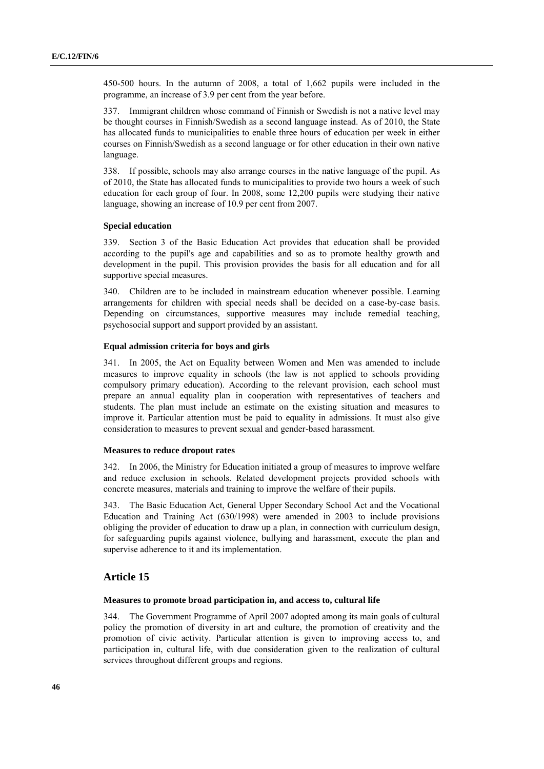450-500 hours. In the autumn of 2008, a total of 1,662 pupils were included in the programme, an increase of 3.9 per cent from the year before.

337. Immigrant children whose command of Finnish or Swedish is not a native level may be thought courses in Finnish/Swedish as a second language instead. As of 2010, the State has allocated funds to municipalities to enable three hours of education per week in either courses on Finnish/Swedish as a second language or for other education in their own native language.

338. If possible, schools may also arrange courses in the native language of the pupil. As of 2010, the State has allocated funds to municipalities to provide two hours a week of such education for each group of four. In 2008, some 12,200 pupils were studying their native language, showing an increase of 10.9 per cent from 2007.

#### Special education

339. Section 3 of the Basic Education Act provides that education shall be provided according to the pupil's age and capabilities and so as to promote healthy growth and development in the pupil. This provision provides the basis for all education and for all supportive special measures.

340. Children are to be included in mainstream education whenever possible. Learning arrangements for children with special needs shall be decided on a case-by-case basis. Depending on circumstances, supportive measures may include remedial teaching, psychosocial support and support provided by an assistant.

#### Equal admission criteria for boys and girls

341. In 2005, the Act on Equality between Women and Men was amended to include measures to improve equality in schools (the law is not applied to schools providing compulsory primary education). According to the relevant provision, each school must prepare an annual equality plan in cooperation with representatives of teachers and students. The plan must include an estimate on the existing situation and measures to improve it. Particular attention must be paid to equality in admissions. It must also give consideration to measures to prevent sexual and gender-based harassment.

#### Measures to reduce dropout rates

342. In 2006, the Ministry for Education initiated a group of measures to improve welfare and reduce exclusion in schools. Related development projects provided schools with concrete measures, materials and training to improve the welfare of their pupils.

343. The Basic Education Act, General Upper Secondary School Act and the Vocational Education and Training Act (630/1998) were amended in 2003 to include provisions obliging the provider of education to draw up a plan, in connection with curriculum design, for safeguarding pupils against violence, bullying and harassment, execute the plan and supervise adherence to it and its implementation.

## Article 15

#### Measures to promote broad participation in, and access to, cultural life

344. The Government Programme of April 2007 adopted among its main goals of cultural policy the promotion of diversity in art and culture, the promotion of creativity and the promotion of civic activity. Particular attention is given to improving access to, and participation in, cultural life, with due consideration given to the realization of cultural services throughout different groups and regions.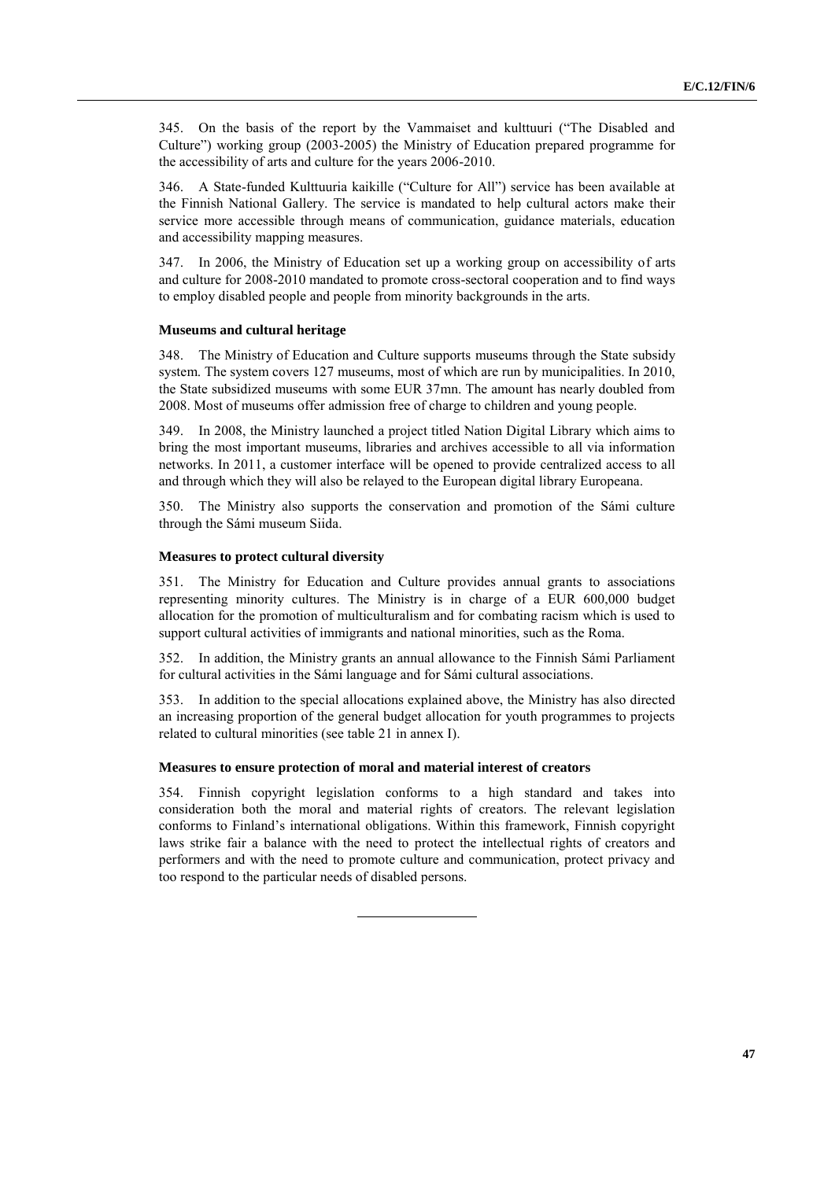345. On the basis of the report by the Vammaiset and kulttuuri ("The Disabled and Culture") working group (2003-2005) the Ministry of Education prepared programme for the accessibility of arts and culture for the years 2006-2010.

346. A State-funded Kulttuuria kaikille ("Culture for All") service has been available at the Finnish National Gallery. The service is mandated to help cultural actors make their service more accessible through means of communication, guidance materials, education and accessibility mapping measures.

347. In 2006, the Ministry of Education set up a working group on accessibility of arts and culture for 2008-2010 mandated to promote cross-sectoral cooperation and to find ways to employ disabled people and people from minority backgrounds in the arts.

#### Museums and cultural heritage

348. The Ministry of Education and Culture supports museums through the State subsidy system. The system covers 127 museums, most of which are run by municipalities. In 2010, the State subsidized museums with some EUR 37mn. The amount has nearly doubled from 2008. Most of museums offer admission free of charge to children and young people.

349. In 2008, the Ministry launched a project titled Nation Digital Library which aims to bring the most important museums, libraries and archives accessible to all via information networks. In 2011, a customer interface will be opened to provide centralized access to all and through which they will also be relayed to the European digital library Europeana.

350. The Ministry also supports the conservation and promotion of the Sámi culture through the Sámi museum Siida.

#### Measures to protect cultural diversity

351. The Ministry for Education and Culture provides annual grants to associations representing minority cultures. The Ministry is in charge of a EUR 600,000 budget allocation for the promotion of multiculturalism and for combating racism which is used to support cultural activities of immigrants and national minorities, such as the Roma.

352. In addition, the Ministry grants an annual allowance to the Finnish Sámi Parliament for cultural activities in the Sámi language and for Sámi cultural associations.

353. In addition to the special allocations explained above, the Ministry has also directed an increasing proportion of the general budget allocation for youth programmes to projects related to cultural minorities (see table 21 in annex I).

#### Measures to ensure protection of moral and material interest of creators

354. Finnish copyright legislation conforms to a high standard and takes into consideration both the moral and material rights of creators. The relevant legislation conforms to Finland's international obligations. Within this framework, Finnish copyright laws strike fair a balance with the need to protect the intellectual rights of creators and performers and with the need to promote culture and communication, protect privacy and too respond to the particular needs of disabled persons.